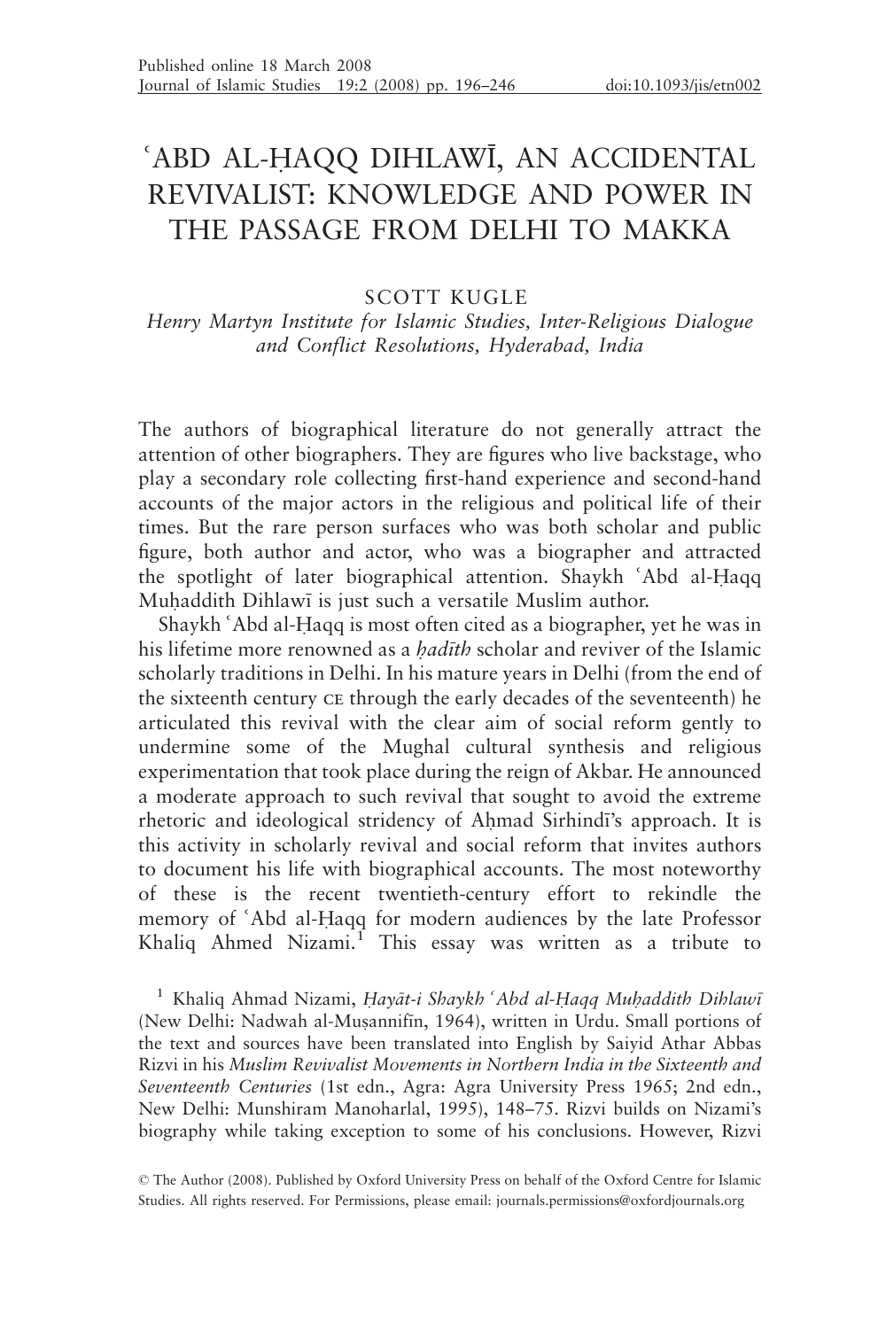# ʿABD AL-ḤAQQ DIHLAWĪ, AN ACCIDENTAL REVIVALIST: KNOWLEDGE AND POWER IN THE PASSAGE FROM DELHI TO MAKKA

SCOTT KUGLE

*Henry Martyn Institute for Islamic Studies, Inter-Religious Dialogue and Conflict Resolutions, Hyderabad, India*

The authors of biographical literature do not generally attract the attention of other biographers. They are figures who live backstage, who play a secondary role collecting first-hand experience and second-hand accounts of the major actors in the religious and political life of their times. But the rare person surfaces who was both scholar and public figure, both author and actor, who was a biographer and attracted the spotlight of later biographical attention. Shaykh ʿAbd al-Ḥaqq Muḥaddith Dihlawī is just such a versatile Muslim author.

Shaykh ʿAbd al-Ḥaqq is most often cited as a biographer, yet he was in his lifetime more renowned as a *ḥadīth* scholar and reviver of the Islamic scholarly traditions in Delhi. In his mature years in Delhi (from the end of the sixteenth century CE through the early decades of the seventeenth) he articulated this revival with the clear aim of social reform gently to undermine some of the Mughal cultural synthesis and religious experimentation that took place during the reign of Akbar. He announced a moderate approach to such revival that sought to avoid the extreme rhetoric and ideological stridency of Aḥmad Sirhindī's approach. It is this activity in scholarly revival and social reform that invites authors to document his life with biographical accounts. The most noteworthy of these is the recent twentieth-century effort to rekindle the memory of ʿAbd al-Ḥaqq for modern audiences by the late Professor Khaliq Ahmed Nizami.[1] This essay was written as a tribute to

[1] Khaliq Ahmad Nizami, *Ḥayāt-i Shaykh ʿAbd al-Ḥaqq Muḥaddith Dihlawī* (New Delhi: Nadwah al-Muṣannifīn, 1964), written in Urdu. Small portions of the text and sources have been translated into English by Saiyid Athar Abbas Rizvi in his *Muslim Revivalist Movements in Northern India in the Sixteenth and Seventeenth Centuries* (1st edn., Agra: Agra University Press 1965; 2nd edn., New Delhi: Munshiram Manoharlal, 1995), 148–75. Rizvi builds on Nizami's biography while taking exception to some of his conclusions. However, Rizvi

© The Author (2008). Published by Oxford University Press on behalf of the Oxford Centre for Islamic Studies. All rights reserved. For Permissions, please email: journals.permissions@oxfordjournals.org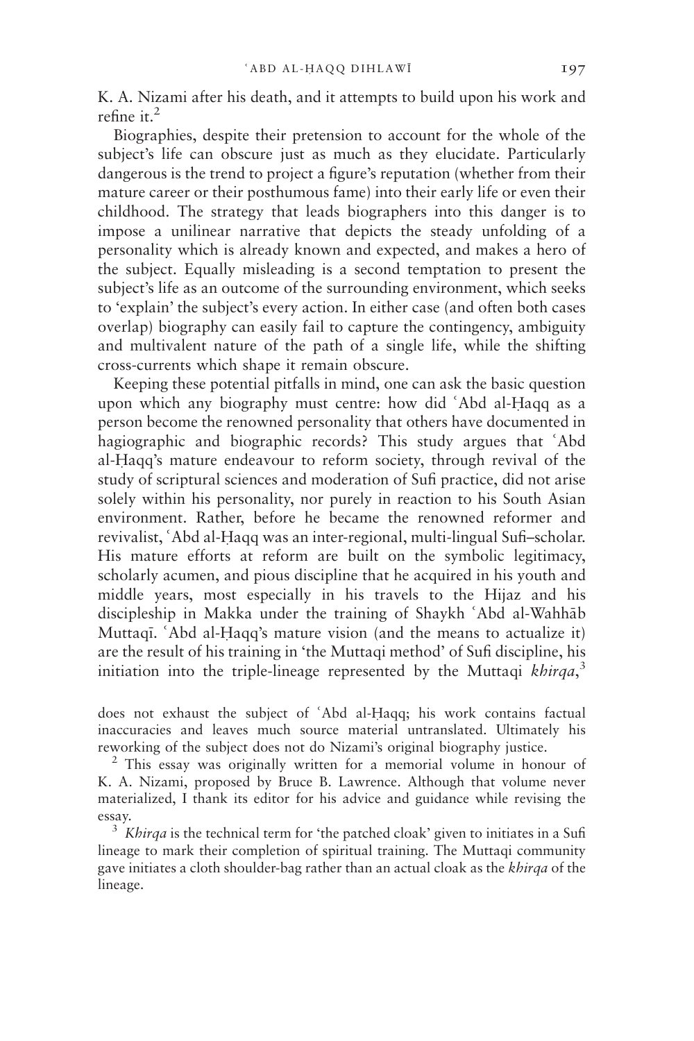K. A. Nizami after his death, and it attempts to build upon his work and refine it.[2]

Biographies, despite their pretension to account for the whole of the subject's life can obscure just as much as they elucidate. Particularly dangerous is the trend to project a figure's reputation (whether from their mature career or their posthumous fame) into their early life or even their childhood. The strategy that leads biographers into this danger is to impose a unilinear narrative that depicts the steady unfolding of a personality which is already known and expected, and makes a hero of the subject. Equally misleading is a second temptation to present the subject's life as an outcome of the surrounding environment, which seeks to 'explain' the subject's every action. In either case (and often both cases overlap) biography can easily fail to capture the contingency, ambiguity and multivalent nature of the path of a single life, while the shifting cross-currents which shape it remain obscure.

Keeping these potential pitfalls in mind, one can ask the basic question upon which any biography must centre: how did ʿAbd al-Ḥaqq as a person become the renowned personality that others have documented in hagiographic and biographic records? This study argues that ʿAbd al-Ḥaqq's mature endeavour to reform society, through revival of the study of scriptural sciences and moderation of Sufi practice, did not arise solely within his personality, nor purely in reaction to his South Asian environment. Rather, before he became the renowned reformer and revivalist, ʿAbd al-Ḥaqq was an inter-regional, multi-lingual Sufi–scholar. His mature efforts at reform are built on the symbolic legitimacy, scholarly acumen, and pious discipline that he acquired in his youth and middle years, most especially in his travels to the Hijaz and his discipleship in Makka under the training of Shaykh ʿAbd al-Wahhāb Muttaqī. ʿAbd al-Ḥaqq's mature vision (and the means to actualize it) are the result of his training in 'the Muttaqi method' of Sufi discipline, his initiation into the triple-lineage represented by the Muttaqi *khirqa*,[3]

does not exhaust the subject of ʿAbd al-Ḥaqq; his work contains factual inaccuracies and leaves much source material untranslated. Ultimately his reworking of the subject does not do Nizami's original biography justice.

[2] This essay was originally written for a memorial volume in honour of K. A. Nizami, proposed by Bruce B. Lawrence. Although that volume never materialized, I thank its editor for his advice and guidance while revising the essay.

[3] *Khirqa* is the technical term for 'the patched cloak' given to initiates in a Sufi lineage to mark their completion of spiritual training. The Muttaqi community gave initiates a cloth shoulder-bag rather than an actual cloak as the *khirqa* of the lineage.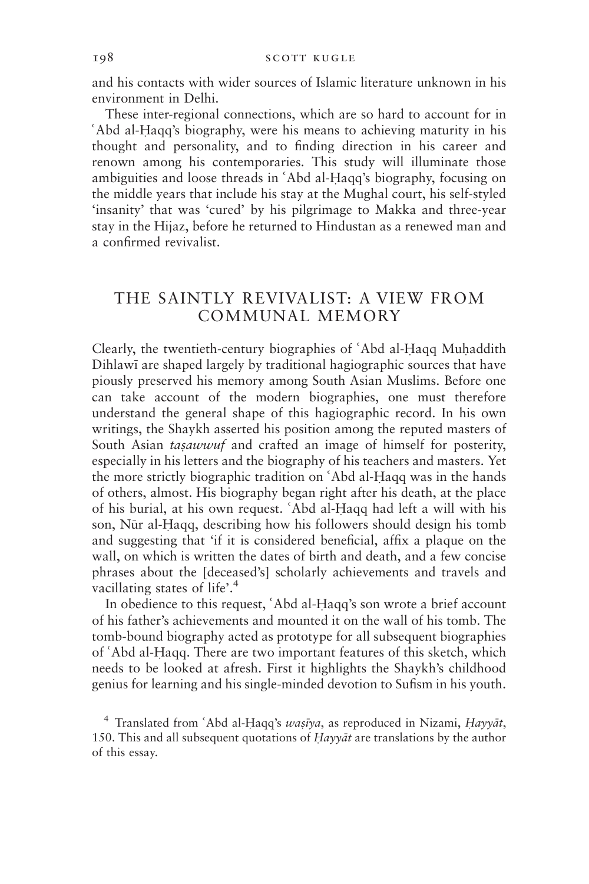and his contacts with wider sources of Islamic literature unknown in his environment in Delhi.

These inter-regional connections, which are so hard to account for in ʿAbd al-Ḥaqq's biography, were his means to achieving maturity in his thought and personality, and to finding direction in his career and renown among his contemporaries. This study will illuminate those ambiguities and loose threads in ʿAbd al-Ḥaqq's biography, focusing on the middle years that include his stay at the Mughal court, his self-styled 'insanity' that was 'cured' by his pilgrimage to Makka and three-year stay in the Hijaz, before he returned to Hindustan as a renewed man and a confirmed revivalist.

## THE SAINTLY REVIVALIST: A VIEW FROM COMMUNAL MEMORY

Clearly, the twentieth-century biographies of ʿAbd al-Ḥaqq Muḥaddith Dihlawī are shaped largely by traditional hagiographic sources that have piously preserved his memory among South Asian Muslims. Before one can take account of the modern biographies, one must therefore understand the general shape of this hagiographic record. In his own writings, the Shaykh asserted his position among the reputed masters of South Asian *taṣawwuf* and crafted an image of himself for posterity, especially in his letters and the biography of his teachers and masters. Yet the more strictly biographic tradition on ʿAbd al-Ḥaqq was in the hands of others, almost. His biography began right after his death, at the place of his burial, at his own request. ʿAbd al-Ḥaqq had left a will with his son, Nūr al-Ḥaqq, describing how his followers should design his tomb and suggesting that 'if it is considered beneficial, affix a plaque on the wall, on which is written the dates of birth and death, and a few concise phrases about the [deceased's] scholarly achievements and travels and vacillating states of life'.[4]

In obedience to this request, ʿAbd al-Ḥaqq's son wrote a brief account of his father's achievements and mounted it on the wall of his tomb. The tomb-bound biography acted as prototype for all subsequent biographies of ʿAbd al-Ḥaqq. There are two important features of this sketch, which needs to be looked at afresh. First it highlights the Shaykh's childhood genius for learning and his single-minded devotion to Sufism in his youth.

[4] Translated from ʿAbd al-Ḥaqq's *waṣīya*, as reproduced in Nizami, *Ḥayyāt*, 150. This and all subsequent quotations of *Ḥayyāt* are translations by the author of this essay.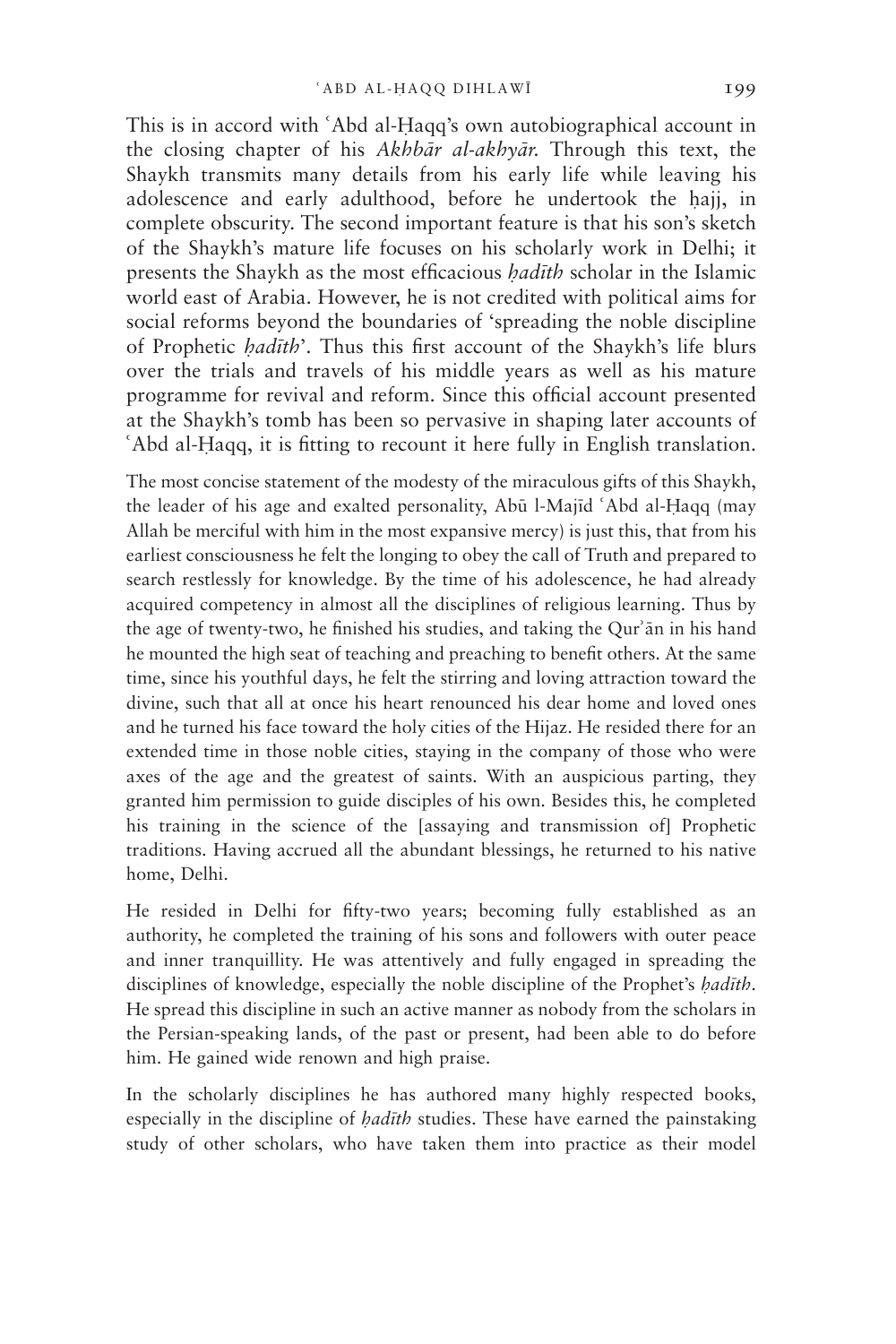This is in accord with ʿAbd al-Ḥaqq's own autobiographical account in the closing chapter of his *Akhbār al-akhyār*. Through this text, the Shaykh transmits many details from his early life while leaving his adolescence and early adulthood, before he undertook the ḥajj, in complete obscurity. The second important feature is that his son's sketch of the Shaykh's mature life focuses on his scholarly work in Delhi; it presents the Shaykh as the most efficacious *ḥadīth* scholar in the Islamic world east of Arabia. However, he is not credited with political aims for social reforms beyond the boundaries of 'spreading the noble discipline of Prophetic *ḥadīth*'. Thus this first account of the Shaykh's life blurs over the trials and travels of his middle years as well as his mature programme for revival and reform. Since this official account presented at the Shaykh's tomb has been so pervasive in shaping later accounts of ʿAbd al-Ḥaqq, it is fitting to recount it here fully in English translation.

The most concise statement of the modesty of the miraculous gifts of this Shaykh, the leader of his age and exalted personality, Abū l-Majīd ʿAbd al-Ḥaqq (may Allah be merciful with him in the most expansive mercy) is just this, that from his earliest consciousness he felt the longing to obey the call of Truth and prepared to search restlessly for knowledge. By the time of his adolescence, he had already acquired competency in almost all the disciplines of religious learning. Thus by the age of twenty-two, he finished his studies, and taking the Qurʾān in his hand he mounted the high seat of teaching and preaching to benefit others. At the same time, since his youthful days, he felt the stirring and loving attraction toward the divine, such that all at once his heart renounced his dear home and loved ones and he turned his face toward the holy cities of the Hijaz. He resided there for an extended time in those noble cities, staying in the company of those who were axes of the age and the greatest of saints. With an auspicious parting, they granted him permission to guide disciples of his own. Besides this, he completed his training in the science of the [assaying and transmission of] Prophetic traditions. Having accrued all the abundant blessings, he returned to his native home, Delhi.

He resided in Delhi for fifty-two years; becoming fully established as an authority, he completed the training of his sons and followers with outer peace and inner tranquillity. He was attentively and fully engaged in spreading the disciplines of knowledge, especially the noble discipline of the Prophet's *ḥadīth*. He spread this discipline in such an active manner as nobody from the scholars in the Persian-speaking lands, of the past or present, had been able to do before him. He gained wide renown and high praise.

In the scholarly disciplines he has authored many highly respected books, especially in the discipline of *ḥadīth* studies. These have earned the painstaking study of other scholars, who have taken them into practice as their model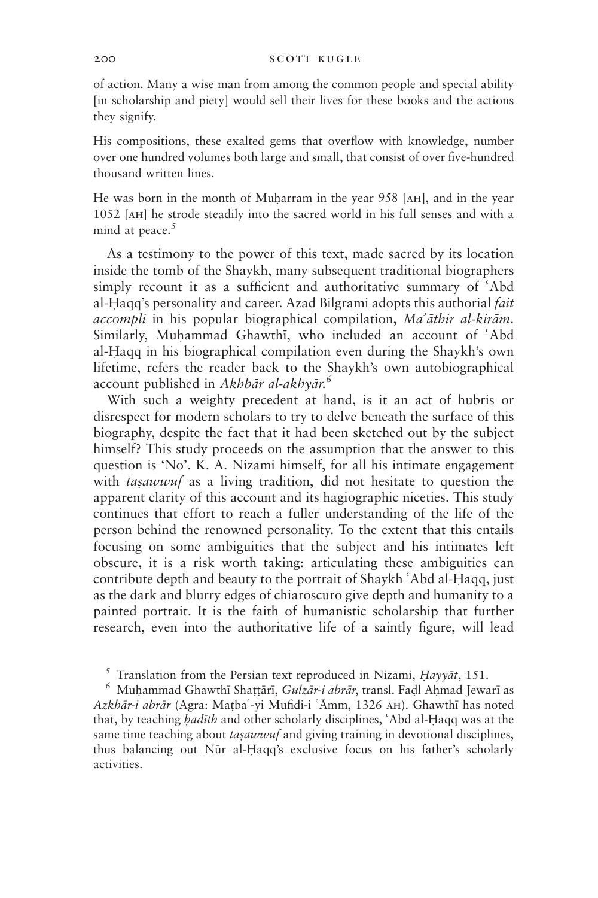of action. Many a wise man from among the common people and special ability [in scholarship and piety] would sell their lives for these books and the actions they signify.

His compositions, these exalted gems that overflow with knowledge, number over one hundred volumes both large and small, that consist of over five-hundred thousand written lines.

He was born in the month of Muḥarram in the year 958 [AH], and in the year 1052 [AH] he strode steadily into the sacred world in his full senses and with a mind at peace.[5]

As a testimony to the power of this text, made sacred by its location inside the tomb of the Shaykh, many subsequent traditional biographers simply recount it as a sufficient and authoritative summary of ʿAbd al-Ḥaqq's personality and career. Azad Bilgrami adopts this authorial *fait accompli* in his popular biographical compilation, *Maʾāthir al-kirām*. Similarly, Muḥammad Ghawthī, who included an account of ʿAbd al-Ḥaqq in his biographical compilation even during the Shaykh's own lifetime, refers the reader back to the Shaykh's own autobiographical account published in *Akhbār al-akhyār*.[6]

With such a weighty precedent at hand, is it an act of hubris or disrespect for modern scholars to try to delve beneath the surface of this biography, despite the fact that it had been sketched out by the subject himself? This study proceeds on the assumption that the answer to this question is 'No'. K. A. Nizami himself, for all his intimate engagement with *taṣawwuf* as a living tradition, did not hesitate to question the apparent clarity of this account and its hagiographic niceties. This study continues that effort to reach a fuller understanding of the life of the person behind the renowned personality. To the extent that this entails focusing on some ambiguities that the subject and his intimates left obscure, it is a risk worth taking: articulating these ambiguities can contribute depth and beauty to the portrait of Shaykh ʿAbd al-Ḥaqq, just as the dark and blurry edges of chiaroscuro give depth and humanity to a painted portrait. It is the faith of humanistic scholarship that further research, even into the authoritative life of a saintly figure, will lead

[5] Translation from the Persian text reproduced in Nizami, *Ḥayyāt*, 151.

[6] Muḥammad Ghawthī Shaṭṭārī, *Gulzār-i abrār*, transl. Faḍl Aḥmad Jewarī as *Azkhār-i abrār* (Agra: Maṭbaʿ-yi Mufidi-i ʿĀmm, 1326 AH). Ghawthī has noted that, by teaching *ḥadīth* and other scholarly disciplines, ʿAbd al-Ḥaqq was at the same time teaching about *taṣawwuf* and giving training in devotional disciplines, thus balancing out Nūr al-Ḥaqq's exclusive focus on his father's scholarly activities.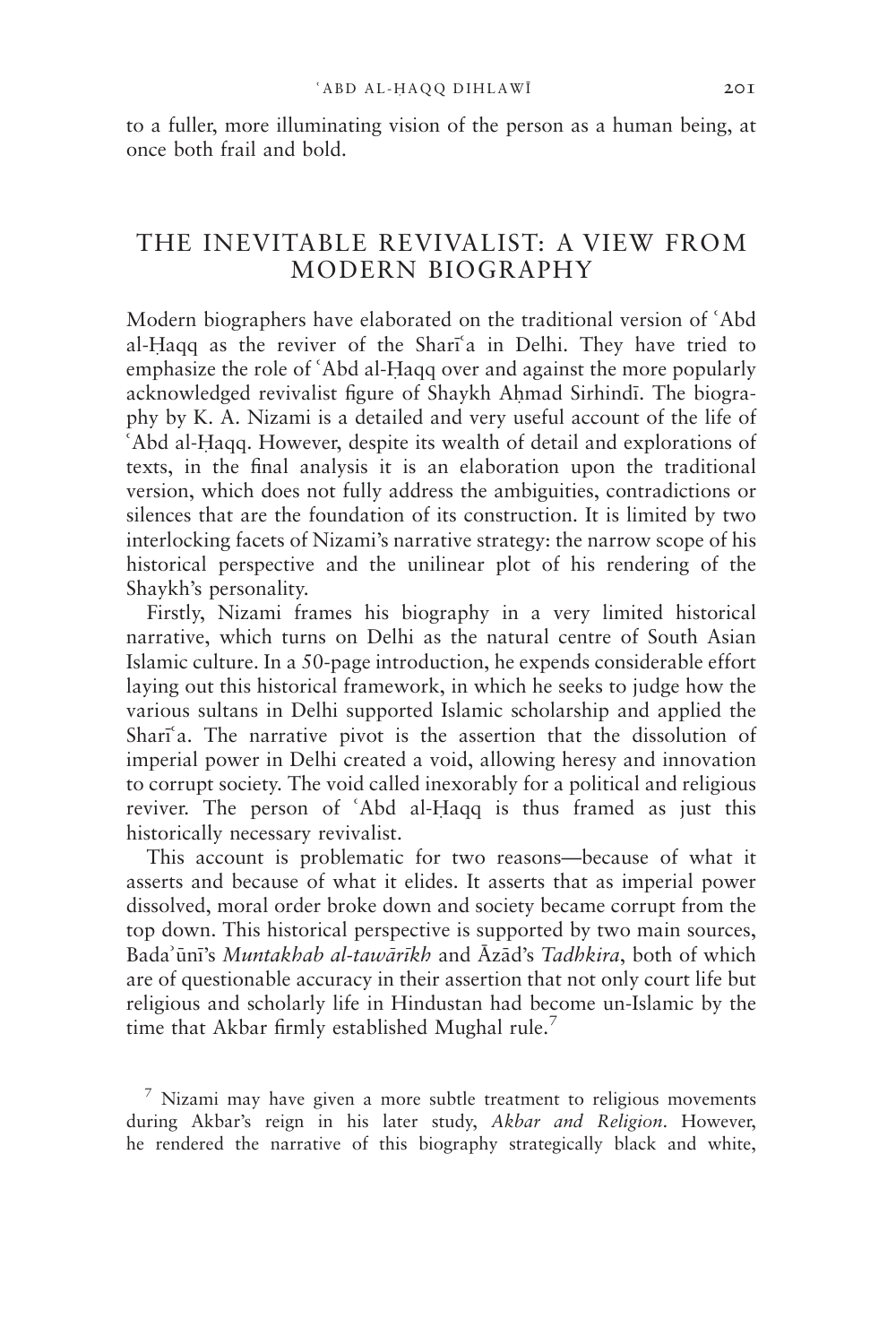to a fuller, more illuminating vision of the person as a human being, at once both frail and bold.

## THE INEVITABLE REVIVALIST: A VIEW FROM MODERN BIOGRAPHY

Modern biographers have elaborated on the traditional version of ʿAbd al-Ḥaqq as the reviver of the Sharīʿa in Delhi. They have tried to emphasize the role of ʿAbd al-Ḥaqq over and against the more popularly acknowledged revivalist figure of Shaykh Aḥmad Sirhindī. The biography by K. A. Nizami is a detailed and very useful account of the life of ʿAbd al-Ḥaqq. However, despite its wealth of detail and explorations of texts, in the final analysis it is an elaboration upon the traditional version, which does not fully address the ambiguities, contradictions or silences that are the foundation of its construction. It is limited by two interlocking facets of Nizami's narrative strategy: the narrow scope of his historical perspective and the unilinear plot of his rendering of the Shaykh's personality.

Firstly, Nizami frames his biography in a very limited historical narrative, which turns on Delhi as the natural centre of South Asian Islamic culture. In a 50-page introduction, he expends considerable effort laying out this historical framework, in which he seeks to judge how the various sultans in Delhi supported Islamic scholarship and applied the Sharīʿa. The narrative pivot is the assertion that the dissolution of imperial power in Delhi created a void, allowing heresy and innovation to corrupt society. The void called inexorably for a political and religious reviver. The person of ʿAbd al-Ḥaqq is thus framed as just this historically necessary revivalist.

This account is problematic for two reasons—because of what it asserts and because of what it elides. It asserts that as imperial power dissolved, moral order broke down and society became corrupt from the top down. This historical perspective is supported by two main sources, Badaʾūnī's *Muntakhab al-tawārīkh* and Āzād's *Tadhkira*, both of which are of questionable accuracy in their assertion that not only court life but religious and scholarly life in Hindustan had become un-Islamic by the time that Akbar firmly established Mughal rule.[7]

[7] Nizami may have given a more subtle treatment to religious movements during Akbar's reign in his later study, *Akbar and Religion*. However, he rendered the narrative of this biography strategically black and white,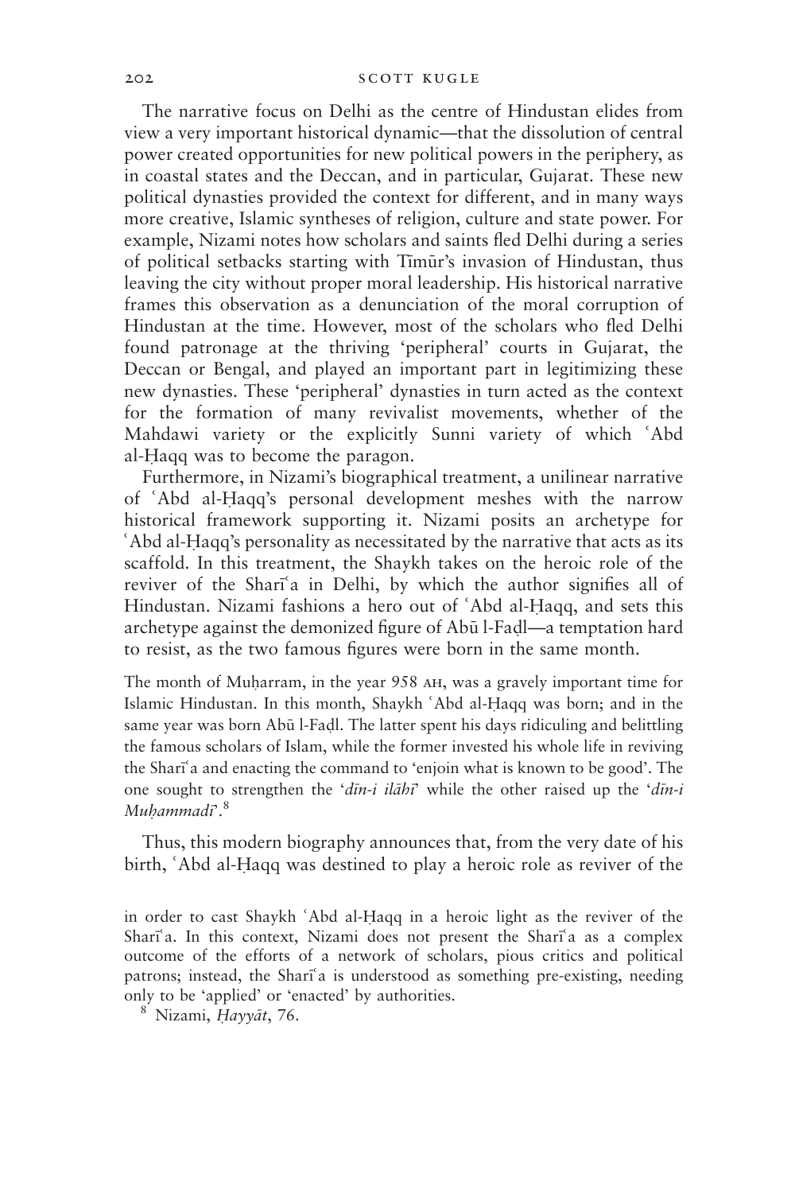The narrative focus on Delhi as the centre of Hindustan elides from view a very important historical dynamic—that the dissolution of central power created opportunities for new political powers in the periphery, as in coastal states and the Deccan, and in particular, Gujarat. These new political dynasties provided the context for different, and in many ways more creative, Islamic syntheses of religion, culture and state power. For example, Nizami notes how scholars and saints fled Delhi during a series of political setbacks starting with Tīmūr's invasion of Hindustan, thus leaving the city without proper moral leadership. His historical narrative frames this observation as a denunciation of the moral corruption of Hindustan at the time. However, most of the scholars who fled Delhi found patronage at the thriving 'peripheral' courts in Gujarat, the Deccan or Bengal, and played an important part in legitimizing these new dynasties. These 'peripheral' dynasties in turn acted as the context for the formation of many revivalist movements, whether of the Mahdawi variety or the explicitly Sunni variety of which ʿAbd al-Ḥaqq was to become the paragon.

Furthermore, in Nizami's biographical treatment, a unilinear narrative of ʿAbd al-Ḥaqq's personal development meshes with the narrow historical framework supporting it. Nizami posits an archetype for ʿAbd al-Ḥaqq's personality as necessitated by the narrative that acts as its scaffold. In this treatment, the Shaykh takes on the heroic role of the reviver of the Sharīʿa in Delhi, by which the author signifies all of Hindustan. Nizami fashions a hero out of ʿAbd al-Ḥaqq, and sets this archetype against the demonized figure of Abū l-Faḍl—a temptation hard to resist, as the two famous figures were born in the same month.

> The month of Muḥarram, in the year 958 AH, was a gravely important time for Islamic Hindustan. In this month, Shaykh ʿAbd al-Ḥaqq was born; and in the same year was born Abū l-Faḍl. The latter spent his days ridiculing and belittling the famous scholars of Islam, while the former invested his whole life in reviving the Sharīʿa and enacting the command to 'enjoin what is known to be good'. The one sought to strengthen the '*dīn-i ilāhī*' while the other raised up the '*dīn-i Muḥammadī*'.[8]

Thus, this modern biography announces that, from the very date of his birth, ʿAbd al-Ḥaqq was destined to play a heroic role as reviver of the

in order to cast Shaykh ʿAbd al-Ḥaqq in a heroic light as the reviver of the Sharīʿa. In this context, Nizami does not present the Sharīʿa as a complex outcome of the efforts of a network of scholars, pious critics and political patrons; instead, the Sharīʿa is understood as something pre-existing, needing only to be 'applied' or 'enacted' by authorities.

[8] Nizami, *Ḥayyāt*, 76.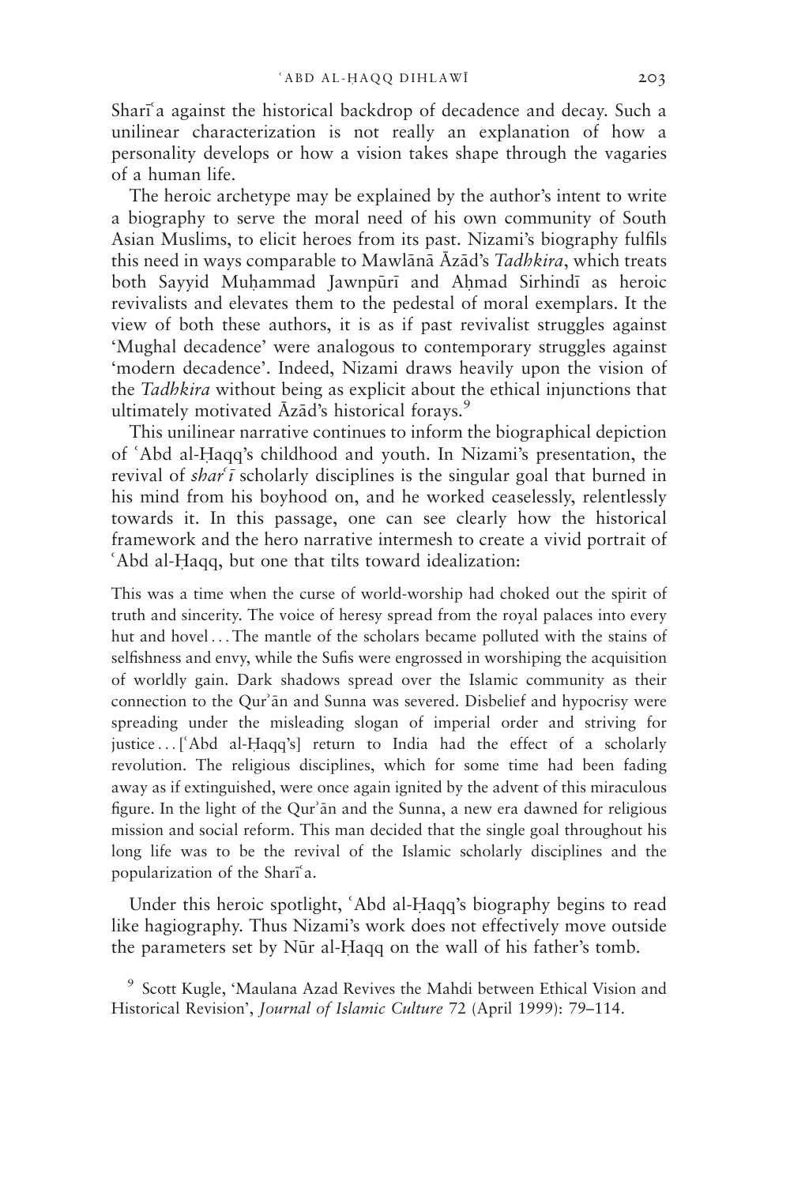Sharīʿa against the historical backdrop of decadence and decay. Such a unilinear characterization is not really an explanation of how a personality develops or how a vision takes shape through the vagaries of a human life.

The heroic archetype may be explained by the author's intent to write a biography to serve the moral need of his own community of South Asian Muslims, to elicit heroes from its past. Nizami's biography fulfils this need in ways comparable to Mawlānā Āzād's *Tadhkira*, which treats both Sayyid Muḥammad Jawnpūrī and Aḥmad Sirhindī as heroic revivalists and elevates them to the pedestal of moral exemplars. It the view of both these authors, it is as if past revivalist struggles against 'Mughal decadence' were analogous to contemporary struggles against 'modern decadence'. Indeed, Nizami draws heavily upon the vision of the *Tadhkira* without being as explicit about the ethical injunctions that ultimately motivated Āzād's historical forays.[9]

This unilinear narrative continues to inform the biographical depiction of ʿAbd al-Ḥaqq's childhood and youth. In Nizami's presentation, the revival of *sharʿī* scholarly disciplines is the singular goal that burned in his mind from his boyhood on, and he worked ceaselessly, relentlessly towards it. In this passage, one can see clearly how the historical framework and the hero narrative intermesh to create a vivid portrait of ʿAbd al-Ḥaqq, but one that tilts toward idealization:

> This was a time when the curse of world-worship had choked out the spirit of truth and sincerity. The voice of heresy spread from the royal palaces into every hut and hovel . . . The mantle of the scholars became polluted with the stains of selfishness and envy, while the Sufis were engrossed in worshiping the acquisition of worldly gain. Dark shadows spread over the Islamic community as their connection to the Qurʾān and Sunna was severed. Disbelief and hypocrisy were spreading under the misleading slogan of imperial order and striving for justice . . . [ʿAbd al-Ḥaqq's] return to India had the effect of a scholarly revolution. The religious disciplines, which for some time had been fading away as if extinguished, were once again ignited by the advent of this miraculous figure. In the light of the Qurʾān and the Sunna, a new era dawned for religious mission and social reform. This man decided that the single goal throughout his long life was to be the revival of the Islamic scholarly disciplines and the popularization of the Sharīʿa.

Under this heroic spotlight, ʿAbd al-Ḥaqq's biography begins to read like hagiography. Thus Nizami's work does not effectively move outside the parameters set by Nūr al-Ḥaqq on the wall of his father's tomb.

[9] Scott Kugle, 'Maulana Azad Revives the Mahdi between Ethical Vision and Historical Revision', *Journal of Islamic Culture* 72 (April 1999): 79–114.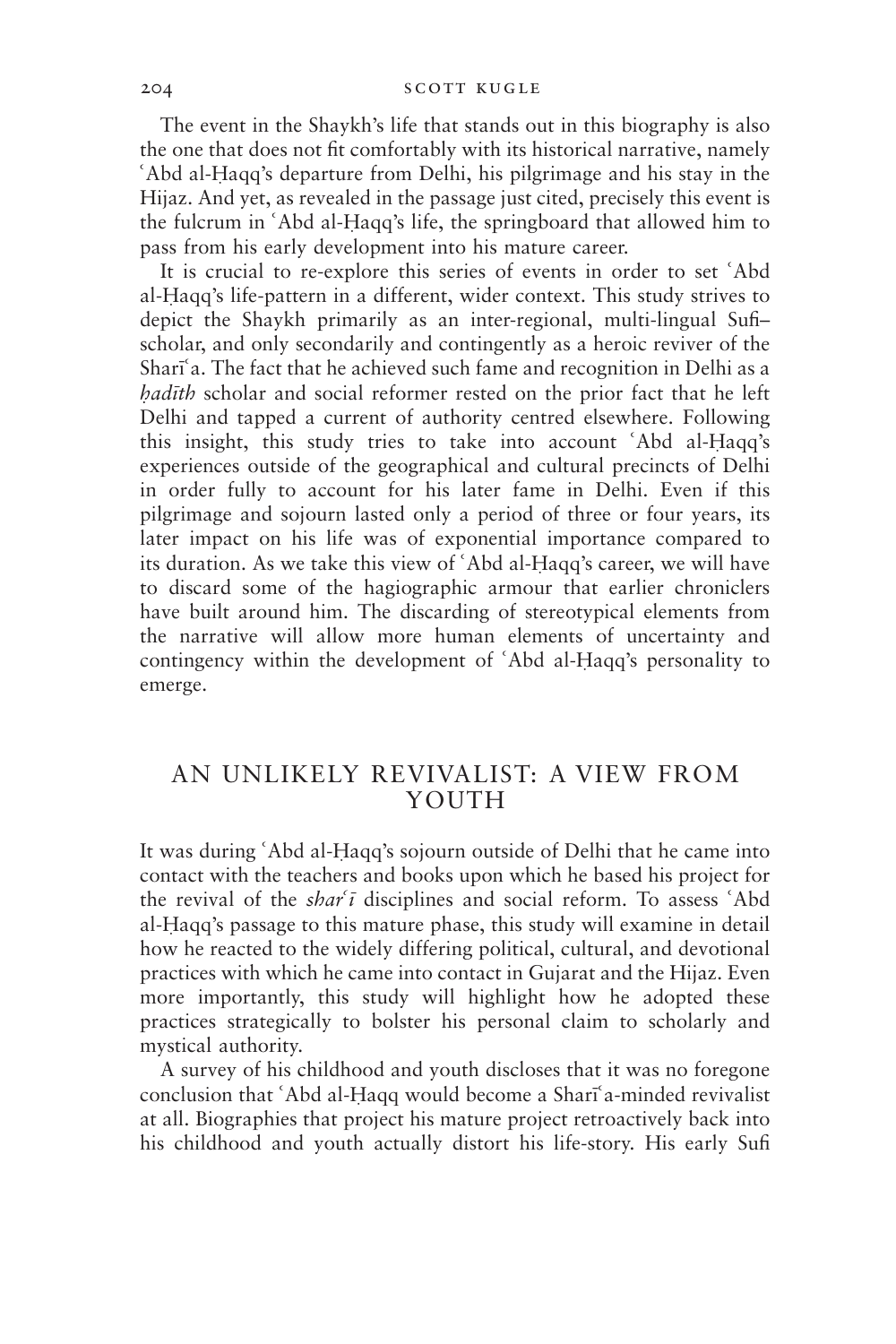The event in the Shaykh's life that stands out in this biography is also the one that does not fit comfortably with its historical narrative, namely ʿAbd al-Ḥaqq's departure from Delhi, his pilgrimage and his stay in the Hijaz. And yet, as revealed in the passage just cited, precisely this event is the fulcrum in ʿAbd al-Ḥaqq's life, the springboard that allowed him to pass from his early development into his mature career.

It is crucial to re-explore this series of events in order to set ʿAbd al-Ḥaqq's life-pattern in a different, wider context. This study strives to depict the Shaykh primarily as an inter-regional, multi-lingual Sufi–scholar, and only secondarily and contingently as a heroic reviver of the Sharīʿa. The fact that he achieved such fame and recognition in Delhi as a *ḥadīth* scholar and social reformer rested on the prior fact that he left Delhi and tapped a current of authority centred elsewhere. Following this insight, this study tries to take into account ʿAbd al-Ḥaqq's experiences outside of the geographical and cultural precincts of Delhi in order fully to account for his later fame in Delhi. Even if this pilgrimage and sojourn lasted only a period of three or four years, its later impact on his life was of exponential importance compared to its duration. As we take this view of ʿAbd al-Ḥaqq's career, we will have to discard some of the hagiographic armour that earlier chroniclers have built around him. The discarding of stereotypical elements from the narrative will allow more human elements of uncertainty and contingency within the development of ʿAbd al-Ḥaqq's personality to emerge.

## AN UNLIKELY REVIVALIST: A VIEW FROM YOUTH

It was during ʿAbd al-Ḥaqq's sojourn outside of Delhi that he came into contact with the teachers and books upon which he based his project for the revival of the *sharʿī* disciplines and social reform. To assess ʿAbd al-Ḥaqq's passage to this mature phase, this study will examine in detail how he reacted to the widely differing political, cultural, and devotional practices with which he came into contact in Gujarat and the Hijaz. Even more importantly, this study will highlight how he adopted these practices strategically to bolster his personal claim to scholarly and mystical authority.

A survey of his childhood and youth discloses that it was no foregone conclusion that ʿAbd al-Ḥaqq would become a Sharīʿa-minded revivalist at all. Biographies that project his mature project retroactively back into his childhood and youth actually distort his life-story. His early Sufi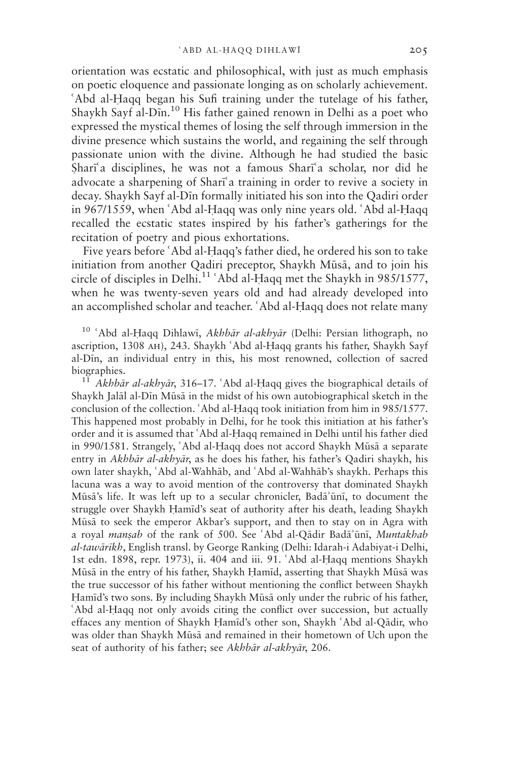orientation was ecstatic and philosophical, with just as much emphasis on poetic eloquence and passionate longing as on scholarly achievement. ʿAbd al-Ḥaqq began his Sufi training under the tutelage of his father, Shaykh Sayf al-Dīn.[10] His father gained renown in Delhi as a poet who expressed the mystical themes of losing the self through immersion in the divine presence which sustains the world, and regaining the self through passionate union with the divine. Although he had studied the basic Sharīʿa disciplines, he was not a famous Sharīʿa scholar, nor did he advocate a sharpening of Sharīʿa training in order to revive a society in decay. Shaykh Sayf al-Dīn formally initiated his son into the Qadiri order in 967/1559, when ʿAbd al-Ḥaqq was only nine years old. ʿAbd al-Ḥaqq recalled the ecstatic states inspired by his father's gatherings for the recitation of poetry and pious exhortations.

Five years before ʿAbd al-Ḥaqq's father died, he ordered his son to take initiation from another Qadiri preceptor, Shaykh Mūsā, and to join his circle of disciples in Delhi.[11] ʿAbd al-Ḥaqq met the Shaykh in 985/1577, when he was twenty-seven years old and had already developed into an accomplished scholar and teacher. ʿAbd al-Ḥaqq does not relate many

[10] ʿAbd al-Ḥaqq Dihlawī, *Akhbār al-akhyār* (Delhi: Persian lithograph, no ascription, 1308 AH), 243. Shaykh ʿAbd al-Ḥaqq grants his father, Shaykh Sayf al-Dīn, an individual entry in this, his most renowned, collection of sacred biographies.

[11] *Akhbār al-akhyār*, 316–17. ʿAbd al-Ḥaqq gives the biographical details of Shaykh Jalāl al-Dīn Mūsā in the midst of his own autobiographical sketch in the conclusion of the collection. ʿAbd al-Ḥaqq took initiation from him in 985/1577. This happened most probably in Delhi, for he took this initiation at his father's order and it is assumed that ʿAbd al-Ḥaqq remained in Delhi until his father died in 990/1581. Strangely, ʿAbd al-Ḥaqq does not accord Shaykh Mūsā a separate entry in *Akhbār al-akhyār*, as he does his father, his father's Qadiri shaykh, his own later shaykh, ʿAbd al-Wahhāb, and ʿAbd al-Wahhāb's shaykh. Perhaps this lacuna was a way to avoid mention of the controversy that dominated Shaykh Mūsā's life. It was left up to a secular chronicler, Badāʾūnī, to document the struggle over Shaykh Ḥamīd's seat of authority after his death, leading Shaykh Mūsā to seek the emperor Akbar's support, and then to stay on in Agra with a royal *manṣab* of the rank of 500. See ʿAbd al-Qādir Badāʾūnī, *Muntakhab al-tawārīkh*, English transl. by George Ranking (Delhi: Idarah-i Adabiyat-i Delhi, 1st edn. 1898, repr. 1973), ii. 404 and iii. 91. ʿAbd al-Ḥaqq mentions Shaykh Mūsā in the entry of his father, Shaykh Ḥamīd, asserting that Shaykh Mūsā was the true successor of his father without mentioning the conflict between Shaykh Ḥamīd's two sons. By including Shaykh Mūsā only under the rubric of his father, ʿAbd al-Ḥaqq not only avoids citing the conflict over succession, but actually effaces any mention of Shaykh Ḥamīd's other son, Shaykh ʿAbd al-Qādir, who was older than Shaykh Mūsā and remained in their hometown of Uch upon the seat of authority of his father; see *Akhbār al-akhyār*, 206.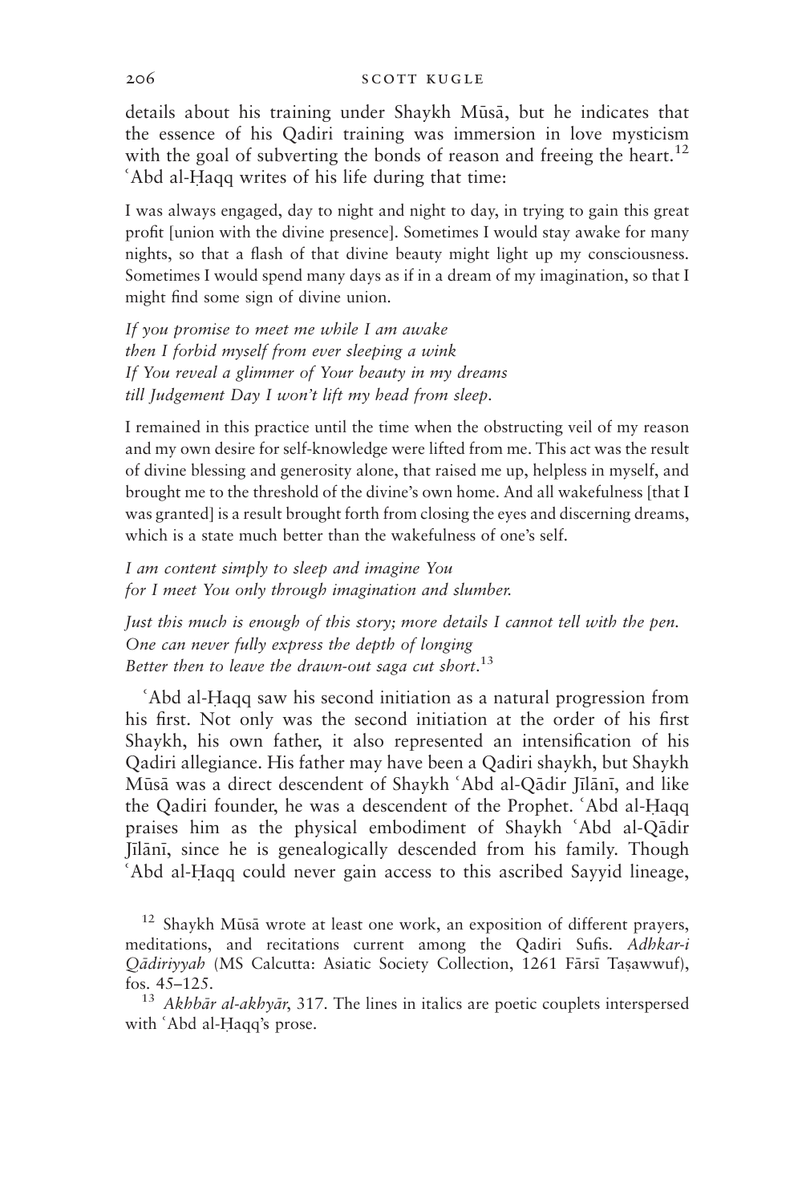details about his training under Shaykh Mūsā, but he indicates that the essence of his Qadiri training was immersion in love mysticism with the goal of subverting the bonds of reason and freeing the heart.[12] ʿAbd al-Ḥaqq writes of his life during that time:

I was always engaged, day to night and night to day, in trying to gain this great profit [union with the divine presence]. Sometimes I would stay awake for many nights, so that a flash of that divine beauty might light up my consciousness. Sometimes I would spend many days as if in a dream of my imagination, so that I might find some sign of divine union.

*If you promise to meet me while I am awake*
*then I forbid myself from ever sleeping a wink*
*If You reveal a glimmer of Your beauty in my dreams*
*till Judgement Day I won't lift my head from sleep.*

I remained in this practice until the time when the obstructing veil of my reason and my own desire for self-knowledge were lifted from me. This act was the result of divine blessing and generosity alone, that raised me up, helpless in myself, and brought me to the threshold of the divine's own home. And all wakefulness [that I was granted] is a result brought forth from closing the eyes and discerning dreams, which is a state much better than the wakefulness of one's self.

*I am content simply to sleep and imagine You*
*for I meet You only through imagination and slumber.*

*Just this much is enough of this story; more details I cannot tell with the pen.*
*One can never fully express the depth of longing*
*Better then to leave the drawn-out saga cut short.*[13]

ʿAbd al-Ḥaqq saw his second initiation as a natural progression from his first. Not only was the second initiation at the order of his first Shaykh, his own father, it also represented an intensification of his Qadiri allegiance. His father may have been a Qadiri shaykh, but Shaykh Mūsā was a direct descendent of Shaykh ʿAbd al-Qādir Jīlānī, and like the Qadiri founder, he was a descendent of the Prophet. ʿAbd al-Ḥaqq praises him as the physical embodiment of Shaykh ʿAbd al-Qādir Jīlānī, since he is genealogically descended from his family. Though ʿAbd al-Ḥaqq could never gain access to this ascribed Sayyid lineage,

[12] Shaykh Mūsā wrote at least one work, an exposition of different prayers, meditations, and recitations current among the Qadiri Sufis. *Adhkar-i Qādiriyyah* (MS Calcutta: Asiatic Society Collection, 1261 Fārsī Taṣawwuf), fos. 45–125.

[13] *Akhbār al-akhyār*, 317. The lines in italics are poetic couplets interspersed with ʿAbd al-Ḥaqq's prose.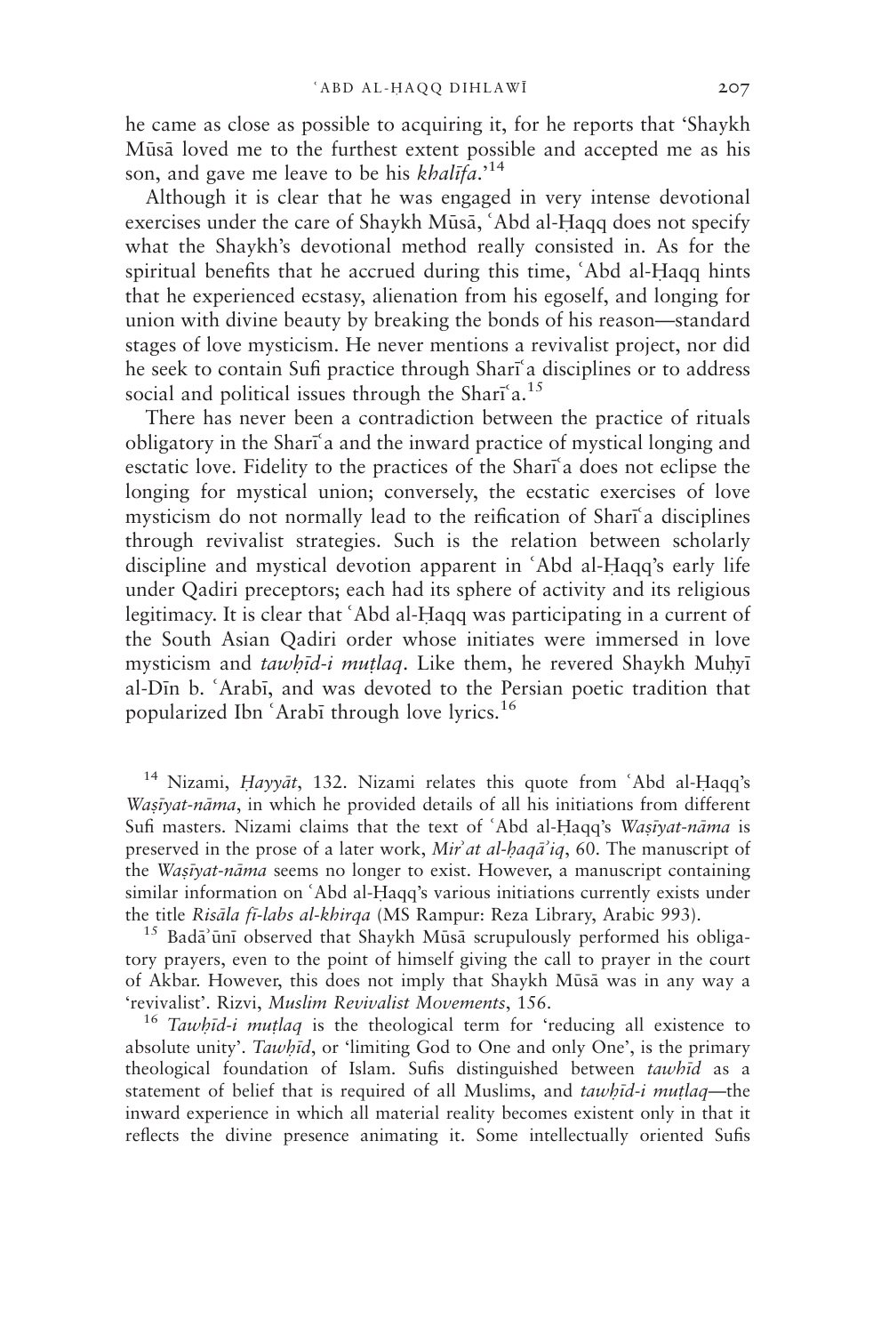he came as close as possible to acquiring it, for he reports that 'Shaykh Mūsā loved me to the furthest extent possible and accepted me as his son, and gave me leave to be his *khalīfa*.'[14]

Although it is clear that he was engaged in very intense devotional exercises under the care of Shaykh Mūsā, ʿAbd al-Ḥaqq does not specify what the Shaykh's devotional method really consisted in. As for the spiritual benefits that he accrued during this time, ʿAbd al-Ḥaqq hints that he experienced ecstasy, alienation from his egoself, and longing for union with divine beauty by breaking the bonds of his reason—standard stages of love mysticism. He never mentions a revivalist project, nor did he seek to contain Sufi practice through Sharīʿa disciplines or to address social and political issues through the Sharīʿa.[15]

There has never been a contradiction between the practice of rituals obligatory in the Sharīʿa and the inward practice of mystical longing and esctatic love. Fidelity to the practices of the Sharīʿa does not eclipse the longing for mystical union; conversely, the ecstatic exercises of love mysticism do not normally lead to the reification of Sharīʿa disciplines through revivalist strategies. Such is the relation between scholarly discipline and mystical devotion apparent in ʿAbd al-Ḥaqq's early life under Qadiri preceptors; each had its sphere of activity and its religious legitimacy. It is clear that ʿAbd al-Ḥaqq was participating in a current of the South Asian Qadiri order whose initiates were immersed in love mysticism and *tawḥīd-i muṭlaq*. Like them, he revered Shaykh Muḥyī al-Dīn b. ʿArabī, and was devoted to the Persian poetic tradition that popularized Ibn ʿArabī through love lyrics.[16]

[14] Nizami, *Ḥayyāt*, 132. Nizami relates this quote from ʿAbd al-Ḥaqq's *Waṣīyat-nāma*, in which he provided details of all his initiations from different Sufi masters. Nizami claims that the text of ʿAbd al-Ḥaqq's *Waṣīyat-nāma* is preserved in the prose of a later work, *Mirʾat al-ḥaqāʾiq*, 60. The manuscript of the *Waṣīyat-nāma* seems no longer to exist. However, a manuscript containing similar information on ʿAbd al-Ḥaqq's various initiations currently exists under the title *Risāla fī-labs al-khirqa* (MS Rampur: Reza Library, Arabic 993).

[15] Badāʾūnī observed that Shaykh Mūsā scrupulously performed his obligatory prayers, even to the point of himself giving the call to prayer in the court of Akbar. However, this does not imply that Shaykh Mūsā was in any way a 'revivalist'. Rizvi, *Muslim Revivalist Movements*, 156.

[16] *Tawḥīd-i muṭlaq* is the theological term for 'reducing all existence to absolute unity'. *Tawḥīd*, or 'limiting God to One and only One', is the primary theological foundation of Islam. Sufis distinguished between *tawhīd* as a statement of belief that is required of all Muslims, and *tawḥīd-i muṭlaq*—the inward experience in which all material reality becomes existent only in that it reflects the divine presence animating it. Some intellectually oriented Sufis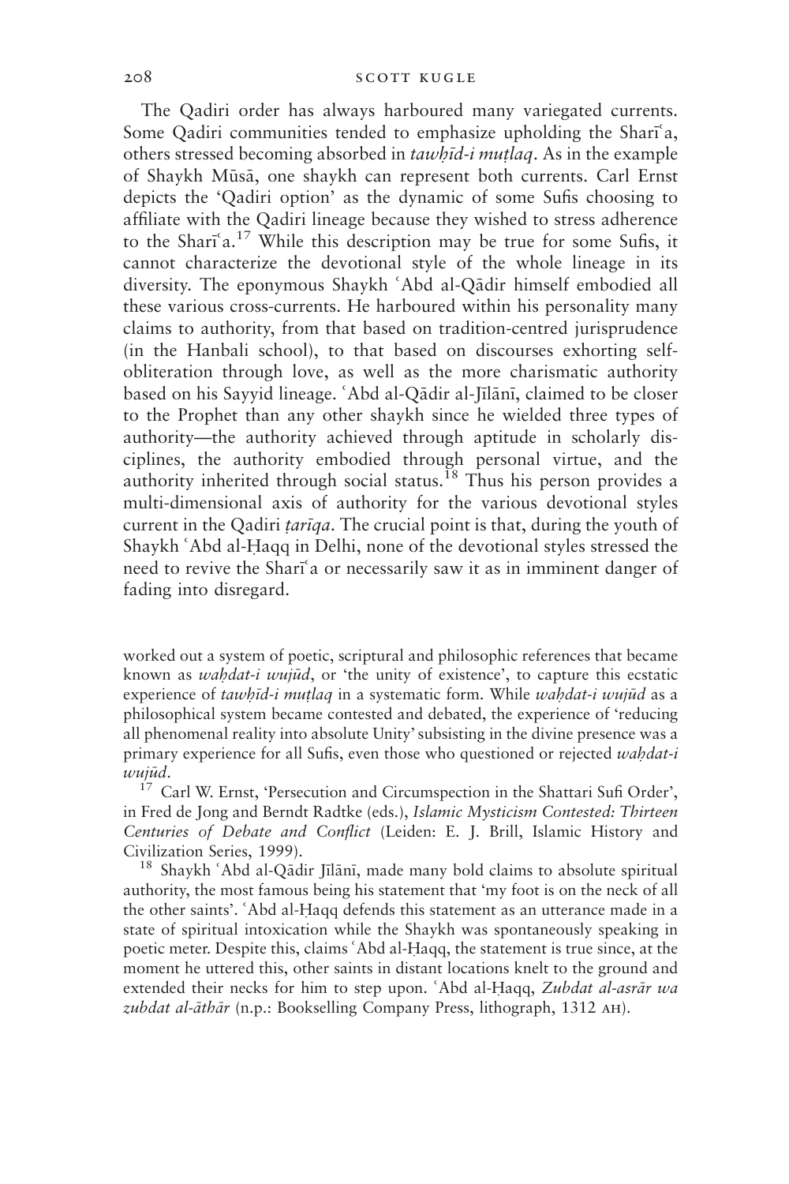The Qadiri order has always harboured many variegated currents. Some Qadiri communities tended to emphasize upholding the Sharīʿa, others stressed becoming absorbed in *tawḥīd-i muṭlaq*. As in the example of Shaykh Mūsā, one shaykh can represent both currents. Carl Ernst depicts the 'Qadiri option' as the dynamic of some Sufis choosing to affiliate with the Qadiri lineage because they wished to stress adherence to the Sharīʿa.[17] While this description may be true for some Sufis, it cannot characterize the devotional style of the whole lineage in its diversity. The eponymous Shaykh ʿAbd al-Qādir himself embodied all these various cross-currents. He harboured within his personality many claims to authority, from that based on tradition-centred jurisprudence (in the Hanbali school), to that based on discourses exhorting self-obliteration through love, as well as the more charismatic authority based on his Sayyid lineage. ʿAbd al-Qādir al-Jīlānī, claimed to be closer to the Prophet than any other shaykh since he wielded three types of authority—the authority achieved through aptitude in scholarly disciplines, the authority embodied through personal virtue, and the authority inherited through social status.[18] Thus his person provides a multi-dimensional axis of authority for the various devotional styles current in the Qadiri *ṭarīqa*. The crucial point is that, during the youth of Shaykh ʿAbd al-Ḥaqq in Delhi, none of the devotional styles stressed the need to revive the Sharīʿa or necessarily saw it as in imminent danger of fading into disregard.

---

worked out a system of poetic, scriptural and philosophic references that became known as *waḥdat-i wujūd*, or 'the unity of existence', to capture this ecstatic experience of *tawḥīd-i muṭlaq* in a systematic form. While *waḥdat-i wujūd* as a philosophical system became contested and debated, the experience of 'reducing all phenomenal reality into absolute Unity' subsisting in the divine presence was a primary experience for all Sufis, even those who questioned or rejected *waḥdat-i wujūd*.

[17] Carl W. Ernst, 'Persecution and Circumspection in the Shattari Sufi Order', in Fred de Jong and Berndt Radtke (eds.), *Islamic Mysticism Contested: Thirteen Centuries of Debate and Conflict* (Leiden: E. J. Brill, Islamic History and Civilization Series, 1999).

[18] Shaykh ʿAbd al-Qādir Jīlānī, made many bold claims to absolute spiritual authority, the most famous being his statement that 'my foot is on the neck of all the other saints'. ʿAbd al-Ḥaqq defends this statement as an utterance made in a state of spiritual intoxication while the Shaykh was spontaneously speaking in poetic meter. Despite this, claims ʿAbd al-Ḥaqq, the statement is true since, at the moment he uttered this, other saints in distant locations knelt to the ground and extended their necks for him to step upon. ʿAbd al-Ḥaqq, *Zubdat al-asrār wa zubdat al-āthār* (n.p.: Bookselling Company Press, lithograph, 1312 AH).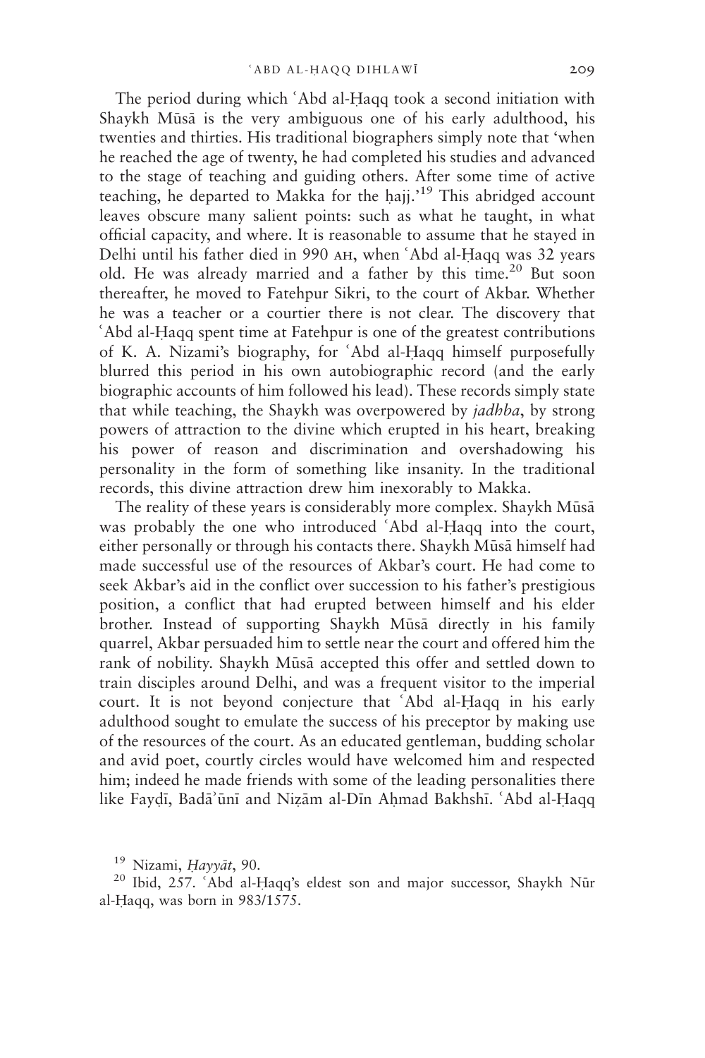The period during which ʿAbd al-Ḥaqq took a second initiation with Shaykh Mūsā is the very ambiguous one of his early adulthood, his twenties and thirties. His traditional biographers simply note that 'when he reached the age of twenty, he had completed his studies and advanced to the stage of teaching and guiding others. After some time of active teaching, he departed to Makka for the ḥajj.'[19] This abridged account leaves obscure many salient points: such as what he taught, in what official capacity, and where. It is reasonable to assume that he stayed in Delhi until his father died in 990 AH, when ʿAbd al-Ḥaqq was 32 years old. He was already married and a father by this time.[20] But soon thereafter, he moved to Fatehpur Sikri, to the court of Akbar. Whether he was a teacher or a courtier there is not clear. The discovery that ʿAbd al-Ḥaqq spent time at Fatehpur is one of the greatest contributions of K. A. Nizami's biography, for ʿAbd al-Ḥaqq himself purposefully blurred this period in his own autobiographic record (and the early biographic accounts of him followed his lead). These records simply state that while teaching, the Shaykh was overpowered by *jadhba*, by strong powers of attraction to the divine which erupted in his heart, breaking his power of reason and discrimination and overshadowing his personality in the form of something like insanity. In the traditional records, this divine attraction drew him inexorably to Makka.

The reality of these years is considerably more complex. Shaykh Mūsā was probably the one who introduced ʿAbd al-Ḥaqq into the court, either personally or through his contacts there. Shaykh Mūsā himself had made successful use of the resources of Akbar's court. He had come to seek Akbar's aid in the conflict over succession to his father's prestigious position, a conflict that had erupted between himself and his elder brother. Instead of supporting Shaykh Mūsā directly in his family quarrel, Akbar persuaded him to settle near the court and offered him the rank of nobility. Shaykh Mūsā accepted this offer and settled down to train disciples around Delhi, and was a frequent visitor to the imperial court. It is not beyond conjecture that ʿAbd al-Ḥaqq in his early adulthood sought to emulate the success of his preceptor by making use of the resources of the court. As an educated gentleman, budding scholar and avid poet, courtly circles would have welcomed him and respected him; indeed he made friends with some of the leading personalities there like Fayḍī, Badāʾūnī and Niẓām al-Dīn Aḥmad Bakhshī. ʿAbd al-Ḥaqq

[19] Nizami, *Ḥayyāt*, 90.

[20] Ibid, 257. ʿAbd al-Ḥaqq's eldest son and major successor, Shaykh Nūr al-Ḥaqq, was born in 983/1575.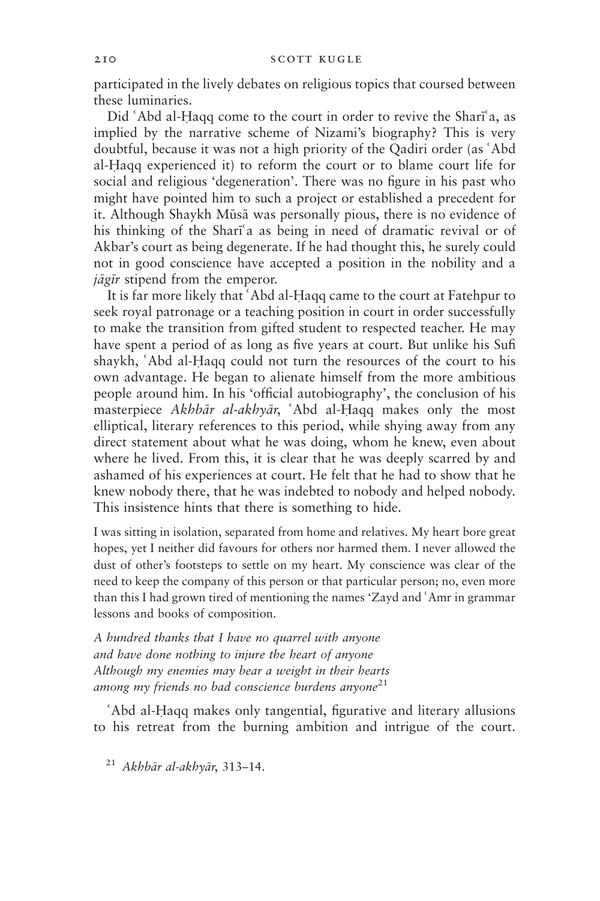participated in the lively debates on religious topics that coursed between these luminaries.

Did ʿAbd al-Ḥaqq come to the court in order to revive the Sharīʿa, as implied by the narrative scheme of Nizami's biography? This is very doubtful, because it was not a high priority of the Qadiri order (as ʿAbd al-Ḥaqq experienced it) to reform the court or to blame court life for social and religious 'degeneration'. There was no figure in his past who might have pointed him to such a project or established a precedent for it. Although Shaykh Mūsā was personally pious, there is no evidence of his thinking of the Sharīʿa as being in need of dramatic revival or of Akbar's court as being degenerate. If he had thought this, he surely could not in good conscience have accepted a position in the nobility and a *jāgīr* stipend from the emperor.

It is far more likely that ʿAbd al-Ḥaqq came to the court at Fatehpur to seek royal patronage or a teaching position in court in order successfully to make the transition from gifted student to respected teacher. He may have spent a period of as long as five years at court. But unlike his Sufi shaykh, ʿAbd al-Ḥaqq could not turn the resources of the court to his own advantage. He began to alienate himself from the more ambitious people around him. In his 'official autobiography', the conclusion of his masterpiece *Akhbār al-akhyār*, ʿAbd al-Ḥaqq makes only the most elliptical, literary references to this period, while shying away from any direct statement about what he was doing, whom he knew, even about where he lived. From this, it is clear that he was deeply scarred by and ashamed of his experiences at court. He felt that he had to show that he knew nobody there, that he was indebted to nobody and helped nobody. This insistence hints that there is something to hide.

> I was sitting in isolation, separated from home and relatives. My heart bore great hopes, yet I neither did favours for others nor harmed them. I never allowed the dust of other's footsteps to settle on my heart. My conscience was clear of the need to keep the company of this person or that particular person; no, even more than this I had grown tired of mentioning the names 'Zayd and ʿAmr in grammar lessons and books of composition.
>
> *A hundred thanks that I have no quarrel with anyone*
> *and have done nothing to injure the heart of anyone*
> *Although my enemies may bear a weight in their hearts*
> *among my friends no bad conscience burdens anyone*[21]

ʿAbd al-Ḥaqq makes only tangential, figurative and literary allusions to his retreat from the burning ambition and intrigue of the court.

[21] *Akhbār al-akhyār*, 313–14.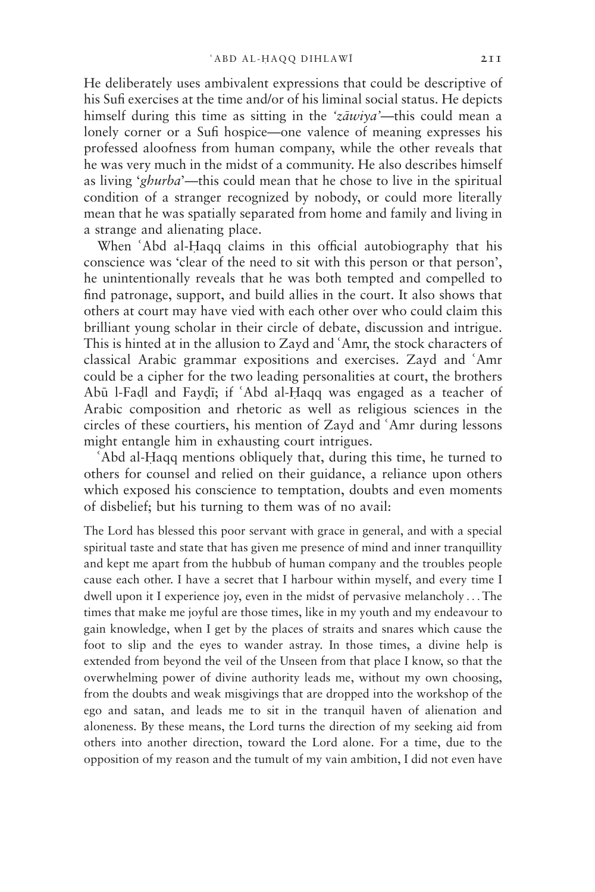He deliberately uses ambivalent expressions that could be descriptive of his Sufi exercises at the time and/or of his liminal social status. He depicts himself during this time as sitting in the *'zāwiya'*—this could mean a lonely corner or a Sufi hospice—one valence of meaning expresses his professed aloofness from human company, while the other reveals that he was very much in the midst of a community. He also describes himself as living '*ghurba*'—this could mean that he chose to live in the spiritual condition of a stranger recognized by nobody, or could more literally mean that he was spatially separated from home and family and living in a strange and alienating place.

When ʿAbd al-Ḥaqq claims in this official autobiography that his conscience was 'clear of the need to sit with this person or that person', he unintentionally reveals that he was both tempted and compelled to find patronage, support, and build allies in the court. It also shows that others at court may have vied with each other over who could claim this brilliant young scholar in their circle of debate, discussion and intrigue. This is hinted at in the allusion to Zayd and ʿAmr, the stock characters of classical Arabic grammar expositions and exercises. Zayd and ʿAmr could be a cipher for the two leading personalities at court, the brothers Abū l-Faḍl and Fayḍī; if ʿAbd al-Ḥaqq was engaged as a teacher of Arabic composition and rhetoric as well as religious sciences in the circles of these courtiers, his mention of Zayd and ʿAmr during lessons might entangle him in exhausting court intrigues.

ʿAbd al-Ḥaqq mentions obliquely that, during this time, he turned to others for counsel and relied on their guidance, a reliance upon others which exposed his conscience to temptation, doubts and even moments of disbelief; but his turning to them was of no avail:

> The Lord has blessed this poor servant with grace in general, and with a special spiritual taste and state that has given me presence of mind and inner tranquillity and kept me apart from the hubbub of human company and the troubles people cause each other. I have a secret that I harbour within myself, and every time I dwell upon it I experience joy, even in the midst of pervasive melancholy . . . The times that make me joyful are those times, like in my youth and my endeavour to gain knowledge, when I get by the places of straits and snares which cause the foot to slip and the eyes to wander astray. In those times, a divine help is extended from beyond the veil of the Unseen from that place I know, so that the overwhelming power of divine authority leads me, without my own choosing, from the doubts and weak misgivings that are dropped into the workshop of the ego and satan, and leads me to sit in the tranquil haven of alienation and aloneness. By these means, the Lord turns the direction of my seeking aid from others into another direction, toward the Lord alone. For a time, due to the opposition of my reason and the tumult of my vain ambition, I did not even have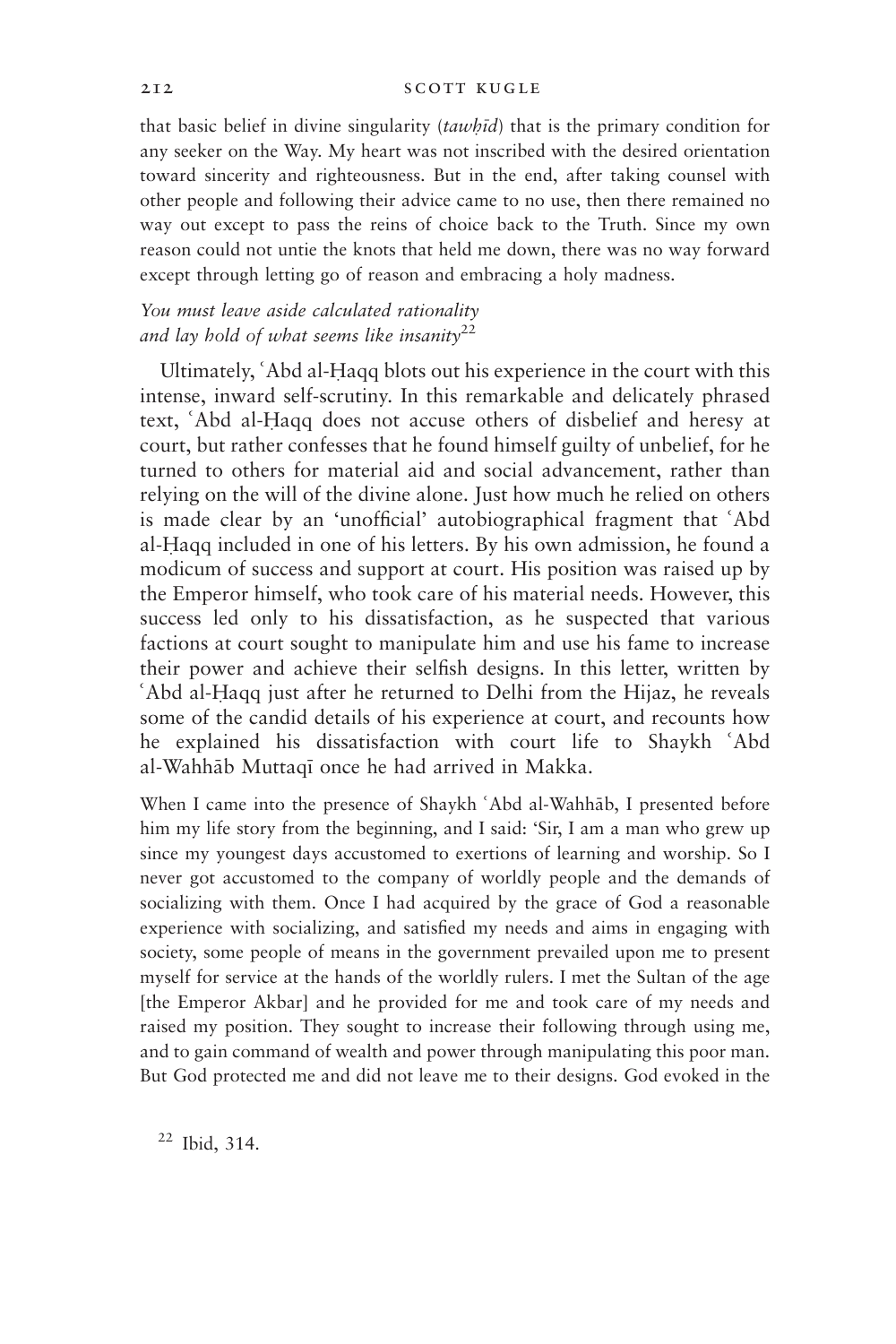that basic belief in divine singularity (*tawḥīd*) that is the primary condition for any seeker on the Way. My heart was not inscribed with the desired orientation toward sincerity and righteousness. But in the end, after taking counsel with other people and following their advice came to no use, then there remained no way out except to pass the reins of choice back to the Truth. Since my own reason could not untie the knots that held me down, there was no way forward except through letting go of reason and embracing a holy madness.

*You must leave aside calculated rationality*
*and lay hold of what seems like insanity*[22]

Ultimately, ʿAbd al-Ḥaqq blots out his experience in the court with this intense, inward self-scrutiny. In this remarkable and delicately phrased text, ʿAbd al-Ḥaqq does not accuse others of disbelief and heresy at court, but rather confesses that he found himself guilty of unbelief, for he turned to others for material aid and social advancement, rather than relying on the will of the divine alone. Just how much he relied on others is made clear by an 'unofficial' autobiographical fragment that ʿAbd al-Ḥaqq included in one of his letters. By his own admission, he found a modicum of success and support at court. His position was raised up by the Emperor himself, who took care of his material needs. However, this success led only to his dissatisfaction, as he suspected that various factions at court sought to manipulate him and use his fame to increase their power and achieve their selfish designs. In this letter, written by ʿAbd al-Ḥaqq just after he returned to Delhi from the Hijaz, he reveals some of the candid details of his experience at court, and recounts how he explained his dissatisfaction with court life to Shaykh ʿAbd al-Wahhāb Muttaqī once he had arrived in Makka.

When I came into the presence of Shaykh ʿAbd al-Wahhāb, I presented before him my life story from the beginning, and I said: 'Sir, I am a man who grew up since my youngest days accustomed to exertions of learning and worship. So I never got accustomed to the company of worldly people and the demands of socializing with them. Once I had acquired by the grace of God a reasonable experience with socializing, and satisfied my needs and aims in engaging with society, some people of means in the government prevailed upon me to present myself for service at the hands of the worldly rulers. I met the Sultan of the age [the Emperor Akbar] and he provided for me and took care of my needs and raised my position. They sought to increase their following through using me, and to gain command of wealth and power through manipulating this poor man. But God protected me and did not leave me to their designs. God evoked in the

[22] Ibid, 314.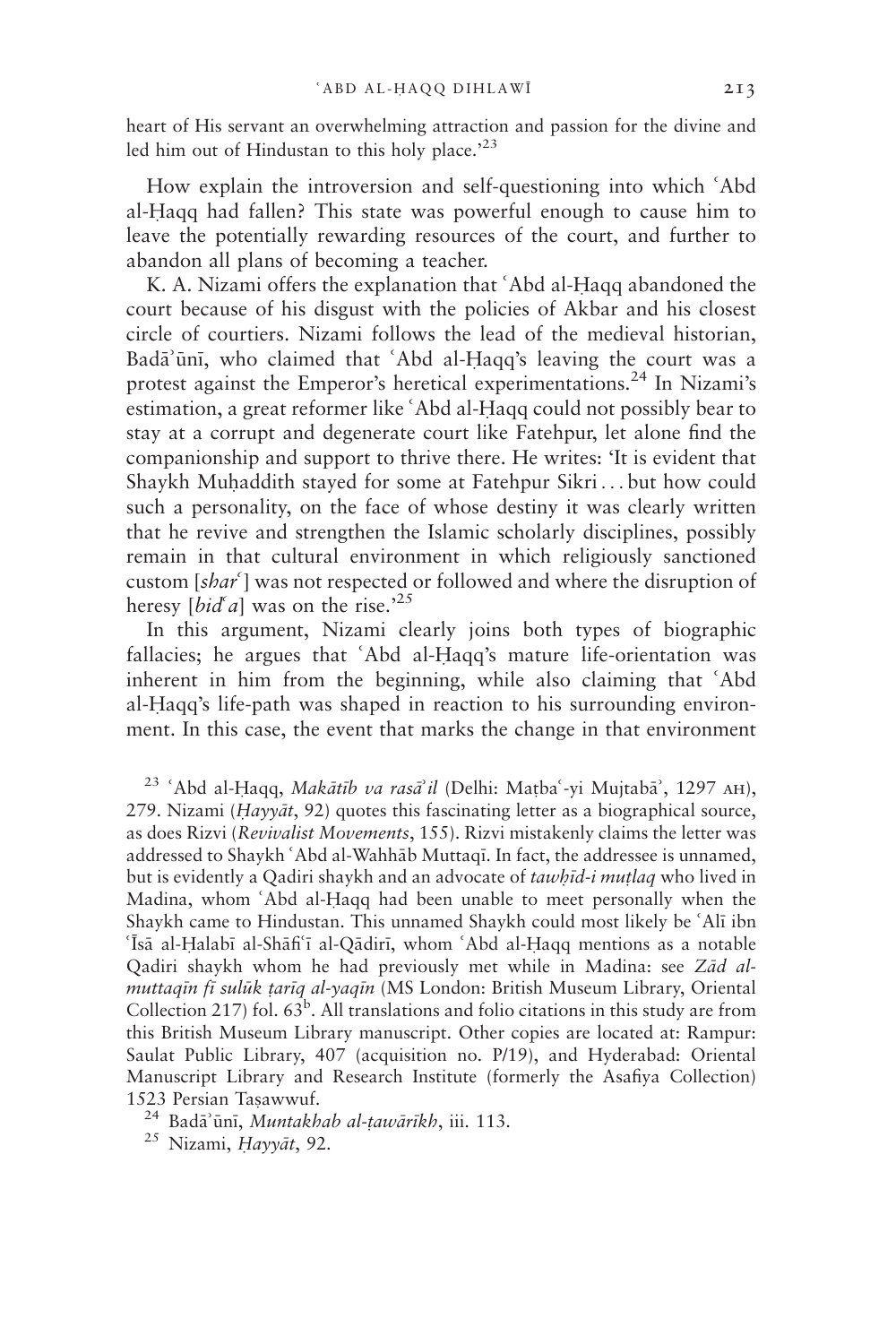heart of His servant an overwhelming attraction and passion for the divine and led him out of Hindustan to this holy place.'[23]

How explain the introversion and self-questioning into which ʿAbd al-Ḥaqq had fallen? This state was powerful enough to cause him to leave the potentially rewarding resources of the court, and further to abandon all plans of becoming a teacher.

K. A. Nizami offers the explanation that ʿAbd al-Ḥaqq abandoned the court because of his disgust with the policies of Akbar and his closest circle of courtiers. Nizami follows the lead of the medieval historian, Badāʾūnī, who claimed that ʿAbd al-Ḥaqq's leaving the court was a protest against the Emperor's heretical experimentations.[24] In Nizami's estimation, a great reformer like ʿAbd al-Ḥaqq could not possibly bear to stay at a corrupt and degenerate court like Fatehpur, let alone find the companionship and support to thrive there. He writes: 'It is evident that Shaykh Muḥaddith stayed for some at Fatehpur Sikri . . . but how could such a personality, on the face of whose destiny it was clearly written that he revive and strengthen the Islamic scholarly disciplines, possibly remain in that cultural environment in which religiously sanctioned custom [*sharʿ*] was not respected or followed and where the disruption of heresy [*bidʿa*] was on the rise.'[25]

In this argument, Nizami clearly joins both types of biographic fallacies; he argues that ʿAbd al-Ḥaqq's mature life-orientation was inherent in him from the beginning, while also claiming that ʿAbd al-Ḥaqq's life-path was shaped in reaction to his surrounding environment. In this case, the event that marks the change in that environment

[23] ʿAbd al-Ḥaqq, *Makātīb va rasāʾil* (Delhi: Maṭbaʿ-yi Mujtabāʾ, 1297 AH), 279. Nizami (*Ḥayyāt*, 92) quotes this fascinating letter as a biographical source, as does Rizvi (*Revivalist Movements*, 155). Rizvi mistakenly claims the letter was addressed to Shaykh ʿAbd al-Wahhāb Muttaqī. In fact, the addressee is unnamed, but is evidently a Qadiri shaykh and an advocate of *tawḥīd-i muṭlaq* who lived in Madina, whom ʿAbd al-Ḥaqq had been unable to meet personally when the Shaykh came to Hindustan. This unnamed Shaykh could most likely be ʿAlī ibn ʿĪsā al-Ḥalabī al-Shāfiʿī al-Qādirī, whom ʿAbd al-Ḥaqq mentions as a notable Qadiri shaykh whom he had previously met while in Madina: see *Zād al-muttaqīn fī sulūk ṭarīq al-yaqīn* (MS London: British Museum Library, Oriental Collection 217) fol. 63[b]. All translations and folio citations in this study are from this British Museum Library manuscript. Other copies are located at: Rampur: Saulat Public Library, 407 (acquisition no. P/19), and Hyderabad: Oriental Manuscript Library and Research Institute (formerly the Asafiya Collection) 1523 Persian Taṣawwuf.

[24] Badāʾūnī, *Muntakhab al-ṭawārīkh*, iii. 113.

[25] Nizami, *Ḥayyāt*, 92.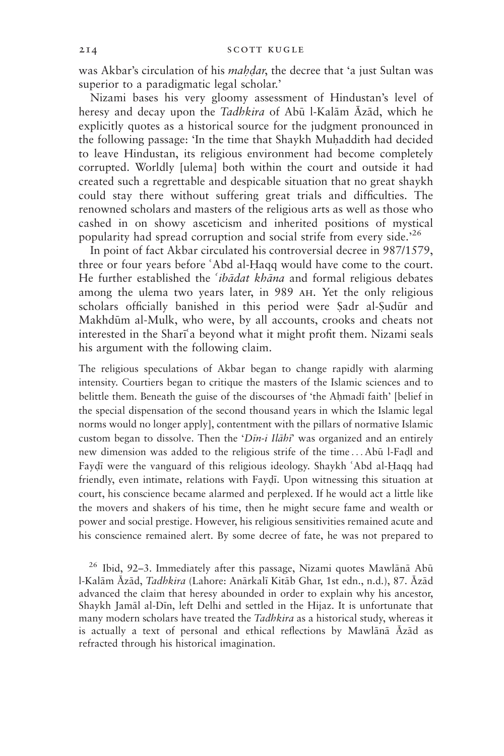was Akbar's circulation of his *maḥḍar*, the decree that 'a just Sultan was superior to a paradigmatic legal scholar.'

Nizami bases his very gloomy assessment of Hindustan's level of heresy and decay upon the *Tadhkira* of Abū l-Kalām Āzād, which he explicitly quotes as a historical source for the judgment pronounced in the following passage: 'In the time that Shaykh Muḥaddith had decided to leave Hindustan, its religious environment had become completely corrupted. Worldly [ulema] both within the court and outside it had created such a regrettable and despicable situation that no great shaykh could stay there without suffering great trials and difficulties. The renowned scholars and masters of the religious arts as well as those who cashed in on showy asceticism and inherited positions of mystical popularity had spread corruption and social strife from every side.'[26]

In point of fact Akbar circulated his controversial decree in 987/1579, three or four years before ʿAbd al-Ḥaqq would have come to the court. He further established the *ʿibādat khāna* and formal religious debates among the ulema two years later, in 989 AH. Yet the only religious scholars officially banished in this period were Ṣadr al-Ṣudūr and Makhdūm al-Mulk, who were, by all accounts, crooks and cheats not interested in the Sharīʿa beyond what it might profit them. Nizami seals his argument with the following claim.

> The religious speculations of Akbar began to change rapidly with alarming intensity. Courtiers began to critique the masters of the Islamic sciences and to belittle them. Beneath the guise of the discourses of 'the Aḥmadī faith' [belief in the special dispensation of the second thousand years in which the Islamic legal norms would no longer apply], contentment with the pillars of normative Islamic custom began to dissolve. Then the '*Dīn-i Ilāhī*' was organized and an entirely new dimension was added to the religious strife of the time . . . Abū l-Faḍl and Fayḍī were the vanguard of this religious ideology. Shaykh ʿAbd al-Ḥaqq had friendly, even intimate, relations with Fayḍī. Upon witnessing this situation at court, his conscience became alarmed and perplexed. If he would act a little like the movers and shakers of his time, then he might secure fame and wealth or power and social prestige. However, his religious sensitivities remained acute and his conscience remained alert. By some decree of fate, he was not prepared to

[26] Ibid, 92–3. Immediately after this passage, Nizami quotes Mawlānā Abū l-Kalām Āzād, *Tadhkira* (Lahore: Anārkalī Kitāb Ghar, 1st edn., n.d.), 87. Āzād advanced the claim that heresy abounded in order to explain why his ancestor, Shaykh Jamāl al-Dīn, left Delhi and settled in the Hijaz. It is unfortunate that many modern scholars have treated the *Tadhkira* as a historical study, whereas it is actually a text of personal and ethical reflections by Mawlānā Āzād as refracted through his historical imagination.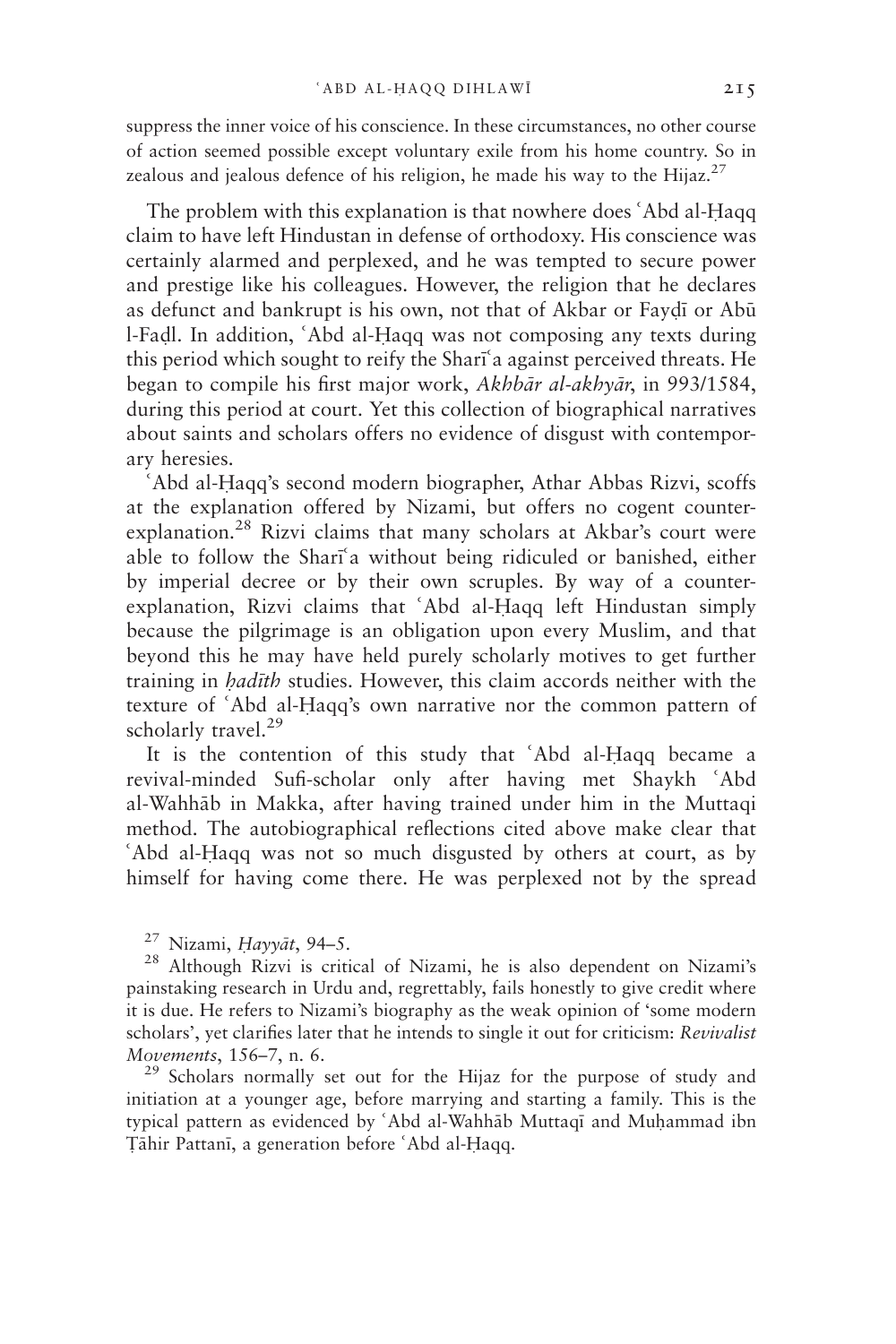suppress the inner voice of his conscience. In these circumstances, no other course of action seemed possible except voluntary exile from his home country. So in zealous and jealous defence of his religion, he made his way to the Hijaz.[27]

The problem with this explanation is that nowhere does ʿAbd al-Ḥaqq claim to have left Hindustan in defense of orthodoxy. His conscience was certainly alarmed and perplexed, and he was tempted to secure power and prestige like his colleagues. However, the religion that he declares as defunct and bankrupt is his own, not that of Akbar or Fayḍī or Abū l-Faḍl. In addition, ʿAbd al-Ḥaqq was not composing any texts during this period which sought to reify the Sharīʿa against perceived threats. He began to compile his first major work, *Akhbār al-akhyār*, in 993/1584, during this period at court. Yet this collection of biographical narratives about saints and scholars offers no evidence of disgust with contemporary heresies.

ʿAbd al-Ḥaqq's second modern biographer, Athar Abbas Rizvi, scoffs at the explanation offered by Nizami, but offers no cogent counter-explanation.[28] Rizvi claims that many scholars at Akbar's court were able to follow the Sharīʿa without being ridiculed or banished, either by imperial decree or by their own scruples. By way of a counter-explanation, Rizvi claims that ʿAbd al-Ḥaqq left Hindustan simply because the pilgrimage is an obligation upon every Muslim, and that beyond this he may have held purely scholarly motives to get further training in *ḥadīth* studies. However, this claim accords neither with the texture of ʿAbd al-Ḥaqq's own narrative nor the common pattern of scholarly travel.[29]

It is the contention of this study that ʿAbd al-Ḥaqq became a revival-minded Sufi-scholar only after having met Shaykh ʿAbd al-Wahhāb in Makka, after having trained under him in the Muttaqi method. The autobiographical reflections cited above make clear that ʿAbd al-Ḥaqq was not so much disgusted by others at court, as by himself for having come there. He was perplexed not by the spread

[27] Nizami, *Ḥayyāt*, 94–5.

[28] Although Rizvi is critical of Nizami, he is also dependent on Nizami's painstaking research in Urdu and, regrettably, fails honestly to give credit where it is due. He refers to Nizami's biography as the weak opinion of 'some modern scholars', yet clarifies later that he intends to single it out for criticism: *Revivalist Movements*, 156–7, n. 6.

[29] Scholars normally set out for the Hijaz for the purpose of study and initiation at a younger age, before marrying and starting a family. This is the typical pattern as evidenced by ʿAbd al-Wahhāb Muttaqī and Muḥammad ibn Ṭāhir Pattanī, a generation before ʿAbd al-Ḥaqq.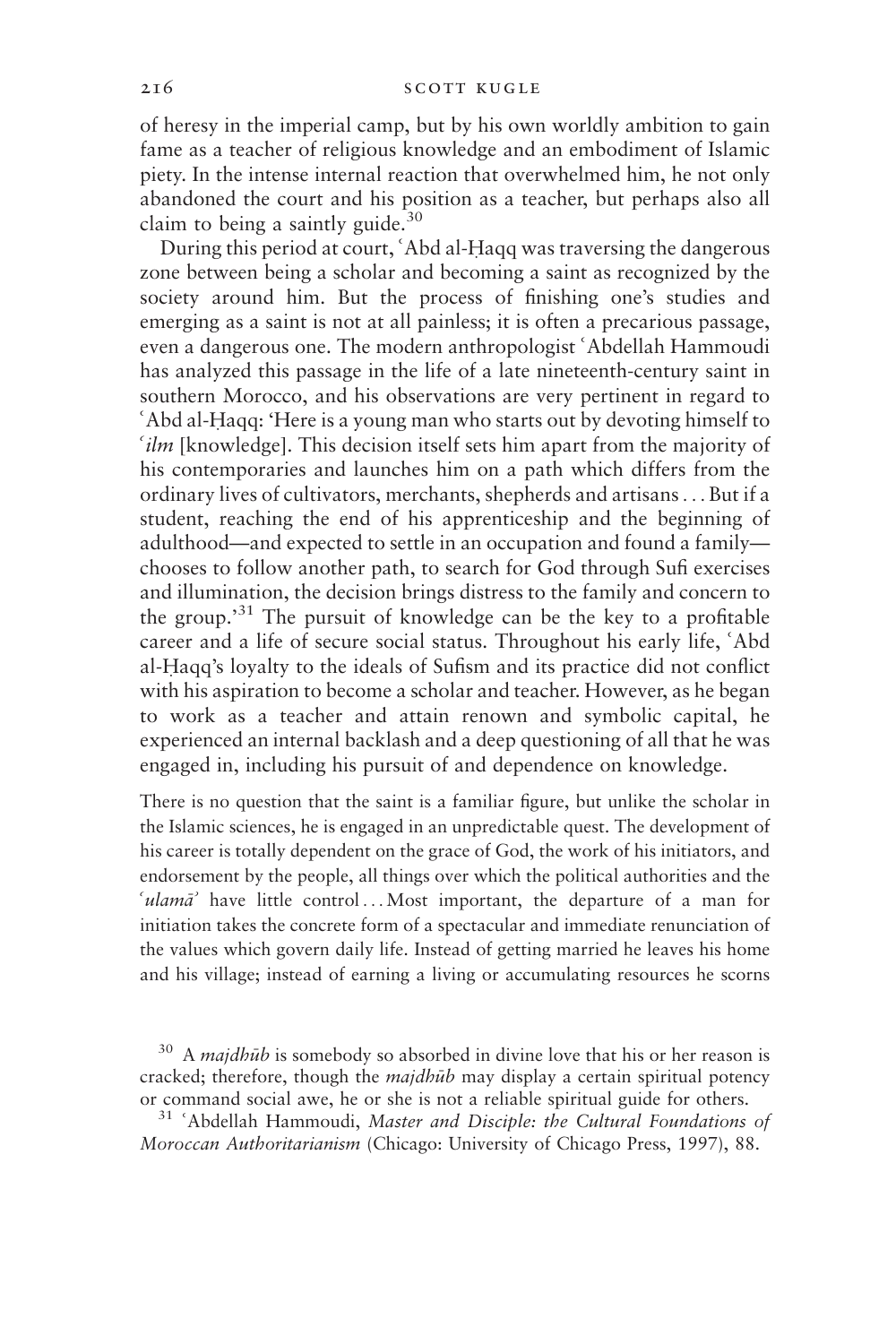of heresy in the imperial camp, but by his own worldly ambition to gain fame as a teacher of religious knowledge and an embodiment of Islamic piety. In the intense internal reaction that overwhelmed him, he not only abandoned the court and his position as a teacher, but perhaps also all claim to being a saintly guide.[30]

During this period at court, ʿAbd al-Ḥaqq was traversing the dangerous zone between being a scholar and becoming a saint as recognized by the society around him. But the process of finishing one's studies and emerging as a saint is not at all painless; it is often a precarious passage, even a dangerous one. The modern anthropologist ʿAbdellah Hammoudi has analyzed this passage in the life of a late nineteenth-century saint in southern Morocco, and his observations are very pertinent in regard to ʿAbd al-Ḥaqq: 'Here is a young man who starts out by devoting himself to *ʿilm* [knowledge]. This decision itself sets him apart from the majority of his contemporaries and launches him on a path which differs from the ordinary lives of cultivators, merchants, shepherds and artisans . . . But if a student, reaching the end of his apprenticeship and the beginning of adulthood—and expected to settle in an occupation and found a family—chooses to follow another path, to search for God through Sufi exercises and illumination, the decision brings distress to the family and concern to the group.'[31] The pursuit of knowledge can be the key to a profitable career and a life of secure social status. Throughout his early life, ʿAbd al-Ḥaqq's loyalty to the ideals of Sufism and its practice did not conflict with his aspiration to become a scholar and teacher. However, as he began to work as a teacher and attain renown and symbolic capital, he experienced an internal backlash and a deep questioning of all that he was engaged in, including his pursuit of and dependence on knowledge.

There is no question that the saint is a familiar figure, but unlike the scholar in the Islamic sciences, he is engaged in an unpredictable quest. The development of his career is totally dependent on the grace of God, the work of his initiators, and endorsement by the people, all things over which the political authorities and the *ʿulamāʾ* have little control . . . Most important, the departure of a man for initiation takes the concrete form of a spectacular and immediate renunciation of the values which govern daily life. Instead of getting married he leaves his home and his village; instead of earning a living or accumulating resources he scorns

[30] A *majdhūb* is somebody so absorbed in divine love that his or her reason is cracked; therefore, though the *majdhūb* may display a certain spiritual potency or command social awe, he or she is not a reliable spiritual guide for others.

[31] ʿAbdellah Hammoudi, *Master and Disciple: the Cultural Foundations of Moroccan Authoritarianism* (Chicago: University of Chicago Press, 1997), 88.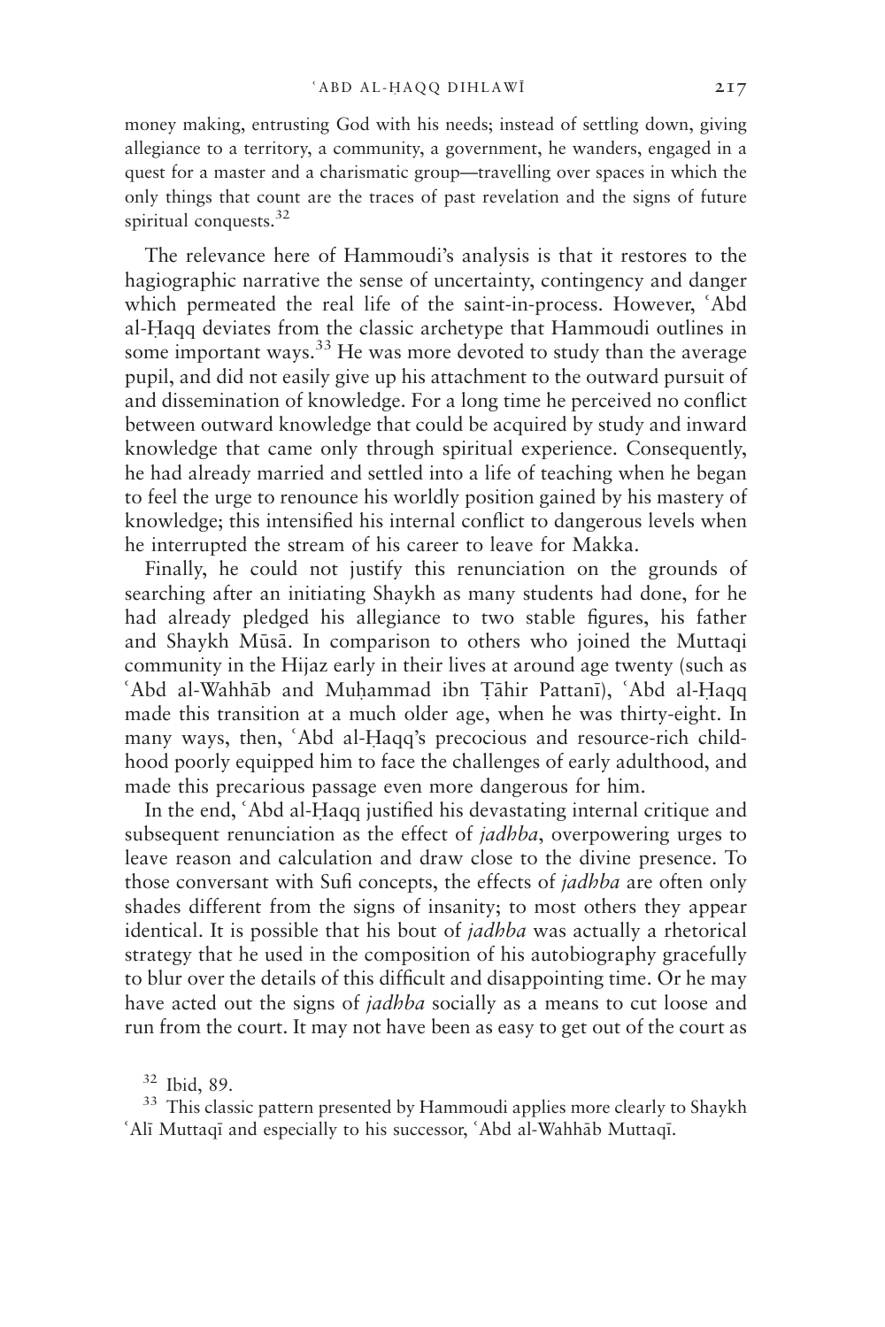money making, entrusting God with his needs; instead of settling down, giving allegiance to a territory, a community, a government, he wanders, engaged in a quest for a master and a charismatic group—travelling over spaces in which the only things that count are the traces of past revelation and the signs of future spiritual conquests.[32]

The relevance here of Hammoudi's analysis is that it restores to the hagiographic narrative the sense of uncertainty, contingency and danger which permeated the real life of the saint-in-process. However, ʿAbd al-Ḥaqq deviates from the classic archetype that Hammoudi outlines in some important ways.[33] He was more devoted to study than the average pupil, and did not easily give up his attachment to the outward pursuit of and dissemination of knowledge. For a long time he perceived no conflict between outward knowledge that could be acquired by study and inward knowledge that came only through spiritual experience. Consequently, he had already married and settled into a life of teaching when he began to feel the urge to renounce his worldly position gained by his mastery of knowledge; this intensified his internal conflict to dangerous levels when he interrupted the stream of his career to leave for Makka.

Finally, he could not justify this renunciation on the grounds of searching after an initiating Shaykh as many students had done, for he had already pledged his allegiance to two stable figures, his father and Shaykh Mūsā. In comparison to others who joined the Muttaqi community in the Hijaz early in their lives at around age twenty (such as ʿAbd al-Wahhāb and Muḥammad ibn Ṭāhir Pattanī), ʿAbd al-Ḥaqq made this transition at a much older age, when he was thirty-eight. In many ways, then, ʿAbd al-Ḥaqq's precocious and resource-rich childhood poorly equipped him to face the challenges of early adulthood, and made this precarious passage even more dangerous for him.

In the end, ʿAbd al-Ḥaqq justified his devastating internal critique and subsequent renunciation as the effect of *jadhba*, overpowering urges to leave reason and calculation and draw close to the divine presence. To those conversant with Sufi concepts, the effects of *jadhba* are often only shades different from the signs of insanity; to most others they appear identical. It is possible that his bout of *jadhba* was actually a rhetorical strategy that he used in the composition of his autobiography gracefully to blur over the details of this difficult and disappointing time. Or he may have acted out the signs of *jadhba* socially as a means to cut loose and run from the court. It may not have been as easy to get out of the court as

[32] Ibid, 89.

[33] This classic pattern presented by Hammoudi applies more clearly to Shaykh ʿAlī Muttaqī and especially to his successor, ʿAbd al-Wahhāb Muttaqī.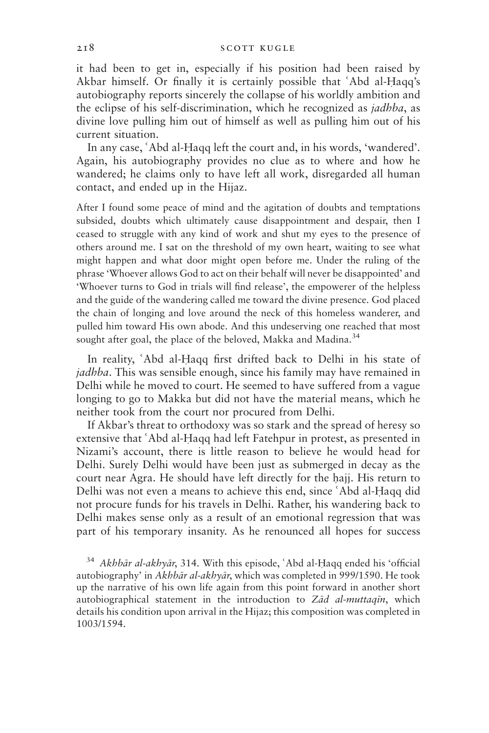it had been to get in, especially if his position had been raised by Akbar himself. Or finally it is certainly possible that ʿAbd al-Ḥaqq's autobiography reports sincerely the collapse of his worldly ambition and the eclipse of his self-discrimination, which he recognized as *jadhba*, as divine love pulling him out of himself as well as pulling him out of his current situation.

In any case, ʿAbd al-Ḥaqq left the court and, in his words, 'wandered'. Again, his autobiography provides no clue as to where and how he wandered; he claims only to have left all work, disregarded all human contact, and ended up in the Hijaz.

> After I found some peace of mind and the agitation of doubts and temptations subsided, doubts which ultimately cause disappointment and despair, then I ceased to struggle with any kind of work and shut my eyes to the presence of others around me. I sat on the threshold of my own heart, waiting to see what might happen and what door might open before me. Under the ruling of the phrase 'Whoever allows God to act on their behalf will never be disappointed' and 'Whoever turns to God in trials will find release', the empowerer of the helpless and the guide of the wandering called me toward the divine presence. God placed the chain of longing and love around the neck of this homeless wanderer, and pulled him toward His own abode. And this undeserving one reached that most sought after goal, the place of the beloved, Makka and Madina.[34]

In reality, ʿAbd al-Ḥaqq first drifted back to Delhi in his state of *jadhba*. This was sensible enough, since his family may have remained in Delhi while he moved to court. He seemed to have suffered from a vague longing to go to Makka but did not have the material means, which he neither took from the court nor procured from Delhi.

If Akbar's threat to orthodoxy was so stark and the spread of heresy so extensive that ʿAbd al-Ḥaqq had left Fatehpur in protest, as presented in Nizami's account, there is little reason to believe he would head for Delhi. Surely Delhi would have been just as submerged in decay as the court near Agra. He should have left directly for the ḥajj. His return to Delhi was not even a means to achieve this end, since ʿAbd al-Ḥaqq did not procure funds for his travels in Delhi. Rather, his wandering back to Delhi makes sense only as a result of an emotional regression that was part of his temporary insanity. As he renounced all hopes for success

[34] *Akhbār al-akhyār*, 314. With this episode, ʿAbd al-Ḥaqq ended his 'official autobiography' in *Akhbār al-akhyār*, which was completed in 999/1590. He took up the narrative of his own life again from this point forward in another short autobiographical statement in the introduction to *Zād al-muttaqīn*, which details his condition upon arrival in the Hijaz; this composition was completed in 1003/1594.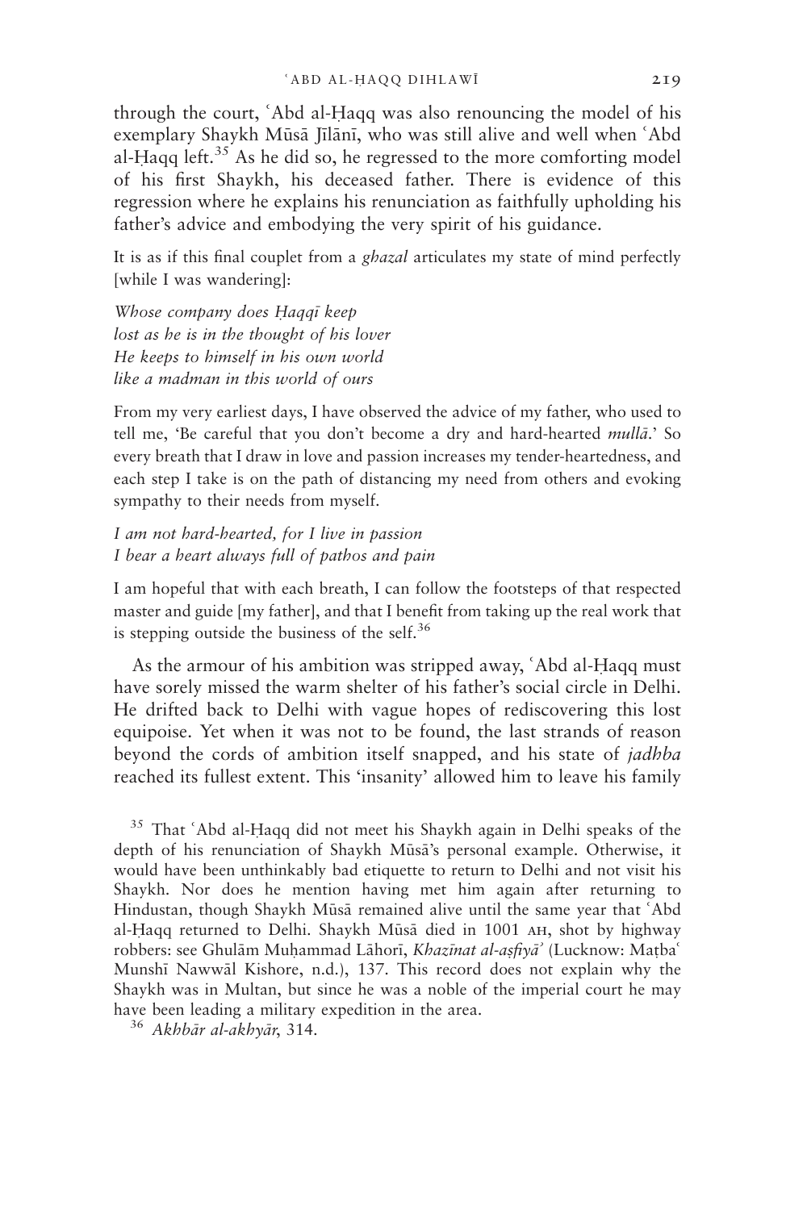through the court, ʿAbd al-Ḥaqq was also renouncing the model of his exemplary Shaykh Mūsā Jīlānī, who was still alive and well when ʿAbd al-Ḥaqq left.[35] As he did so, he regressed to the more comforting model of his first Shaykh, his deceased father. There is evidence of this regression where he explains his renunciation as faithfully upholding his father's advice and embodying the very spirit of his guidance.

> It is as if this final couplet from a *ghazal* articulates my state of mind perfectly [while I was wandering]:
>
> *Whose company does Ḥaqqī keep*
> *lost as he is in the thought of his lover*
> *He keeps to himself in his own world*
> *like a madman in this world of ours*
>
> From my very earliest days, I have observed the advice of my father, who used to tell me, 'Be careful that you don't become a dry and hard-hearted *mullā*.' So every breath that I draw in love and passion increases my tender-heartedness, and each step I take is on the path of distancing my need from others and evoking sympathy to their needs from myself.
>
> *I am not hard-hearted, for I live in passion*
> *I bear a heart always full of pathos and pain*
>
> I am hopeful that with each breath, I can follow the footsteps of that respected master and guide [my father], and that I benefit from taking up the real work that is stepping outside the business of the self.[36]

As the armour of his ambition was stripped away, ʿAbd al-Ḥaqq must have sorely missed the warm shelter of his father's social circle in Delhi. He drifted back to Delhi with vague hopes of rediscovering this lost equipoise. Yet when it was not to be found, the last strands of reason beyond the cords of ambition itself snapped, and his state of *jadhba* reached its fullest extent. This 'insanity' allowed him to leave his family

[35] That ʿAbd al-Ḥaqq did not meet his Shaykh again in Delhi speaks of the depth of his renunciation of Shaykh Mūsā's personal example. Otherwise, it would have been unthinkably bad etiquette to return to Delhi and not visit his Shaykh. Nor does he mention having met him again after returning to Hindustan, though Shaykh Mūsā remained alive until the same year that ʿAbd al-Ḥaqq returned to Delhi. Shaykh Mūsā died in 1001 AH, shot by highway robbers: see Ghulām Muḥammad Lāhorī, *Khazīnat al-aṣfiyāʾ* (Lucknow: Maṭbaʿ Munshī Nawwāl Kishore, n.d.), 137. This record does not explain why the Shaykh was in Multan, but since he was a noble of the imperial court he may have been leading a military expedition in the area.

[36] *Akhbār al-akhyār*, 314.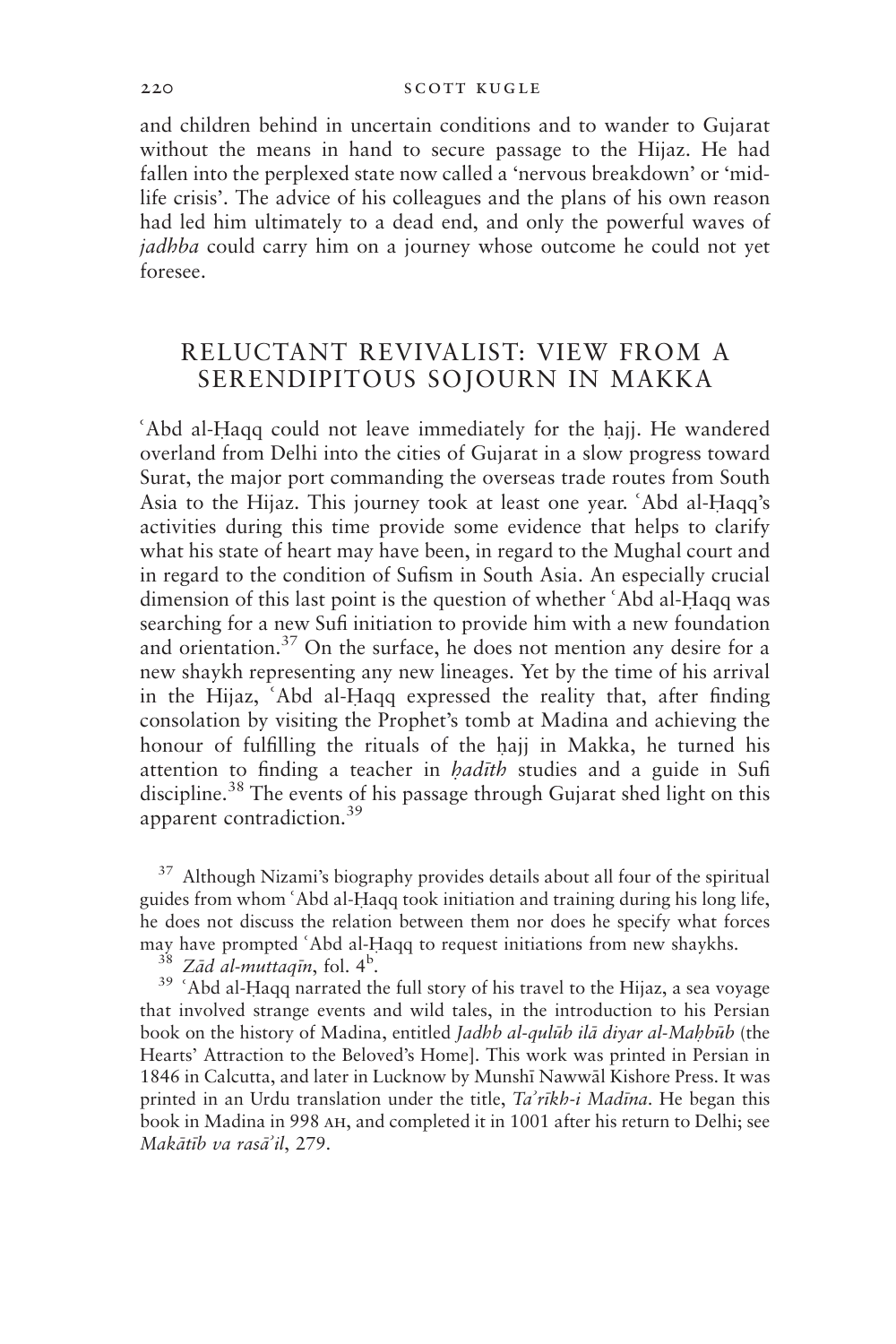and children behind in uncertain conditions and to wander to Gujarat without the means in hand to secure passage to the Hijaz. He had fallen into the perplexed state now called a 'nervous breakdown' or 'mid-life crisis'. The advice of his colleagues and the plans of his own reason had led him ultimately to a dead end, and only the powerful waves of *jadhba* could carry him on a journey whose outcome he could not yet foresee.

## RELUCTANT REVIVALIST: VIEW FROM A SERENDIPITOUS SOJOURN IN MAKKA

ʿAbd al-Ḥaqq could not leave immediately for the ḥajj. He wandered overland from Delhi into the cities of Gujarat in a slow progress toward Surat, the major port commanding the overseas trade routes from South Asia to the Hijaz. This journey took at least one year. ʿAbd al-Ḥaqq's activities during this time provide some evidence that helps to clarify what his state of heart may have been, in regard to the Mughal court and in regard to the condition of Sufism in South Asia. An especially crucial dimension of this last point is the question of whether ʿAbd al-Ḥaqq was searching for a new Sufi initiation to provide him with a new foundation and orientation.[37] On the surface, he does not mention any desire for a new shaykh representing any new lineages. Yet by the time of his arrival in the Hijaz, ʿAbd al-Ḥaqq expressed the reality that, after finding consolation by visiting the Prophet's tomb at Madina and achieving the honour of fulfilling the rituals of the ḥajj in Makka, he turned his attention to finding a teacher in *ḥadīth* studies and a guide in Sufi discipline.[38] The events of his passage through Gujarat shed light on this apparent contradiction.[39]

[37] Although Nizami's biography provides details about all four of the spiritual guides from whom ʿAbd al-Ḥaqq took initiation and training during his long life, he does not discuss the relation between them nor does he specify what forces may have prompted ʿAbd al-Ḥaqq to request initiations from new shaykhs.

[38] *Zād al-muttaqīn*, fol. 4[b].

[39] ʿAbd al-Ḥaqq narrated the full story of his travel to the Hijaz, a sea voyage that involved strange events and wild tales, in the introduction to his Persian book on the history of Madina, entitled *Jadhb al-qulūb ilā diyar al-Maḥbūb* (the Hearts' Attraction to the Beloved's Home]. This work was printed in Persian in 1846 in Calcutta, and later in Lucknow by Munshī Nawwāl Kishore Press. It was printed in an Urdu translation under the title, *Taʾrīkh-i Madīna*. He began this book in Madina in 998 AH, and completed it in 1001 after his return to Delhi; see *Makātīb va rasāʾil*, 279.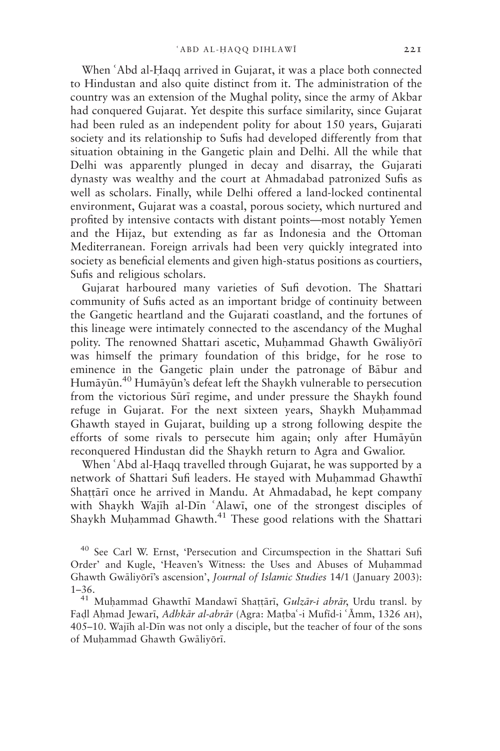When ʿAbd al-Ḥaqq arrived in Gujarat, it was a place both connected to Hindustan and also quite distinct from it. The administration of the country was an extension of the Mughal polity, since the army of Akbar had conquered Gujarat. Yet despite this surface similarity, since Gujarat had been ruled as an independent polity for about 150 years, Gujarati society and its relationship to Sufis had developed differently from that situation obtaining in the Gangetic plain and Delhi. All the while that Delhi was apparently plunged in decay and disarray, the Gujarati dynasty was wealthy and the court at Ahmadabad patronized Sufis as well as scholars. Finally, while Delhi offered a land-locked continental environment, Gujarat was a coastal, porous society, which nurtured and profited by intensive contacts with distant points—most notably Yemen and the Hijaz, but extending as far as Indonesia and the Ottoman Mediterranean. Foreign arrivals had been very quickly integrated into society as beneficial elements and given high-status positions as courtiers, Sufis and religious scholars.

Gujarat harboured many varieties of Sufi devotion. The Shattari community of Sufis acted as an important bridge of continuity between the Gangetic heartland and the Gujarati coastland, and the fortunes of this lineage were intimately connected to the ascendancy of the Mughal polity. The renowned Shattari ascetic, Muḥammad Ghawth Gwāliyōrī was himself the primary foundation of this bridge, for he rose to eminence in the Gangetic plain under the patronage of Bābur and Humāyūn.[40] Humāyūn's defeat left the Shaykh vulnerable to persecution from the victorious Sūrī regime, and under pressure the Shaykh found refuge in Gujarat. For the next sixteen years, Shaykh Muḥammad Ghawth stayed in Gujarat, building up a strong following despite the efforts of some rivals to persecute him again; only after Humāyūn reconquered Hindustan did the Shaykh return to Agra and Gwalior.

When ʿAbd al-Ḥaqq travelled through Gujarat, he was supported by a network of Shattari Sufi leaders. He stayed with Muḥammad Ghawthī Shaṭṭārī once he arrived in Mandu. At Ahmadabad, he kept company with Shaykh Wajīh al-Dīn ʿAlawī, one of the strongest disciples of Shaykh Muḥammad Ghawth.[41] These good relations with the Shattari

---

[40] See Carl W. Ernst, 'Persecution and Circumspection in the Shattari Sufi Order' and Kugle, 'Heaven's Witness: the Uses and Abuses of Muḥammad Ghawth Gwāliyōrī's ascension', *Journal of Islamic Studies* 14/1 (January 2003): 1–36.

[41] Muḥammad Ghawthī Mandawī Shaṭṭārī, *Gulzār-i abrār*, Urdu transl. by Faḍl Aḥmad Jewarī, *Adhkār al-abrār* (Agra: Maṭbaʿ-i Mufīd-i ʿĀmm, 1326 AH), 405–10. Wajīh al-Dīn was not only a disciple, but the teacher of four of the sons of Muḥammad Ghawth Gwāliyōrī.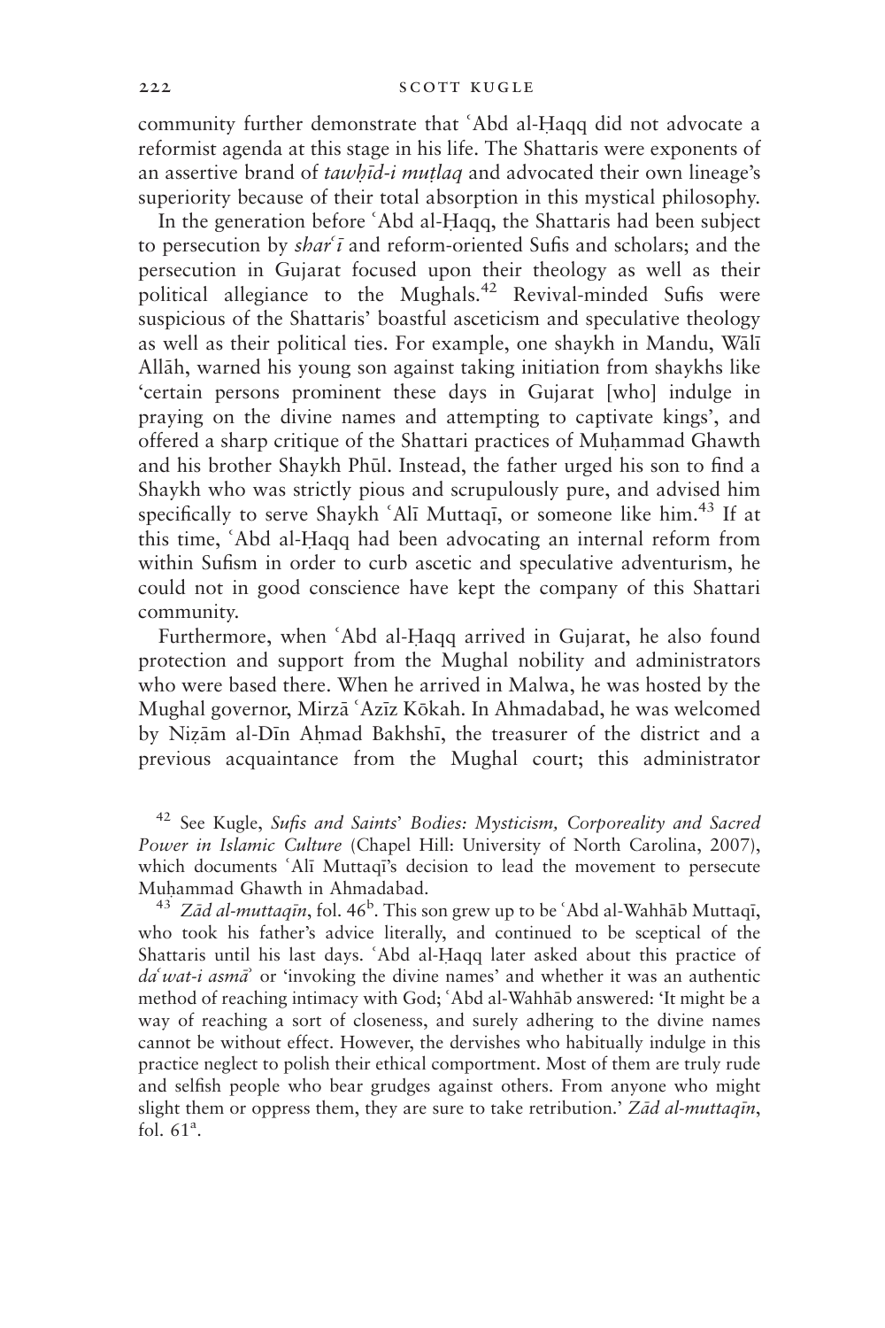community further demonstrate that ʿAbd al-Ḥaqq did not advocate a reformist agenda at this stage in his life. The Shattaris were exponents of an assertive brand of *tawḥīd-i muṭlaq* and advocated their own lineage's superiority because of their total absorption in this mystical philosophy.

In the generation before ʿAbd al-Ḥaqq, the Shattaris had been subject to persecution by *sharʿī* and reform-oriented Sufis and scholars; and the persecution in Gujarat focused upon their theology as well as their political allegiance to the Mughals.[42] Revival-minded Sufis were suspicious of the Shattaris' boastful asceticism and speculative theology as well as their political ties. For example, one shaykh in Mandu, Wālī Allāh, warned his young son against taking initiation from shaykhs like 'certain persons prominent these days in Gujarat [who] indulge in praying on the divine names and attempting to captivate kings', and offered a sharp critique of the Shattari practices of Muḥammad Ghawth and his brother Shaykh Phūl. Instead, the father urged his son to find a Shaykh who was strictly pious and scrupulously pure, and advised him specifically to serve Shaykh ʿAlī Muttaqī, or someone like him.[43] If at this time, ʿAbd al-Ḥaqq had been advocating an internal reform from within Sufism in order to curb ascetic and speculative adventurism, he could not in good conscience have kept the company of this Shattari community.

Furthermore, when ʿAbd al-Ḥaqq arrived in Gujarat, he also found protection and support from the Mughal nobility and administrators who were based there. When he arrived in Malwa, he was hosted by the Mughal governor, Mirzā ʿAzīz Kōkah. In Ahmadabad, he was welcomed by Niẓām al-Dīn Aḥmad Bakhshī, the treasurer of the district and a previous acquaintance from the Mughal court; this administrator

[42] See Kugle, *Sufis and Saints' Bodies: Mysticism, Corporeality and Sacred Power in Islamic Culture* (Chapel Hill: University of North Carolina, 2007), which documents ʿAlī Muttaqī's decision to lead the movement to persecute Muḥammad Ghawth in Ahmadabad.

[43] *Zād al-muttaqīn*, fol. 46[b]. This son grew up to be ʿAbd al-Wahhāb Muttaqī, who took his father's advice literally, and continued to be sceptical of the Shattaris until his last days. ʿAbd al-Ḥaqq later asked about this practice of *daʿwat-i asmāʾ* or 'invoking the divine names' and whether it was an authentic method of reaching intimacy with God; ʿAbd al-Wahhāb answered: 'It might be a way of reaching a sort of closeness, and surely adhering to the divine names cannot be without effect. However, the dervishes who habitually indulge in this practice neglect to polish their ethical comportment. Most of them are truly rude and selfish people who bear grudges against others. From anyone who might slight them or oppress them, they are sure to take retribution.' *Zād al-muttaqīn*, fol. 61[a].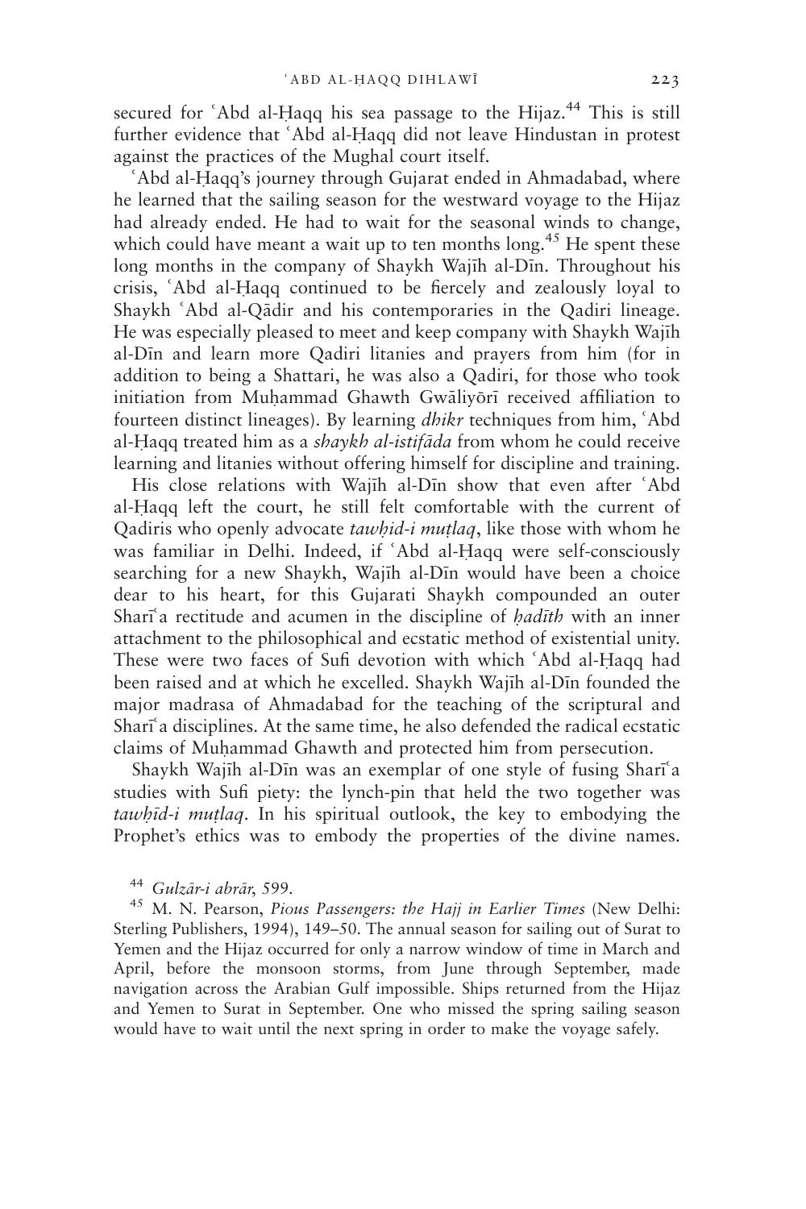secured for ʿAbd al-Ḥaqq his sea passage to the Hijaz.[44] This is still further evidence that ʿAbd al-Ḥaqq did not leave Hindustan in protest against the practices of the Mughal court itself.

ʿAbd al-Ḥaqq's journey through Gujarat ended in Ahmadabad, where he learned that the sailing season for the westward voyage to the Hijaz had already ended. He had to wait for the seasonal winds to change, which could have meant a wait up to ten months long.[45] He spent these long months in the company of Shaykh Wajīh al-Dīn. Throughout his crisis, ʿAbd al-Ḥaqq continued to be fiercely and zealously loyal to Shaykh ʿAbd al-Qādir and his contemporaries in the Qadiri lineage. He was especially pleased to meet and keep company with Shaykh Wajīh al-Dīn and learn more Qadiri litanies and prayers from him (for in addition to being a Shattari, he was also a Qadiri, for those who took initiation from Muḥammad Ghawth Gwāliyōrī received affiliation to fourteen distinct lineages). By learning *dhikr* techniques from him, ʿAbd al-Ḥaqq treated him as a *shaykh al-istifāda* from whom he could receive learning and litanies without offering himself for discipline and training.

His close relations with Wajīh al-Dīn show that even after ʿAbd al-Ḥaqq left the court, he still felt comfortable with the current of Qadiris who openly advocate *tawḥid-i muṭlaq*, like those with whom he was familiar in Delhi. Indeed, if ʿAbd al-Ḥaqq were self-consciously searching for a new Shaykh, Wajīh al-Dīn would have been a choice dear to his heart, for this Gujarati Shaykh compounded an outer Sharīʿa rectitude and acumen in the discipline of *ḥadīth* with an inner attachment to the philosophical and ecstatic method of existential unity. These were two faces of Sufi devotion with which ʿAbd al-Ḥaqq had been raised and at which he excelled. Shaykh Wajīh al-Dīn founded the major madrasa of Ahmadabad for the teaching of the scriptural and Sharīʿa disciplines. At the same time, he also defended the radical ecstatic claims of Muḥammad Ghawth and protected him from persecution.

Shaykh Wajīh al-Dīn was an exemplar of one style of fusing Sharīʿa studies with Sufi piety: the lynch-pin that held the two together was *tawḥīd-i muṭlaq*. In his spiritual outlook, the key to embodying the Prophet's ethics was to embody the properties of the divine names.

[44] *Gulzār-i abrār*, 599.

[45] M. N. Pearson, *Pious Passengers: the Hajj in Earlier Times* (New Delhi: Sterling Publishers, 1994), 149–50. The annual season for sailing out of Surat to Yemen and the Hijaz occurred for only a narrow window of time in March and April, before the monsoon storms, from June through September, made navigation across the Arabian Gulf impossible. Ships returned from the Hijaz and Yemen to Surat in September. One who missed the spring sailing season would have to wait until the next spring in order to make the voyage safely.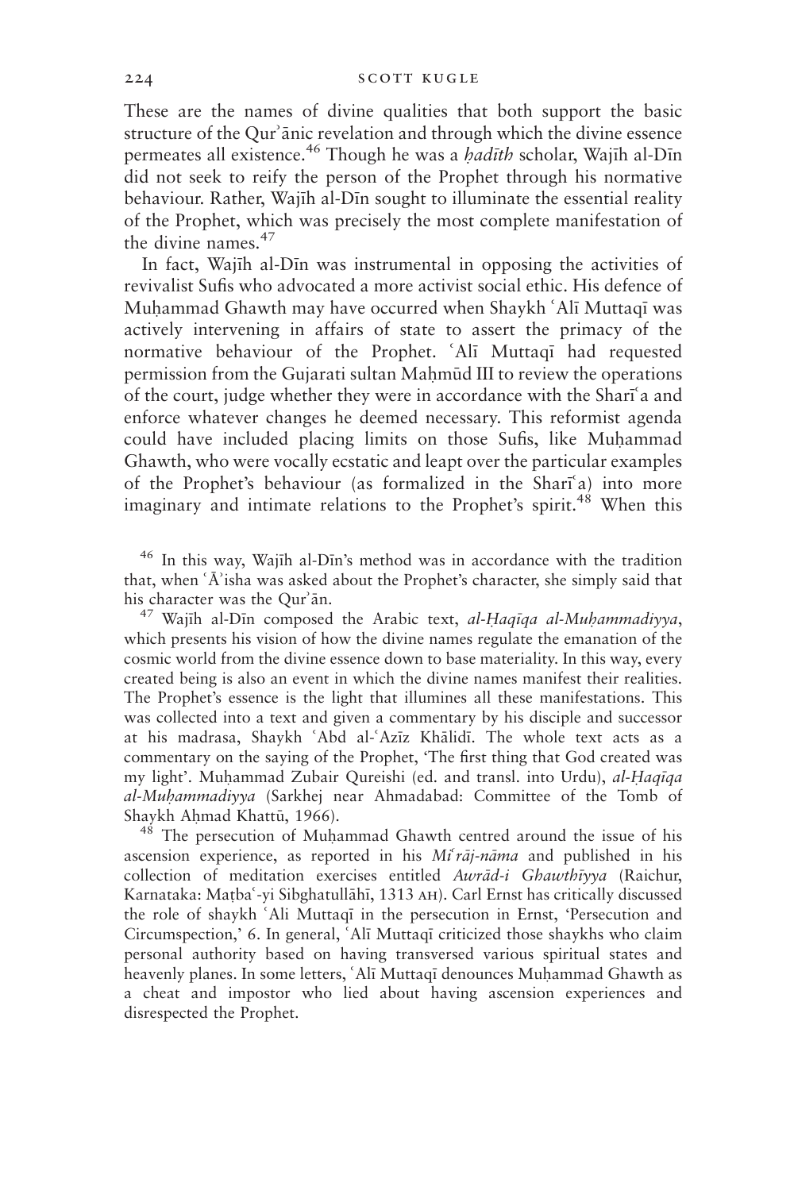These are the names of divine qualities that both support the basic structure of the Qurʾānic revelation and through which the divine essence permeates all existence.[46] Though he was a *ḥadīth* scholar, Wajīh al-Dīn did not seek to reify the person of the Prophet through his normative behaviour. Rather, Wajīh al-Dīn sought to illuminate the essential reality of the Prophet, which was precisely the most complete manifestation of the divine names.[47]

In fact, Wajīh al-Dīn was instrumental in opposing the activities of revivalist Sufis who advocated a more activist social ethic. His defence of Muḥammad Ghawth may have occurred when Shaykh ʿAlī Muttaqī was actively intervening in affairs of state to assert the primacy of the normative behaviour of the Prophet. ʿAlī Muttaqī had requested permission from the Gujarati sultan Maḥmūd III to review the operations of the court, judge whether they were in accordance with the Sharīʿa and enforce whatever changes he deemed necessary. This reformist agenda could have included placing limits on those Sufis, like Muḥammad Ghawth, who were vocally ecstatic and leapt over the particular examples of the Prophet's behaviour (as formalized in the Sharīʿa) into more imaginary and intimate relations to the Prophet's spirit.[48] When this

[46] In this way, Wajīh al-Dīn's method was in accordance with the tradition that, when ʿĀʾisha was asked about the Prophet's character, she simply said that his character was the Qurʾān.

[47] Wajīh al-Dīn composed the Arabic text, *al-Ḥaqīqa al-Muḥammadiyya*, which presents his vision of how the divine names regulate the emanation of the cosmic world from the divine essence down to base materiality. In this way, every created being is also an event in which the divine names manifest their realities. The Prophet's essence is the light that illumines all these manifestations. This was collected into a text and given a commentary by his disciple and successor at his madrasa, Shaykh ʿAbd al-ʿAzīz Khālidī. The whole text acts as a commentary on the saying of the Prophet, 'The first thing that God created was my light'. Muḥammad Zubair Qureishi (ed. and transl. into Urdu), *al-Ḥaqīqa al-Muḥammadiyya* (Sarkhej near Ahmadabad: Committee of the Tomb of Shaykh Aḥmad Khattū, 1966).

[48] The persecution of Muḥammad Ghawth centred around the issue of his ascension experience, as reported in his *Miʿrāj-nāma* and published in his collection of meditation exercises entitled *Awrād-i Ghawthīyya* (Raichur, Karnataka: Maṭbaʿ-yi Sibghatullāhī, 1313 AH). Carl Ernst has critically discussed the role of shaykh ʿAli Muttaqī in the persecution in Ernst, 'Persecution and Circumspection,' 6. In general, ʿAlī Muttaqī criticized those shaykhs who claim personal authority based on having transversed various spiritual states and heavenly planes. In some letters, ʿAlī Muttaqī denounces Muḥammad Ghawth as a cheat and impostor who lied about having ascension experiences and disrespected the Prophet.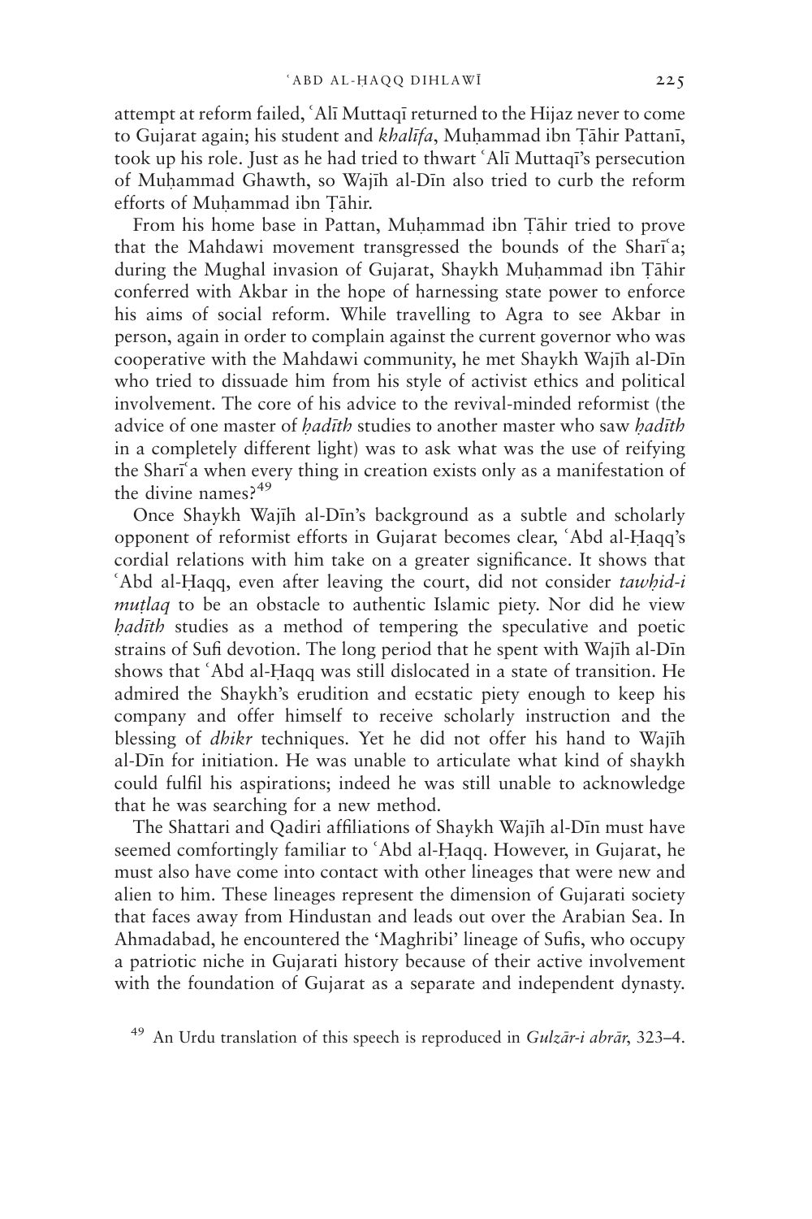attempt at reform failed, ʿAlī Muttaqī returned to the Hijaz never to come to Gujarat again; his student and *khalīfa*, Muḥammad ibn Ṭāhir Pattanī, took up his role. Just as he had tried to thwart ʿAlī Muttaqī's persecution of Muḥammad Ghawth, so Wajīh al-Dīn also tried to curb the reform efforts of Muḥammad ibn Ṭāhir.

From his home base in Pattan, Muḥammad ibn Ṭāhir tried to prove that the Mahdawi movement transgressed the bounds of the Sharīʿa; during the Mughal invasion of Gujarat, Shaykh Muḥammad ibn Ṭāhir conferred with Akbar in the hope of harnessing state power to enforce his aims of social reform. While travelling to Agra to see Akbar in person, again in order to complain against the current governor who was cooperative with the Mahdawi community, he met Shaykh Wajīh al-Dīn who tried to dissuade him from his style of activist ethics and political involvement. The core of his advice to the revival-minded reformist (the advice of one master of *ḥadīth* studies to another master who saw *ḥadīth* in a completely different light) was to ask what was the use of reifying the Sharīʿa when every thing in creation exists only as a manifestation of the divine names?[49]

Once Shaykh Wajīh al-Dīn's background as a subtle and scholarly opponent of reformist efforts in Gujarat becomes clear, ʿAbd al-Ḥaqq's cordial relations with him take on a greater significance. It shows that ʿAbd al-Ḥaqq, even after leaving the court, did not consider *tawḥid-i muṭlaq* to be an obstacle to authentic Islamic piety. Nor did he view *ḥadīth* studies as a method of tempering the speculative and poetic strains of Sufi devotion. The long period that he spent with Wajīh al-Dīn shows that ʿAbd al-Ḥaqq was still dislocated in a state of transition. He admired the Shaykh's erudition and ecstatic piety enough to keep his company and offer himself to receive scholarly instruction and the blessing of *dhikr* techniques. Yet he did not offer his hand to Wajīh al-Dīn for initiation. He was unable to articulate what kind of shaykh could fulfil his aspirations; indeed he was still unable to acknowledge that he was searching for a new method.

The Shattari and Qadiri affiliations of Shaykh Wajīh al-Dīn must have seemed comfortingly familiar to ʿAbd al-Ḥaqq. However, in Gujarat, he must also have come into contact with other lineages that were new and alien to him. These lineages represent the dimension of Gujarati society that faces away from Hindustan and leads out over the Arabian Sea. In Ahmadabad, he encountered the 'Maghribi' lineage of Sufis, who occupy a patriotic niche in Gujarati history because of their active involvement with the foundation of Gujarat as a separate and independent dynasty.

[49] An Urdu translation of this speech is reproduced in *Gulzār-i abrār*, 323–4.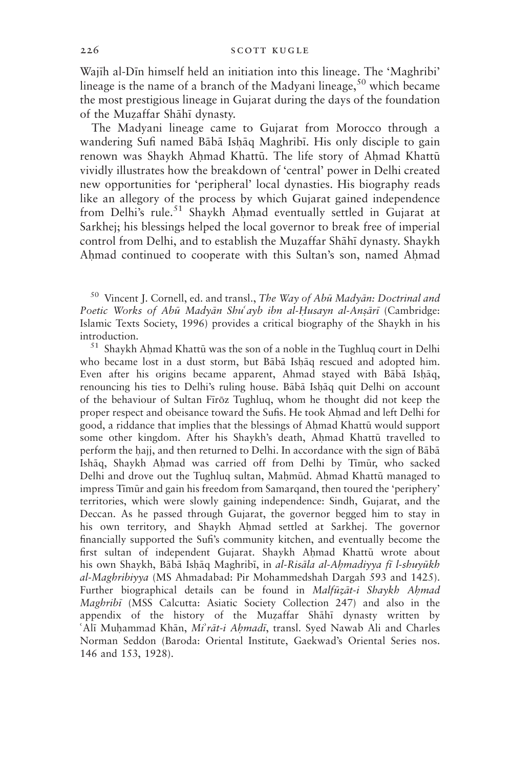Wajīh al-Dīn himself held an initiation into this lineage. The 'Maghribi' lineage is the name of a branch of the Madyani lineage,[50] which became the most prestigious lineage in Gujarat during the days of the foundation of the Muẓaffar Shāhī dynasty.

The Madyani lineage came to Gujarat from Morocco through a wandering Sufi named Bābā Isḥāq Maghribī. His only disciple to gain renown was Shaykh Aḥmad Khattū. The life story of Aḥmad Khattū vividly illustrates how the breakdown of 'central' power in Delhi created new opportunities for 'peripheral' local dynasties. His biography reads like an allegory of the process by which Gujarat gained independence from Delhi's rule.[51] Shaykh Aḥmad eventually settled in Gujarat at Sarkhej; his blessings helped the local governor to break free of imperial control from Delhi, and to establish the Muẓaffar Shāhī dynasty. Shaykh Aḥmad continued to cooperate with this Sultan's son, named Aḥmad

[50] Vincent J. Cornell, ed. and transl., *The Way of Abū Madyān: Doctrinal and Poetic Works of Abū Madyān Shuʿayb ibn al-Ḥusayn al-Anṣārī* (Cambridge: Islamic Texts Society, 1996) provides a critical biography of the Shaykh in his introduction.

[51] Shaykh Aḥmad Khattū was the son of a noble in the Tughluq court in Delhi who became lost in a dust storm, but Bābā Isḥāq rescued and adopted him. Even after his origins became apparent, Ahmad stayed with Bābā Isḥāq, renouncing his ties to Delhi's ruling house. Bābā Isḥāq quit Delhi on account of the behaviour of Sultan Fīrōz Tughluq, whom he thought did not keep the proper respect and obeisance toward the Sufis. He took Aḥmad and left Delhi for good, a riddance that implies that the blessings of Aḥmad Khattū would support some other kingdom. After his Shaykh's death, Aḥmad Khattū travelled to perform the ḥajj, and then returned to Delhi. In accordance with the sign of Bābā Ishāq, Shaykh Aḥmad was carried off from Delhi by Tīmūr, who sacked Delhi and drove out the Tughluq sultan, Maḥmūd. Aḥmad Khattū managed to impress Tīmūr and gain his freedom from Samarqand, then toured the 'periphery' territories, which were slowly gaining independence: Sindh, Gujarat, and the Deccan. As he passed through Gujarat, the governor begged him to stay in his own territory, and Shaykh Aḥmad settled at Sarkhej. The governor financially supported the Sufi's community kitchen, and eventually become the first sultan of independent Gujarat. Shaykh Aḥmad Khattū wrote about his own Shaykh, Bābā Isḥāq Maghribī, in *al-Risāla al-Aḥmadiyya fī l-shuyūkh al-Maghribiyya* (MS Ahmadabad: Pir Mohammedshah Dargah 593 and 1425). Further biographical details can be found in *Malfūẓāt-i Shaykh Aḥmad Maghribī* (MSS Calcutta: Asiatic Society Collection 247) and also in the appendix of the history of the Muẓaffar Shāhī dynasty written by ʿAlī Muḥammad Khān, *Miʾrāt-i Aḥmadī*, transl. Syed Nawab Ali and Charles Norman Seddon (Baroda: Oriental Institute, Gaekwad's Oriental Series nos. 146 and 153, 1928).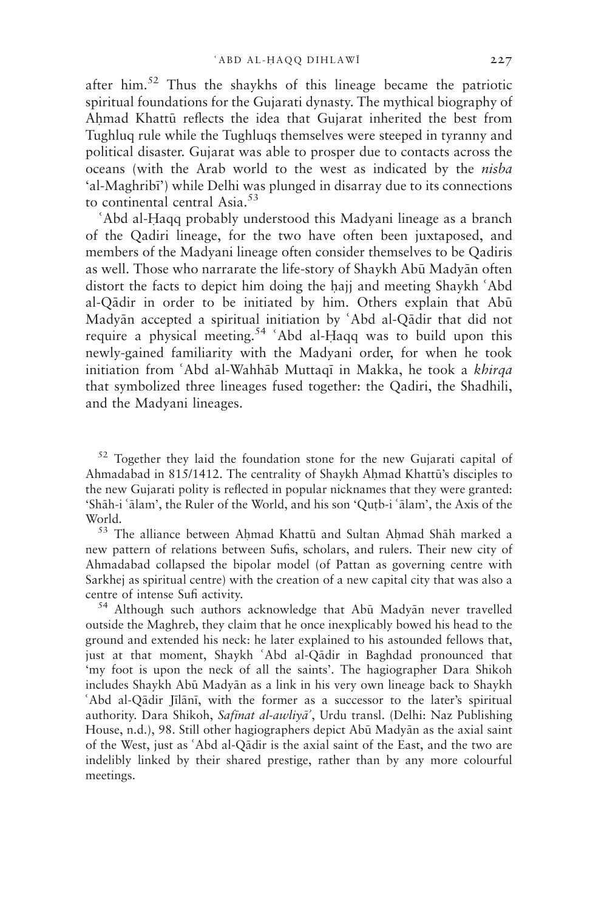after him.[52] Thus the shaykhs of this lineage became the patriotic spiritual foundations for the Gujarati dynasty. The mythical biography of Aḥmad Khattū reflects the idea that Gujarat inherited the best from Tughluq rule while the Tughluqs themselves were steeped in tyranny and political disaster. Gujarat was able to prosper due to contacts across the oceans (with the Arab world to the west as indicated by the *nisba* 'al-Maghribī') while Delhi was plunged in disarray due to its connections to continental central Asia.[53]

ʿAbd al-Ḥaqq probably understood this Madyani lineage as a branch of the Qadiri lineage, for the two have often been juxtaposed, and members of the Madyani lineage often consider themselves to be Qadiris as well. Those who narrarate the life-story of Shaykh Abū Madyān often distort the facts to depict him doing the ḥajj and meeting Shaykh ʿAbd al-Qādir in order to be initiated by him. Others explain that Abū Madyān accepted a spiritual initiation by ʿAbd al-Qādir that did not require a physical meeting.[54] ʿAbd al-Ḥaqq was to build upon this newly-gained familiarity with the Madyani order, for when he took initiation from ʿAbd al-Wahhāb Muttaqī in Makka, he took a *khirqa* that symbolized three lineages fused together: the Qadiri, the Shadhili, and the Madyani lineages.

[52] Together they laid the foundation stone for the new Gujarati capital of Ahmadabad in 815/1412. The centrality of Shaykh Aḥmad Khattū's disciples to the new Gujarati polity is reflected in popular nicknames that they were granted: 'Shāh-i ʿālam', the Ruler of the World, and his son 'Quṭb-i ʿālam', the Axis of the World.

[53] The alliance between Aḥmad Khattū and Sultan Aḥmad Shāh marked a new pattern of relations between Sufis, scholars, and rulers. Their new city of Ahmadabad collapsed the bipolar model (of Pattan as governing centre with Sarkhej as spiritual centre) with the creation of a new capital city that was also a centre of intense Sufi activity.

[54] Although such authors acknowledge that Abū Madyān never travelled outside the Maghreb, they claim that he once inexplicably bowed his head to the ground and extended his neck: he later explained to his astounded fellows that, just at that moment, Shaykh ʿAbd al-Qādir in Baghdad pronounced that 'my foot is upon the neck of all the saints'. The hagiographer Dara Shikoh includes Shaykh Abū Madyān as a link in his very own lineage back to Shaykh ʿAbd al-Qādir Jīlānī, with the former as a successor to the later's spiritual authority. Dara Shikoh, *Safīnat al-awliyāʾ*, Urdu transl. (Delhi: Naz Publishing House, n.d.), 98. Still other hagiographers depict Abū Madyān as the axial saint of the West, just as ʿAbd al-Qādir is the axial saint of the East, and the two are indelibly linked by their shared prestige, rather than by any more colourful meetings.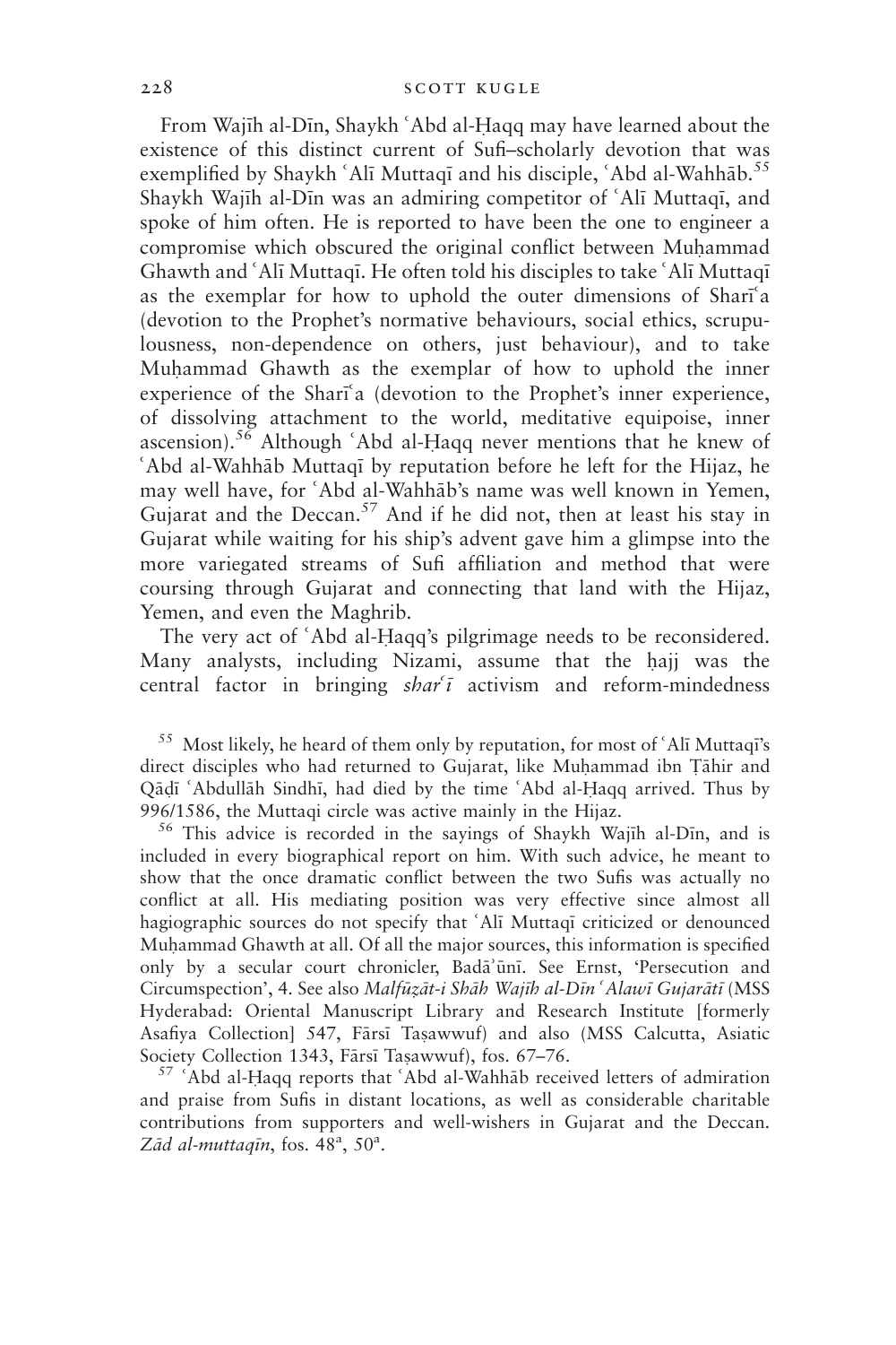From Wajīh al-Dīn, Shaykh ʿAbd al-Ḥaqq may have learned about the existence of this distinct current of Sufi–scholarly devotion that was exemplified by Shaykh ʿAlī Muttaqī and his disciple, ʿAbd al-Wahhāb.[55] Shaykh Wajīh al-Dīn was an admiring competitor of ʿAlī Muttaqī, and spoke of him often. He is reported to have been the one to engineer a compromise which obscured the original conflict between Muḥammad Ghawth and ʿAlī Muttaqī. He often told his disciples to take ʿAlī Muttaqī as the exemplar for how to uphold the outer dimensions of Sharīʿa (devotion to the Prophet's normative behaviours, social ethics, scrupulousness, non-dependence on others, just behaviour), and to take Muḥammad Ghawth as the exemplar of how to uphold the inner experience of the Sharīʿa (devotion to the Prophet's inner experience, of dissolving attachment to the world, meditative equipoise, inner ascension).[56] Although ʿAbd al-Ḥaqq never mentions that he knew of ʿAbd al-Wahhāb Muttaqī by reputation before he left for the Hijaz, he may well have, for ʿAbd al-Wahhāb's name was well known in Yemen, Gujarat and the Deccan.[57] And if he did not, then at least his stay in Gujarat while waiting for his ship's advent gave him a glimpse into the more variegated streams of Sufi affiliation and method that were coursing through Gujarat and connecting that land with the Hijaz, Yemen, and even the Maghrib.

The very act of ʿAbd al-Ḥaqq's pilgrimage needs to be reconsidered. Many analysts, including Nizami, assume that the ḥajj was the central factor in bringing *sharʿī* activism and reform-mindedness

[55] Most likely, he heard of them only by reputation, for most of ʿAlī Muttaqī's direct disciples who had returned to Gujarat, like Muḥammad ibn Ṭāhir and Qāḍī ʿAbdullāh Sindhī, had died by the time ʿAbd al-Ḥaqq arrived. Thus by 996/1586, the Muttaqi circle was active mainly in the Hijaz.

[56] This advice is recorded in the sayings of Shaykh Wajīh al-Dīn, and is included in every biographical report on him. With such advice, he meant to show that the once dramatic conflict between the two Sufis was actually no conflict at all. His mediating position was very effective since almost all hagiographic sources do not specify that ʿAlī Muttaqī criticized or denounced Muḥammad Ghawth at all. Of all the major sources, this information is specified only by a secular court chronicler, Badāʾūnī. See Ernst, 'Persecution and Circumspection', 4. See also *Malfūẓāt-i Shāh Wajīh al-Dīn ʿAlawī Gujarātī* (MSS Hyderabad: Oriental Manuscript Library and Research Institute [formerly Asafiya Collection] 547, Fārsī Taṣawwuf) and also (MSS Calcutta, Asiatic Society Collection 1343, Fārsī Taṣawwuf), fos. 67–76.

[57] ʿAbd al-Ḥaqq reports that ʿAbd al-Wahhāb received letters of admiration and praise from Sufis in distant locations, as well as considerable charitable contributions from supporters and well-wishers in Gujarat and the Deccan. *Zād al-muttaqīn*, fos. 48[a], 50[a].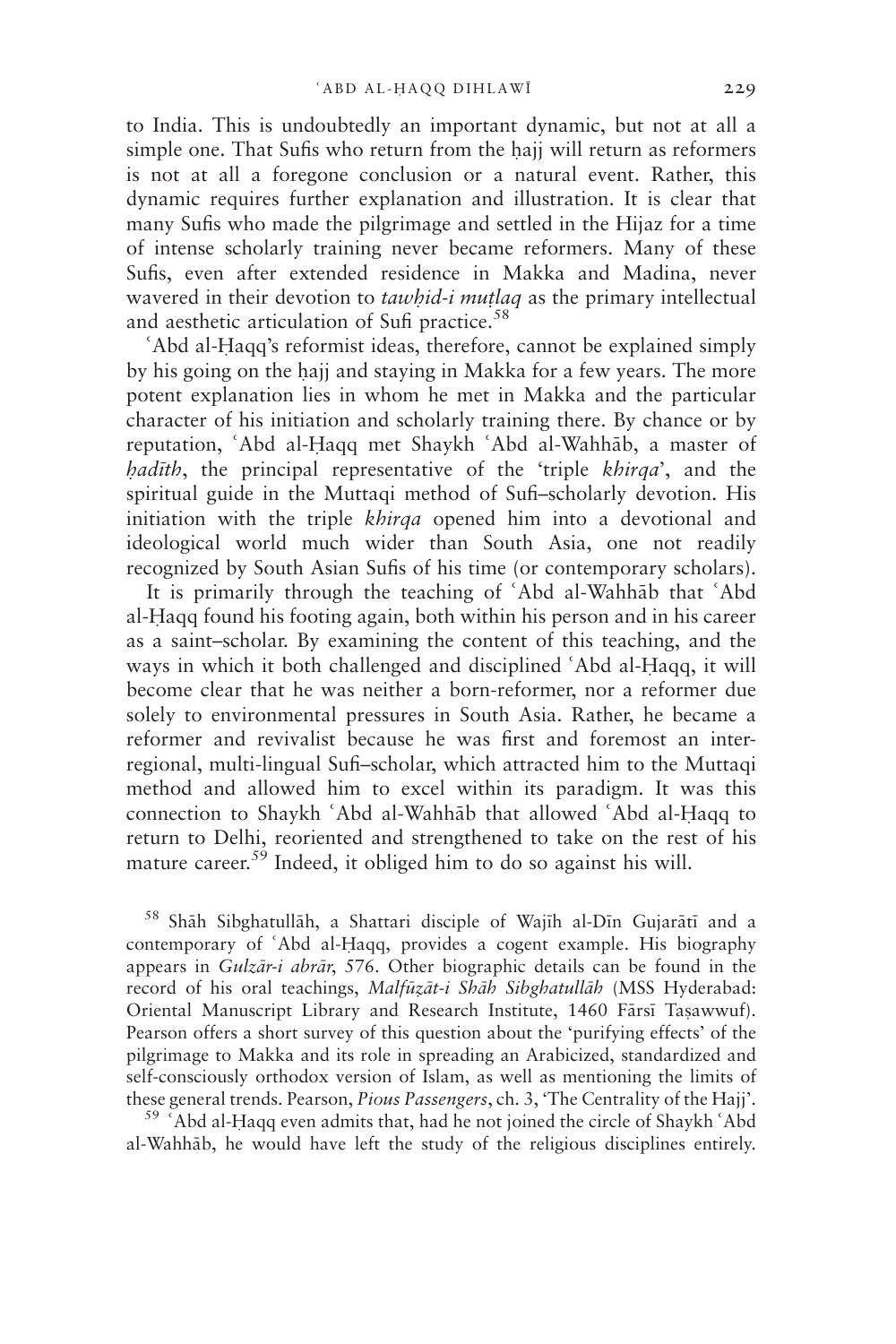to India. This is undoubtedly an important dynamic, but not at all a simple one. That Sufis who return from the ḥajj will return as reformers is not at all a foregone conclusion or a natural event. Rather, this dynamic requires further explanation and illustration. It is clear that many Sufis who made the pilgrimage and settled in the Hijaz for a time of intense scholarly training never became reformers. Many of these Sufis, even after extended residence in Makka and Madina, never wavered in their devotion to *tawḥid-i muṭlaq* as the primary intellectual and aesthetic articulation of Sufi practice.[58]

ʿAbd al-Ḥaqq's reformist ideas, therefore, cannot be explained simply by his going on the ḥajj and staying in Makka for a few years. The more potent explanation lies in whom he met in Makka and the particular character of his initiation and scholarly training there. By chance or by reputation, ʿAbd al-Ḥaqq met Shaykh ʿAbd al-Wahhāb, a master of *ḥadīth*, the principal representative of the 'triple *khirqa*', and the spiritual guide in the Muttaqi method of Sufi–scholarly devotion. His initiation with the triple *khirqa* opened him into a devotional and ideological world much wider than South Asia, one not readily recognized by South Asian Sufis of his time (or contemporary scholars).

It is primarily through the teaching of ʿAbd al-Wahhāb that ʿAbd al-Ḥaqq found his footing again, both within his person and in his career as a saint–scholar. By examining the content of this teaching, and the ways in which it both challenged and disciplined ʿAbd al-Ḥaqq, it will become clear that he was neither a born-reformer, nor a reformer due solely to environmental pressures in South Asia. Rather, he became a reformer and revivalist because he was first and foremost an inter-regional, multi-lingual Sufi–scholar, which attracted him to the Muttaqi method and allowed him to excel within its paradigm. It was this connection to Shaykh ʿAbd al-Wahhāb that allowed ʿAbd al-Ḥaqq to return to Delhi, reoriented and strengthened to take on the rest of his mature career.[59] Indeed, it obliged him to do so against his will.

[58] Shāh Sibghatullāh, a Shattari disciple of Wajīh al-Dīn Gujarātī and a contemporary of ʿAbd al-Ḥaqq, provides a cogent example. His biography appears in *Gulzār-i abrār*, 576. Other biographic details can be found in the record of his oral teachings, *Malfūẓāt-i Shāh Sibghatullāh* (MSS Hyderabad: Oriental Manuscript Library and Research Institute, 1460 Fārsī Taṣawwuf). Pearson offers a short survey of this question about the 'purifying effects' of the pilgrimage to Makka and its role in spreading an Arabicized, standardized and self-consciously orthodox version of Islam, as well as mentioning the limits of these general trends. Pearson, *Pious Passengers*, ch. 3, 'The Centrality of the Hajj'.

[59] ʿAbd al-Ḥaqq even admits that, had he not joined the circle of Shaykh ʿAbd al-Wahhāb, he would have left the study of the religious disciplines entirely.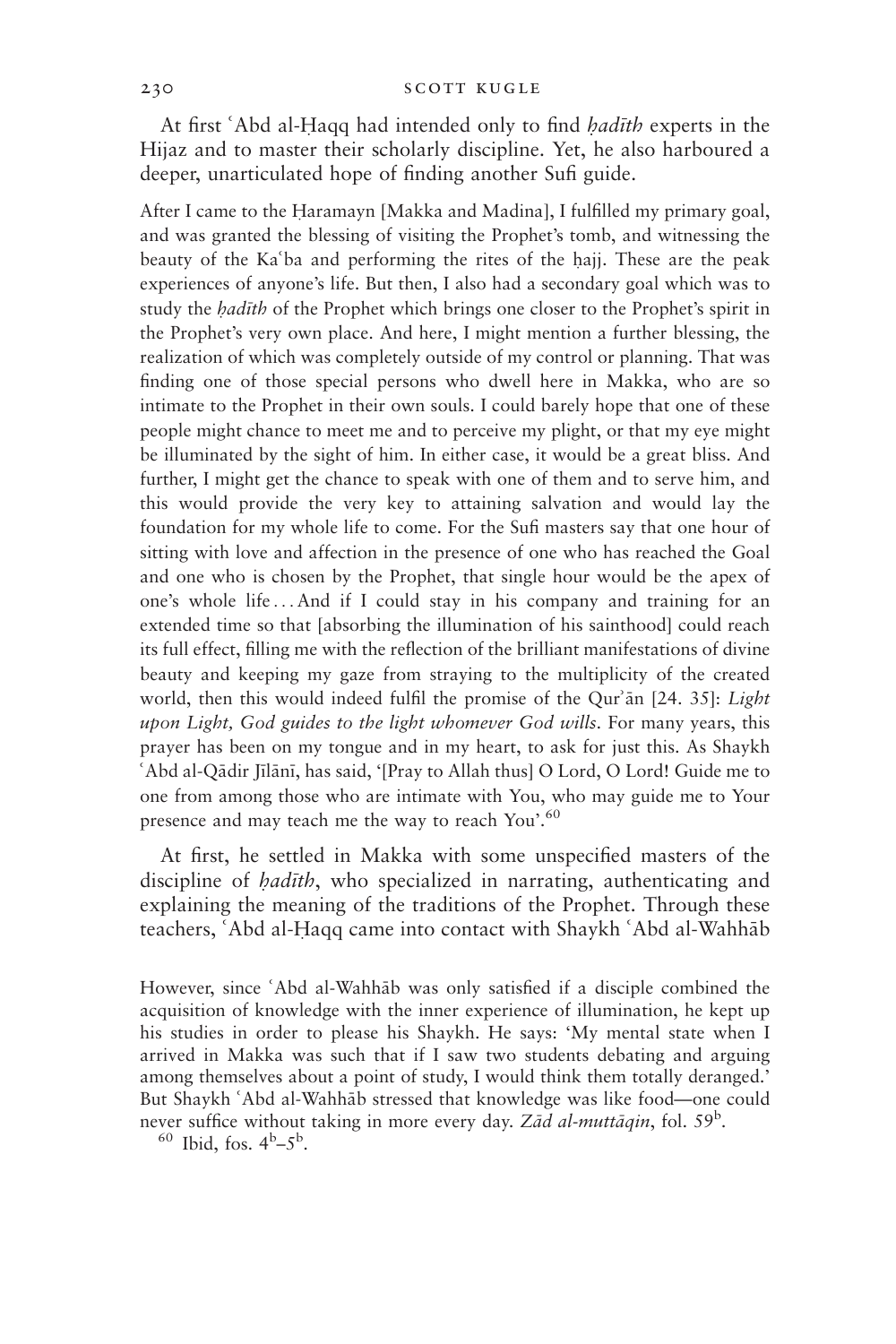At first ʿAbd al-Ḥaqq had intended only to find *ḥadīth* experts in the Hijaz and to master their scholarly discipline. Yet, he also harboured a deeper, unarticulated hope of finding another Sufi guide.

> After I came to the Ḥaramayn [Makka and Madina], I fulfilled my primary goal, and was granted the blessing of visiting the Prophet's tomb, and witnessing the beauty of the Kaʿba and performing the rites of the ḥajj. These are the peak experiences of anyone's life. But then, I also had a secondary goal which was to study the *ḥadīth* of the Prophet which brings one closer to the Prophet's spirit in the Prophet's very own place. And here, I might mention a further blessing, the realization of which was completely outside of my control or planning. That was finding one of those special persons who dwell here in Makka, who are so intimate to the Prophet in their own souls. I could barely hope that one of these people might chance to meet me and to perceive my plight, or that my eye might be illuminated by the sight of him. In either case, it would be a great bliss. And further, I might get the chance to speak with one of them and to serve him, and this would provide the very key to attaining salvation and would lay the foundation for my whole life to come. For the Sufi masters say that one hour of sitting with love and affection in the presence of one who has reached the Goal and one who is chosen by the Prophet, that single hour would be the apex of one's whole life . . . And if I could stay in his company and training for an extended time so that [absorbing the illumination of his sainthood] could reach its full effect, filling me with the reflection of the brilliant manifestations of divine beauty and keeping my gaze from straying to the multiplicity of the created world, then this would indeed fulfil the promise of the Qurʾān [24. 35]: *Light upon Light, God guides to the light whomever God wills*. For many years, this prayer has been on my tongue and in my heart, to ask for just this. As Shaykh ʿAbd al-Qādir Jīlānī, has said, '[Pray to Allah thus] O Lord, O Lord! Guide me to one from among those who are intimate with You, who may guide me to Your presence and may teach me the way to reach You'.[60]

At first, he settled in Makka with some unspecified masters of the discipline of *ḥadīth*, who specialized in narrating, authenticating and explaining the meaning of the traditions of the Prophet. Through these teachers, ʿAbd al-Ḥaqq came into contact with Shaykh ʿAbd al-Wahhāb

---

However, since ʿAbd al-Wahhāb was only satisfied if a disciple combined the acquisition of knowledge with the inner experience of illumination, he kept up his studies in order to please his Shaykh. He says: 'My mental state when I arrived in Makka was such that if I saw two students debating and arguing among themselves about a point of study, I would think them totally deranged.' But Shaykh ʿAbd al-Wahhāb stressed that knowledge was like food—one could never suffice without taking in more every day. *Zād al-muttāqin*, fol. $59^{b}$.

[60] Ibid, fos. $4^{b}$–$5^{b}$.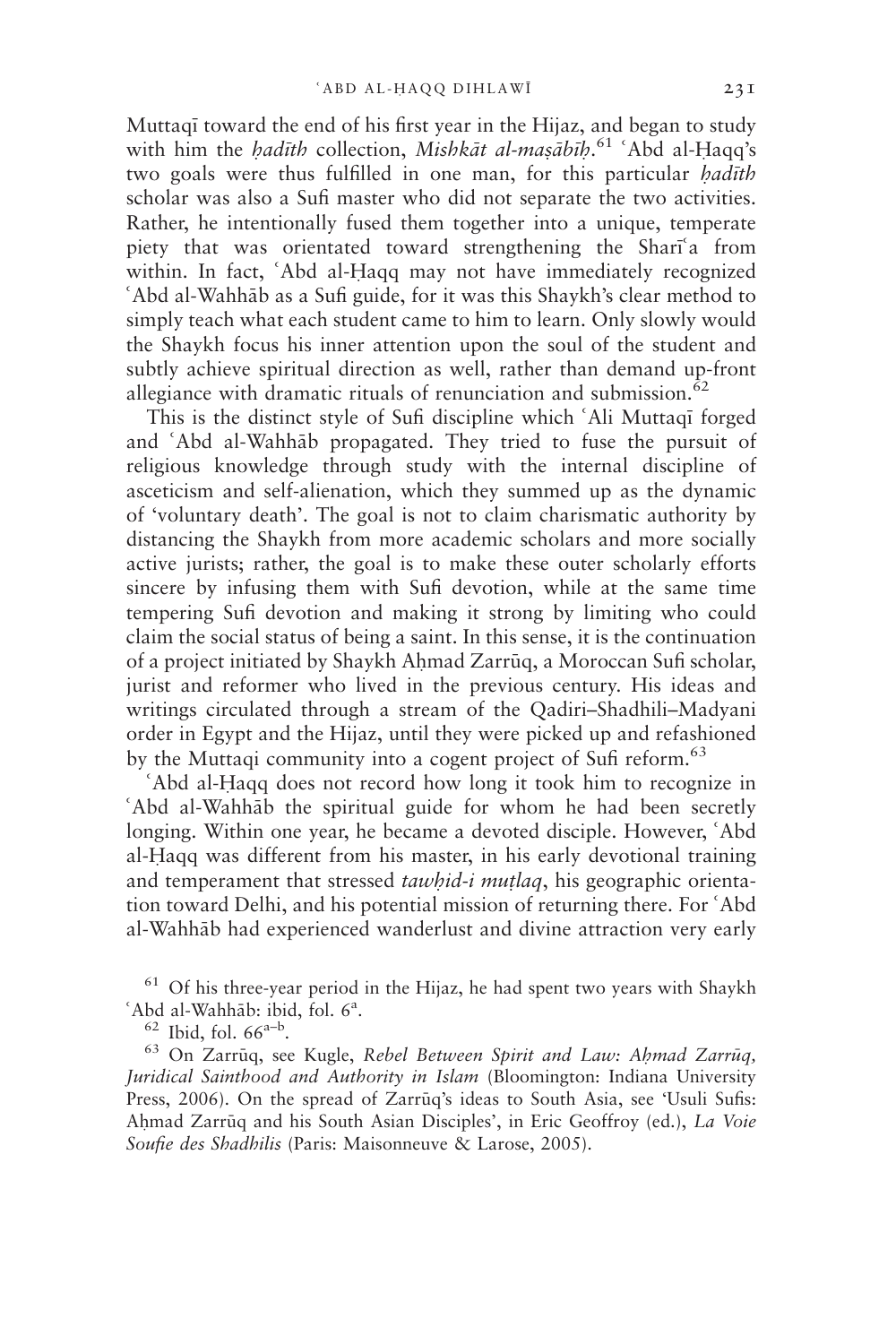Muttaqī toward the end of his first year in the Hijaz, and began to study with him the *ḥadīth* collection, *Mishkāt al-maṣābīḥ*.[61] ʿAbd al-Ḥaqq's two goals were thus fulfilled in one man, for this particular *ḥadīth* scholar was also a Sufi master who did not separate the two activities. Rather, he intentionally fused them together into a unique, temperate piety that was orientated toward strengthening the Sharīʿa from within. In fact, ʿAbd al-Ḥaqq may not have immediately recognized ʿAbd al-Wahhāb as a Sufi guide, for it was this Shaykh's clear method to simply teach what each student came to him to learn. Only slowly would the Shaykh focus his inner attention upon the soul of the student and subtly achieve spiritual direction as well, rather than demand up-front allegiance with dramatic rituals of renunciation and submission.[62]

This is the distinct style of Sufi discipline which ʿAli Muttaqī forged and ʿAbd al-Wahhāb propagated. They tried to fuse the pursuit of religious knowledge through study with the internal discipline of asceticism and self-alienation, which they summed up as the dynamic of 'voluntary death'. The goal is not to claim charismatic authority by distancing the Shaykh from more academic scholars and more socially active jurists; rather, the goal is to make these outer scholarly efforts sincere by infusing them with Sufi devotion, while at the same time tempering Sufi devotion and making it strong by limiting who could claim the social status of being a saint. In this sense, it is the continuation of a project initiated by Shaykh Aḥmad Zarrūq, a Moroccan Sufi scholar, jurist and reformer who lived in the previous century. His ideas and writings circulated through a stream of the Qadiri–Shadhili–Madyani order in Egypt and the Hijaz, until they were picked up and refashioned by the Muttaqi community into a cogent project of Sufi reform.[63]

ʿAbd al-Ḥaqq does not record how long it took him to recognize in ʿAbd al-Wahhāb the spiritual guide for whom he had been secretly longing. Within one year, he became a devoted disciple. However, ʿAbd al-Ḥaqq was different from his master, in his early devotional training and temperament that stressed *tawḥid-i muṭlaq*, his geographic orientation toward Delhi, and his potential mission of returning there. For ʿAbd al-Wahhāb had experienced wanderlust and divine attraction very early

[61] Of his three-year period in the Hijaz, he had spent two years with Shaykh ʿAbd al-Wahhāb: ibid, fol. 6[a].

[62] Ibid, fol. 66[a–b].

[63] On Zarrūq, see Kugle, *Rebel Between Spirit and Law: Aḥmad Zarrūq, Juridical Sainthood and Authority in Islam* (Bloomington: Indiana University Press, 2006). On the spread of Zarrūq's ideas to South Asia, see 'Usuli Sufis: Aḥmad Zarrūq and his South Asian Disciples', in Eric Geoffroy (ed.), *La Voie Soufie des Shadhilis* (Paris: Maisonneuve & Larose, 2005).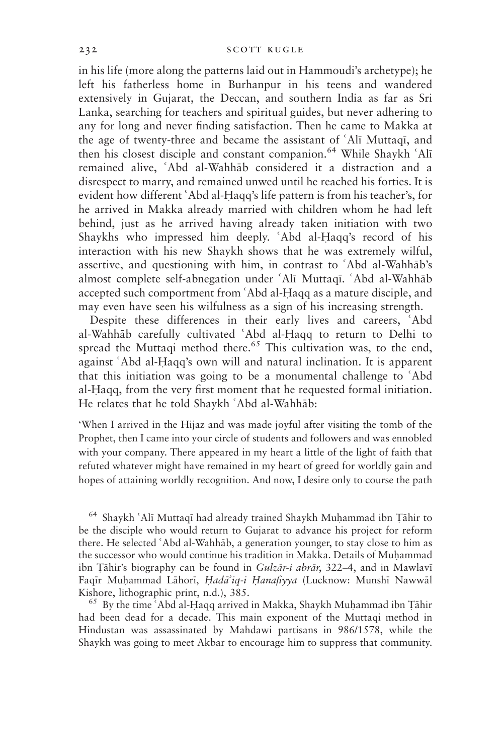in his life (more along the patterns laid out in Hammoudi's archetype); he left his fatherless home in Burhanpur in his teens and wandered extensively in Gujarat, the Deccan, and southern India as far as Sri Lanka, searching for teachers and spiritual guides, but never adhering to any for long and never finding satisfaction. Then he came to Makka at the age of twenty-three and became the assistant of ʿAlī Muttaqī, and then his closest disciple and constant companion.[64] While Shaykh ʿAlī remained alive, ʿAbd al-Wahhāb considered it a distraction and a disrespect to marry, and remained unwed until he reached his forties. It is evident how different ʿAbd al-Ḥaqq's life pattern is from his teacher's, for he arrived in Makka already married with children whom he had left behind, just as he arrived having already taken initiation with two Shaykhs who impressed him deeply. ʿAbd al-Ḥaqq's record of his interaction with his new Shaykh shows that he was extremely wilful, assertive, and questioning with him, in contrast to ʿAbd al-Wahhāb's almost complete self-abnegation under ʿAlī Muttaqī. ʿAbd al-Wahhāb accepted such comportment from ʿAbd al-Ḥaqq as a mature disciple, and may even have seen his wilfulness as a sign of his increasing strength.

Despite these differences in their early lives and careers, ʿAbd al-Wahhāb carefully cultivated ʿAbd al-Ḥaqq to return to Delhi to spread the Muttaqi method there.[65] This cultivation was, to the end, against ʿAbd al-Ḥaqq's own will and natural inclination. It is apparent that this initiation was going to be a monumental challenge to ʿAbd al-Ḥaqq, from the very first moment that he requested formal initiation. He relates that he told Shaykh ʿAbd al-Wahhāb:

'When I arrived in the Hijaz and was made joyful after visiting the tomb of the Prophet, then I came into your circle of students and followers and was ennobled with your company. There appeared in my heart a little of the light of faith that refuted whatever might have remained in my heart of greed for worldly gain and hopes of attaining worldly recognition. And now, I desire only to course the path

[64] Shaykh ʿAlī Muttaqī had already trained Shaykh Muḥammad ibn Ṭāhir to be the disciple who would return to Gujarat to advance his project for reform there. He selected ʿAbd al-Wahhāb, a generation younger, to stay close to him as the successor who would continue his tradition in Makka. Details of Muḥammad ibn Ṭāhir's biography can be found in *Gulzār-i abrār*, 322–4, and in Mawlavī Faqīr Muḥammad Lāhorī, *Ḥadāʾiq-i Ḥanafiyya* (Lucknow: Munshī Nawwāl Kishore, lithographic print, n.d.), 385.

[65] By the time ʿAbd al-Ḥaqq arrived in Makka, Shaykh Muḥammad ibn Ṭāhir had been dead for a decade. This main exponent of the Muttaqi method in Hindustan was assassinated by Mahdawi partisans in 986/1578, while the Shaykh was going to meet Akbar to encourage him to suppress that community.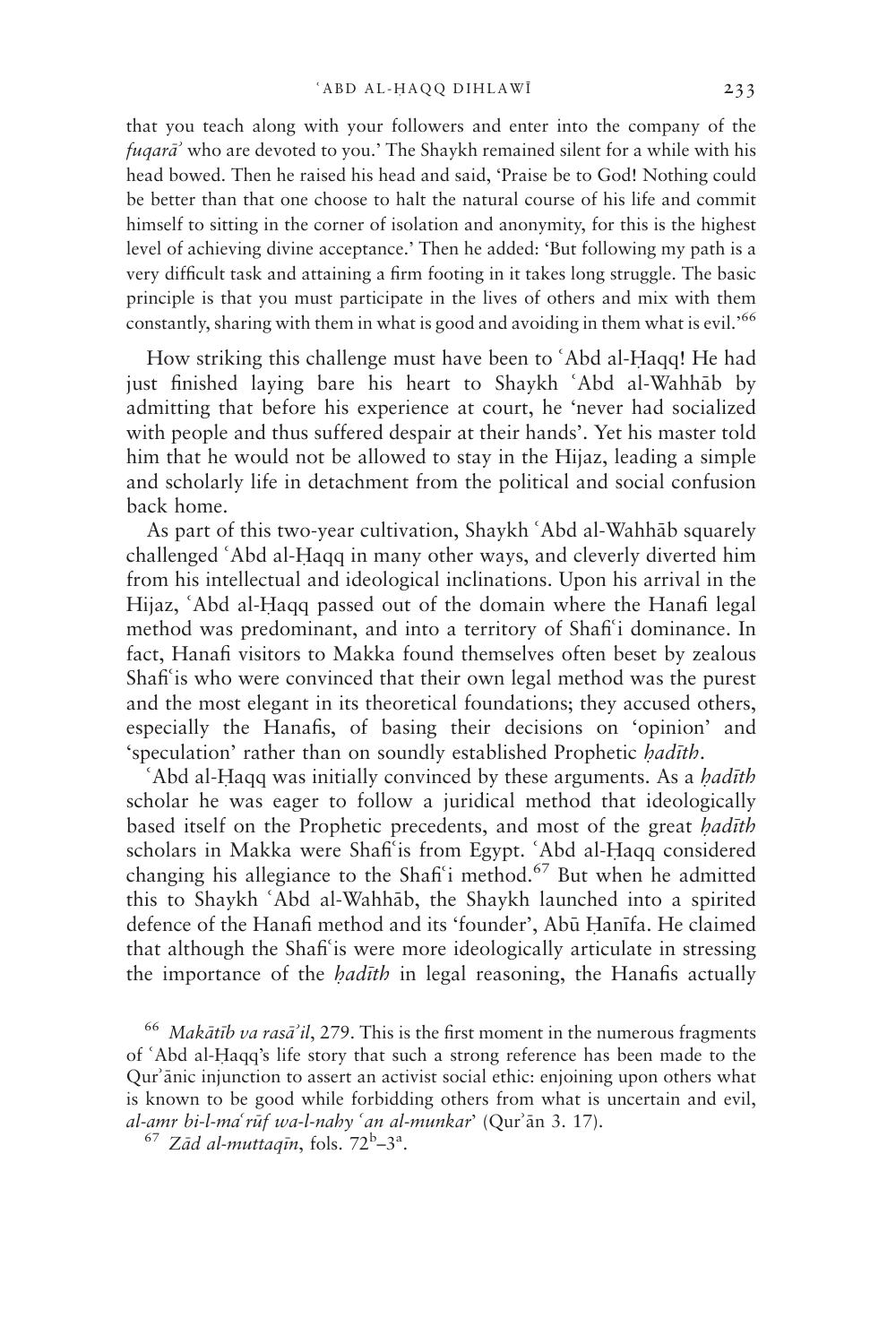that you teach along with your followers and enter into the company of the *fuqarāʾ* who are devoted to you.' The Shaykh remained silent for a while with his head bowed. Then he raised his head and said, 'Praise be to God! Nothing could be better than that one choose to halt the natural course of his life and commit himself to sitting in the corner of isolation and anonymity, for this is the highest level of achieving divine acceptance.' Then he added: 'But following my path is a very difficult task and attaining a firm footing in it takes long struggle. The basic principle is that you must participate in the lives of others and mix with them constantly, sharing with them in what is good and avoiding in them what is evil.'[66]

How striking this challenge must have been to ʿAbd al-Ḥaqq! He had just finished laying bare his heart to Shaykh ʿAbd al-Wahhāb by admitting that before his experience at court, he 'never had socialized with people and thus suffered despair at their hands'. Yet his master told him that he would not be allowed to stay in the Hijaz, leading a simple and scholarly life in detachment from the political and social confusion back home.

As part of this two-year cultivation, Shaykh ʿAbd al-Wahhāb squarely challenged ʿAbd al-Ḥaqq in many other ways, and cleverly diverted him from his intellectual and ideological inclinations. Upon his arrival in the Hijaz, ʿAbd al-Ḥaqq passed out of the domain where the Hanafi legal method was predominant, and into a territory of Shafiʿi dominance. In fact, Hanafi visitors to Makka found themselves often beset by zealous Shafiʿis who were convinced that their own legal method was the purest and the most elegant in its theoretical foundations; they accused others, especially the Hanafis, of basing their decisions on 'opinion' and 'speculation' rather than on soundly established Prophetic *ḥadīth*.

ʿAbd al-Ḥaqq was initially convinced by these arguments. As a *ḥadīth* scholar he was eager to follow a juridical method that ideologically based itself on the Prophetic precedents, and most of the great *ḥadīth* scholars in Makka were Shafiʿis from Egypt. ʿAbd al-Ḥaqq considered changing his allegiance to the Shafiʿi method.[67] But when he admitted this to Shaykh ʿAbd al-Wahhāb, the Shaykh launched into a spirited defence of the Hanafi method and its 'founder', Abū Ḥanīfa. He claimed that although the Shafiʿis were more ideologically articulate in stressing the importance of the *ḥadīth* in legal reasoning, the Hanafis actually

[66] *Makātīb va rasāʾil*, 279. This is the first moment in the numerous fragments of ʿAbd al-Ḥaqq's life story that such a strong reference has been made to the Qurʾānic injunction to assert an activist social ethic: enjoining upon others what is known to be good while forbidding others from what is uncertain and evil, *al-amr bi-l-maʿrūf wa-l-nahy ʿan al-munkar*' (Qurʾān 3. 17).

[67] *Zād al-muttaqīn*, fols. 72[b]–3[a].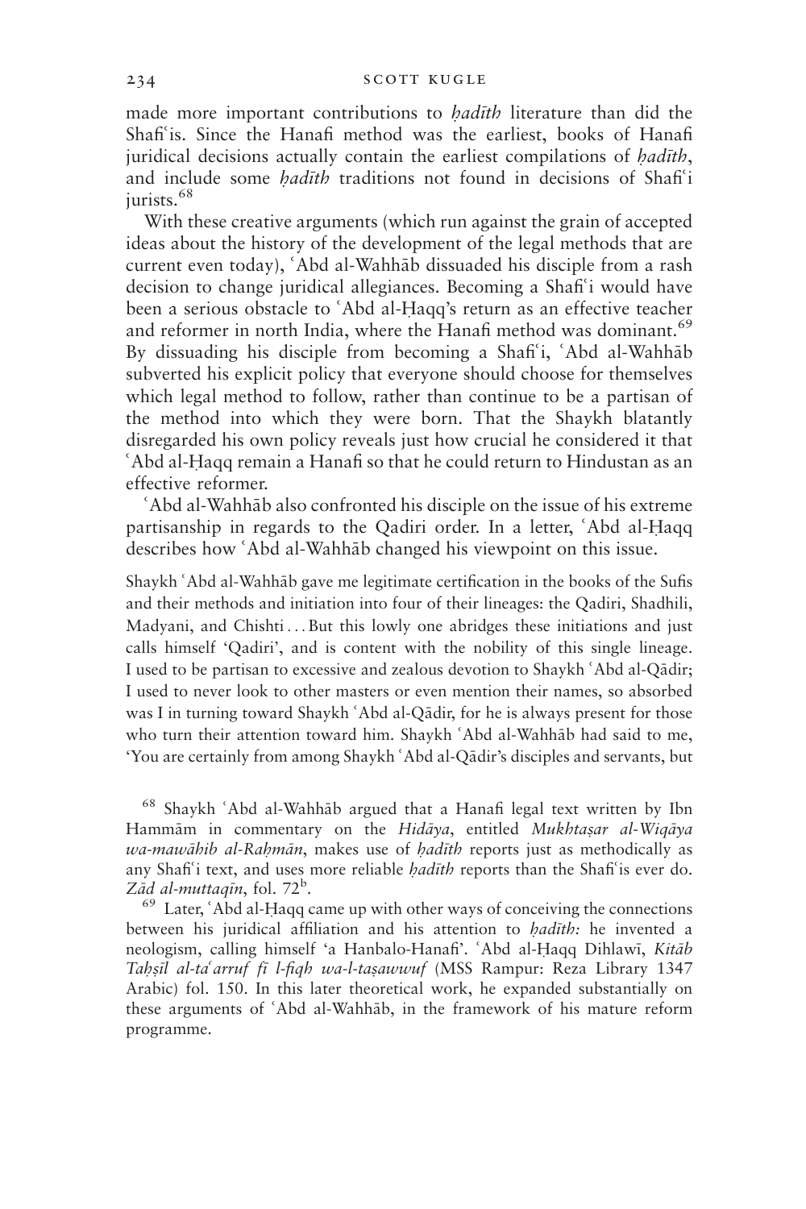made more important contributions to *ḥadīth* literature than did the Shafiʿis. Since the Hanafi method was the earliest, books of Hanafi juridical decisions actually contain the earliest compilations of *ḥadīth*, and include some *ḥadīth* traditions not found in decisions of Shafiʿi jurists.[68]

With these creative arguments (which run against the grain of accepted ideas about the history of the development of the legal methods that are current even today), ʿAbd al-Wahhāb dissuaded his disciple from a rash decision to change juridical allegiances. Becoming a Shafiʿi would have been a serious obstacle to ʿAbd al-Ḥaqq's return as an effective teacher and reformer in north India, where the Hanafi method was dominant.[69] By dissuading his disciple from becoming a Shafiʿi, ʿAbd al-Wahhāb subverted his explicit policy that everyone should choose for themselves which legal method to follow, rather than continue to be a partisan of the method into which they were born. That the Shaykh blatantly disregarded his own policy reveals just how crucial he considered it that ʿAbd al-Ḥaqq remain a Hanafi so that he could return to Hindustan as an effective reformer.

ʿAbd al-Wahhāb also confronted his disciple on the issue of his extreme partisanship in regards to the Qadiri order. In a letter, ʿAbd al-Ḥaqq describes how ʿAbd al-Wahhāb changed his viewpoint on this issue.

Shaykh ʿAbd al-Wahhāb gave me legitimate certification in the books of the Sufis and their methods and initiation into four of their lineages: the Qadiri, Shadhili, Madyani, and Chishti . . . But this lowly one abridges these initiations and just calls himself 'Qadiri', and is content with the nobility of this single lineage. I used to be partisan to excessive and zealous devotion to Shaykh ʿAbd al-Qādir; I used to never look to other masters or even mention their names, so absorbed was I in turning toward Shaykh ʿAbd al-Qādir, for he is always present for those who turn their attention toward him. Shaykh ʿAbd al-Wahhāb had said to me, 'You are certainly from among Shaykh ʿAbd al-Qādir's disciples and servants, but

[68] Shaykh ʿAbd al-Wahhāb argued that a Hanafi legal text written by Ibn Hammām in commentary on the *Hidāya*, entitled *Mukhtaṣar al-Wiqāya wa-mawāhib al-Raḥmān*, makes use of *ḥadīth* reports just as methodically as any Shafiʿi text, and uses more reliable *ḥadīth* reports than the Shafiʿis ever do. *Zād al-muttaqīn*, fol. 72[b].

[69] Later, ʿAbd al-Ḥaqq came up with other ways of conceiving the connections between his juridical affiliation and his attention to *ḥadīth:* he invented a neologism, calling himself 'a Hanbalo-Hanafi'. ʿAbd al-Ḥaqq Dihlawī, *Kitāb Taḥṣīl al-taʿarruf fī l-fiqh wa-l-taṣawwuf* (MSS Rampur: Reza Library 1347 Arabic) fol. 150. In this later theoretical work, he expanded substantially on these arguments of ʿAbd al-Wahhāb, in the framework of his mature reform programme.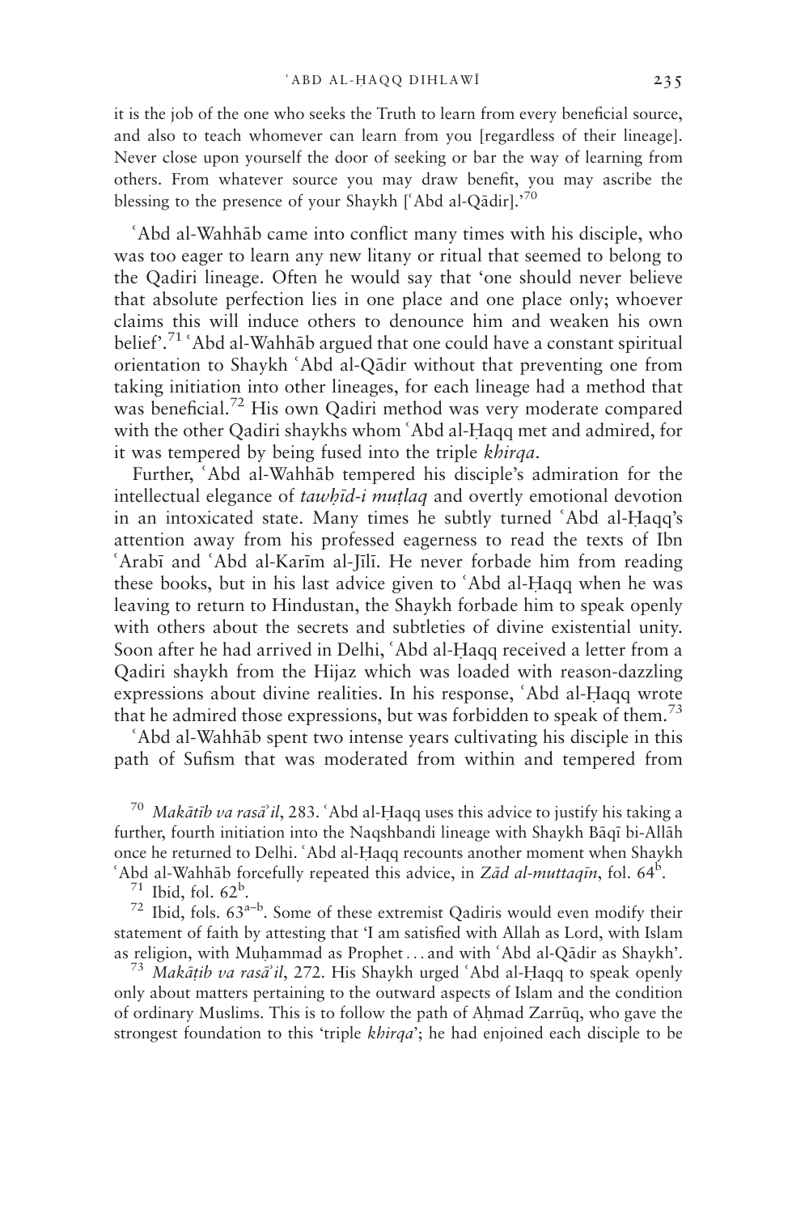it is the job of the one who seeks the Truth to learn from every beneficial source, and also to teach whomever can learn from you [regardless of their lineage]. Never close upon yourself the door of seeking or bar the way of learning from others. From whatever source you may draw benefit, you may ascribe the blessing to the presence of your Shaykh [ʿAbd al-Qādir].'[70]

ʿAbd al-Wahhāb came into conflict many times with his disciple, who was too eager to learn any new litany or ritual that seemed to belong to the Qadiri lineage. Often he would say that 'one should never believe that absolute perfection lies in one place and one place only; whoever claims this will induce others to denounce him and weaken his own belief'.[71] ʿAbd al-Wahhāb argued that one could have a constant spiritual orientation to Shaykh ʿAbd al-Qādir without that preventing one from taking initiation into other lineages, for each lineage had a method that was beneficial.[72] His own Qadiri method was very moderate compared with the other Qadiri shaykhs whom ʿAbd al-Ḥaqq met and admired, for it was tempered by being fused into the triple *khirqa*.

Further, ʿAbd al-Wahhāb tempered his disciple's admiration for the intellectual elegance of *tawḥīd-i muṭlaq* and overtly emotional devotion in an intoxicated state. Many times he subtly turned ʿAbd al-Ḥaqq's attention away from his professed eagerness to read the texts of Ibn ʿArabī and ʿAbd al-Karīm al-Jīlī. He never forbade him from reading these books, but in his last advice given to ʿAbd al-Ḥaqq when he was leaving to return to Hindustan, the Shaykh forbade him to speak openly with others about the secrets and subtleties of divine existential unity. Soon after he had arrived in Delhi, ʿAbd al-Ḥaqq received a letter from a Qadiri shaykh from the Hijaz which was loaded with reason-dazzling expressions about divine realities. In his response, ʿAbd al-Ḥaqq wrote that he admired those expressions, but was forbidden to speak of them.[73]

ʿAbd al-Wahhāb spent two intense years cultivating his disciple in this path of Sufism that was moderated from within and tempered from

[70] *Makātīb va rasāʾil*, 283. ʿAbd al-Ḥaqq uses this advice to justify his taking a further, fourth initiation into the Naqshbandi lineage with Shaykh Bāqī bi-Allāh once he returned to Delhi. ʿAbd al-Ḥaqq recounts another moment when Shaykh ʿAbd al-Wahhāb forcefully repeated this advice, in *Zād al-muttaqīn*, fol. 64[b].

[71] Ibid, fol. 62[b].

[72] Ibid, fols. 63[a–b]. Some of these extremist Qadiris would even modify their statement of faith by attesting that 'I am satisfied with Allah as Lord, with Islam as religion, with Muḥammad as Prophet . . . and with ʿAbd al-Qādir as Shaykh'.

[73] *Makāṭib va rasāʾil*, 272. His Shaykh urged ʿAbd al-Ḥaqq to speak openly only about matters pertaining to the outward aspects of Islam and the condition of ordinary Muslims. This is to follow the path of Aḥmad Zarrūq, who gave the strongest foundation to this 'triple *khirqa*'; he had enjoined each disciple to be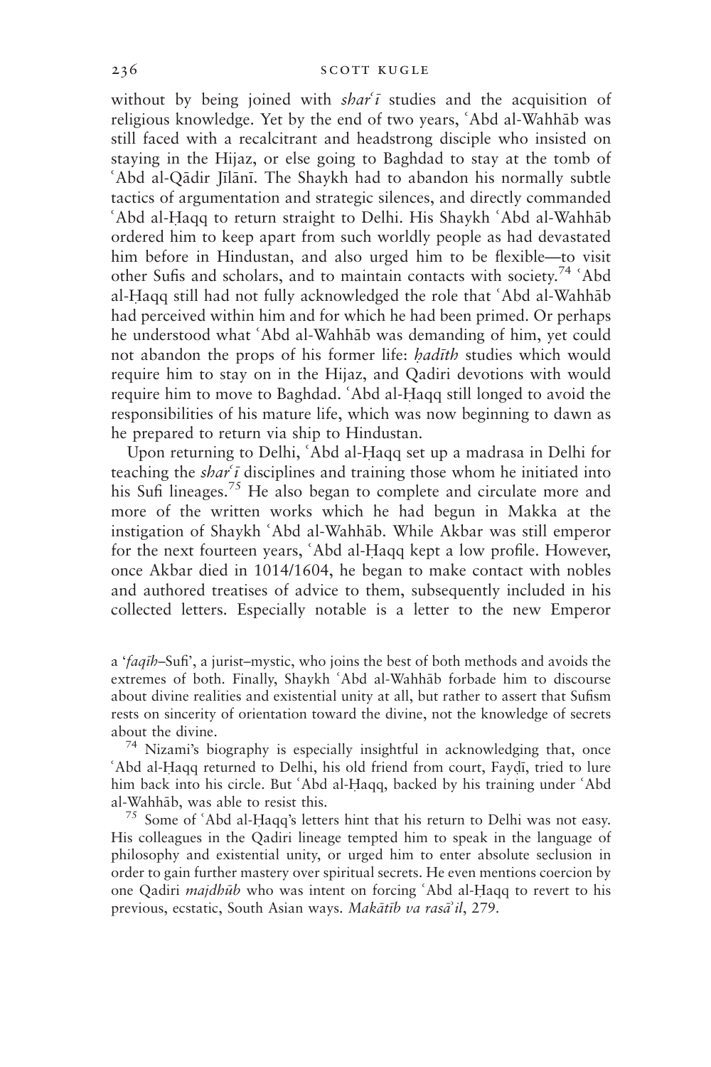without by being joined with *sharʿī* studies and the acquisition of religious knowledge. Yet by the end of two years, ʿAbd al-Wahhāb was still faced with a recalcitrant and headstrong disciple who insisted on staying in the Hijaz, or else going to Baghdad to stay at the tomb of ʿAbd al-Qādir Jīlānī. The Shaykh had to abandon his normally subtle tactics of argumentation and strategic silences, and directly commanded ʿAbd al-Ḥaqq to return straight to Delhi. His Shaykh ʿAbd al-Wahhāb ordered him to keep apart from such worldly people as had devastated him before in Hindustan, and also urged him to be flexible—to visit other Sufis and scholars, and to maintain contacts with society.[74] ʿAbd al-Ḥaqq still had not fully acknowledged the role that ʿAbd al-Wahhāb had perceived within him and for which he had been primed. Or perhaps he understood what ʿAbd al-Wahhāb was demanding of him, yet could not abandon the props of his former life: *ḥadīth* studies which would require him to stay on in the Hijaz, and Qadiri devotions with would require him to move to Baghdad. ʿAbd al-Ḥaqq still longed to avoid the responsibilities of his mature life, which was now beginning to dawn as he prepared to return via ship to Hindustan.

Upon returning to Delhi, ʿAbd al-Ḥaqq set up a madrasa in Delhi for teaching the *sharʿī* disciplines and training those whom he initiated into his Sufi lineages.[75] He also began to complete and circulate more and more of the written works which he had begun in Makka at the instigation of Shaykh ʿAbd al-Wahhāb. While Akbar was still emperor for the next fourteen years, ʿAbd al-Ḥaqq kept a low profile. However, once Akbar died in 1014/1604, he began to make contact with nobles and authored treatises of advice to them, subsequently included in his collected letters. Especially notable is a letter to the new Emperor

a '*faqīh*–Sufi', a jurist–mystic, who joins the best of both methods and avoids the extremes of both. Finally, Shaykh ʿAbd al-Wahhāb forbade him to discourse about divine realities and existential unity at all, but rather to assert that Sufism rests on sincerity of orientation toward the divine, not the knowledge of secrets about the divine.

[74] Nizami's biography is especially insightful in acknowledging that, once ʿAbd al-Ḥaqq returned to Delhi, his old friend from court, Fayḍī, tried to lure him back into his circle. But ʿAbd al-Ḥaqq, backed by his training under ʿAbd al-Wahhāb, was able to resist this.

[75] Some of ʿAbd al-Ḥaqq's letters hint that his return to Delhi was not easy. His colleagues in the Qadiri lineage tempted him to speak in the language of philosophy and existential unity, or urged him to enter absolute seclusion in order to gain further mastery over spiritual secrets. He even mentions coercion by one Qadiri *majdhūb* who was intent on forcing ʿAbd al-Ḥaqq to revert to his previous, ecstatic, South Asian ways. *Makātīb va rasāʾil*, 279.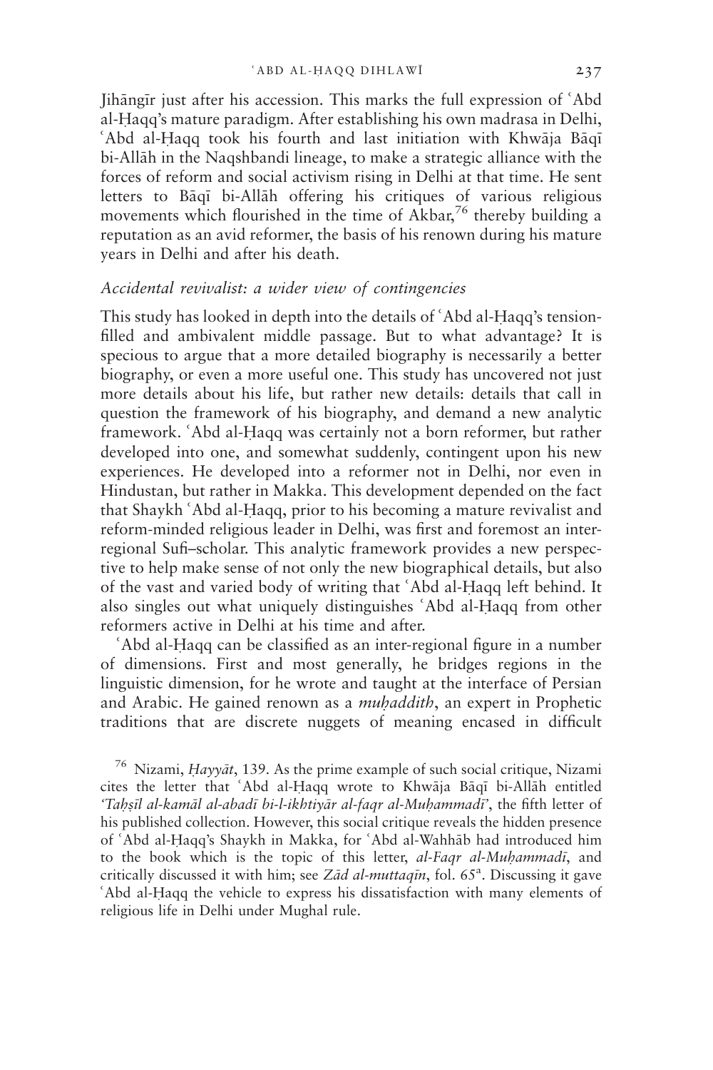Jihāngīr just after his accession. This marks the full expression of ʿAbd al-Ḥaqq's mature paradigm. After establishing his own madrasa in Delhi, ʿAbd al-Ḥaqq took his fourth and last initiation with Khwāja Bāqī bi-Allāh in the Naqshbandi lineage, to make a strategic alliance with the forces of reform and social activism rising in Delhi at that time. He sent letters to Bāqī bi-Allāh offering his critiques of various religious movements which flourished in the time of Akbar,[76] thereby building a reputation as an avid reformer, the basis of his renown during his mature years in Delhi and after his death.

### *Accidental revivalist: a wider view of contingencies*

This study has looked in depth into the details of ʿAbd al-Ḥaqq's tension-filled and ambivalent middle passage. But to what advantage? It is specious to argue that a more detailed biography is necessarily a better biography, or even a more useful one. This study has uncovered not just more details about his life, but rather new details: details that call in question the framework of his biography, and demand a new analytic framework. ʿAbd al-Ḥaqq was certainly not a born reformer, but rather developed into one, and somewhat suddenly, contingent upon his new experiences. He developed into a reformer not in Delhi, nor even in Hindustan, but rather in Makka. This development depended on the fact that Shaykh ʿAbd al-Ḥaqq, prior to his becoming a mature revivalist and reform-minded religious leader in Delhi, was first and foremost an inter-regional Sufi–scholar. This analytic framework provides a new perspective to help make sense of not only the new biographical details, but also of the vast and varied body of writing that ʿAbd al-Ḥaqq left behind. It also singles out what uniquely distinguishes ʿAbd al-Ḥaqq from other reformers active in Delhi at his time and after.

ʿAbd al-Ḥaqq can be classified as an inter-regional figure in a number of dimensions. First and most generally, he bridges regions in the linguistic dimension, for he wrote and taught at the interface of Persian and Arabic. He gained renown as a *muḥaddith*, an expert in Prophetic traditions that are discrete nuggets of meaning encased in difficult

[76] Nizami, *Ḥayyāt*, 139. As the prime example of such social critique, Nizami cites the letter that ʿAbd al-Ḥaqq wrote to Khwāja Bāqī bi-Allāh entitled '*Taḥṣīl al-kamāl al-abadī bi-l-ikhtiyār al-faqr al-Muḥammadī*', the fifth letter of his published collection. However, this social critique reveals the hidden presence of ʿAbd al-Ḥaqq's Shaykh in Makka, for ʿAbd al-Wahhāb had introduced him to the book which is the topic of this letter, *al-Faqr al-Muḥammadī*, and critically discussed it with him; see *Zād al-muttaqīn*, fol. 65[a]. Discussing it gave ʿAbd al-Ḥaqq the vehicle to express his dissatisfaction with many elements of religious life in Delhi under Mughal rule.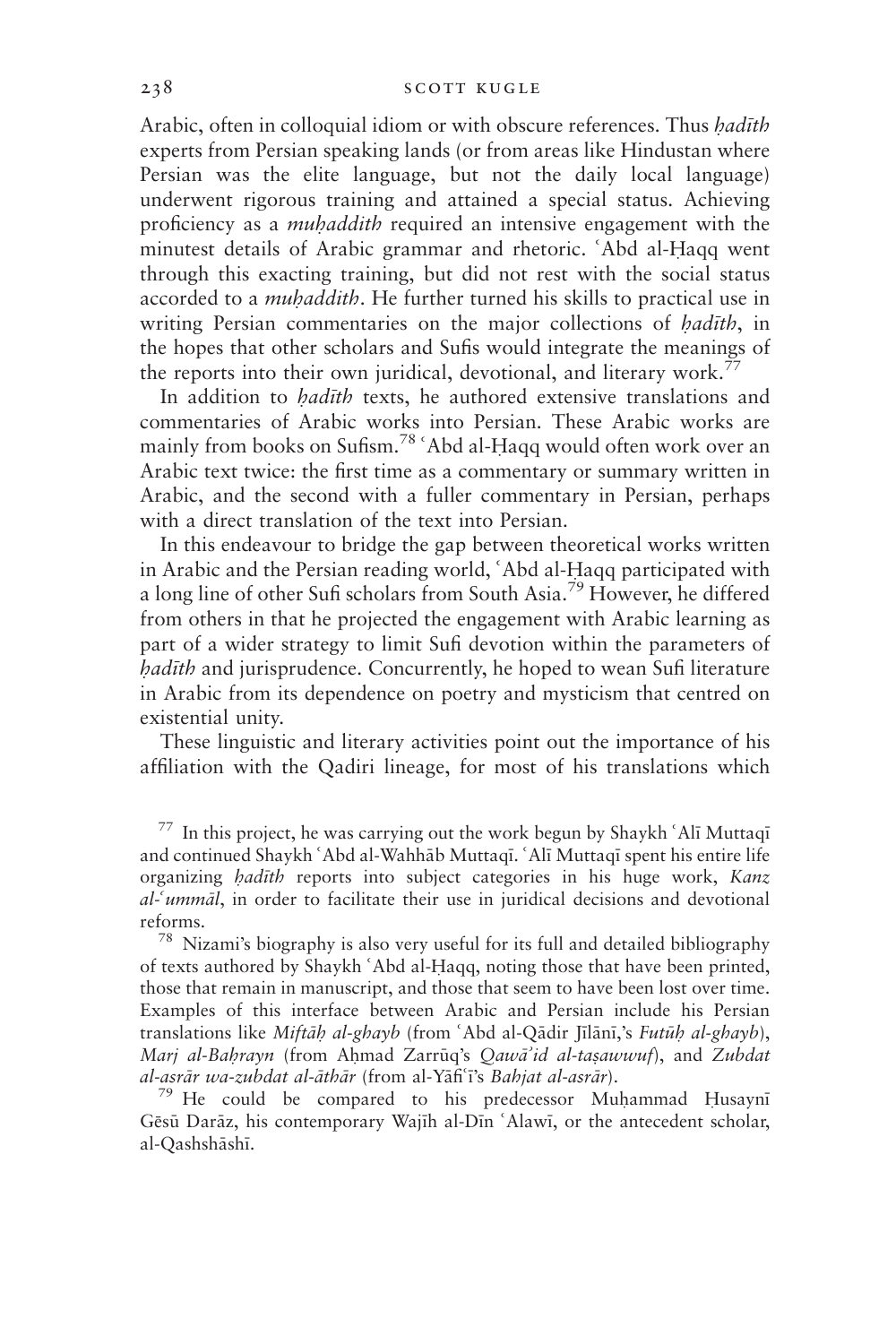Arabic, often in colloquial idiom or with obscure references. Thus *ḥadīth* experts from Persian speaking lands (or from areas like Hindustan where Persian was the elite language, but not the daily local language) underwent rigorous training and attained a special status. Achieving proficiency as a *muḥaddith* required an intensive engagement with the minutest details of Arabic grammar and rhetoric. ʿAbd al-Ḥaqq went through this exacting training, but did not rest with the social status accorded to a *muḥaddith*. He further turned his skills to practical use in writing Persian commentaries on the major collections of *ḥadīth*, in the hopes that other scholars and Sufis would integrate the meanings of the reports into their own juridical, devotional, and literary work.[77]

In addition to *ḥadīth* texts, he authored extensive translations and commentaries of Arabic works into Persian. These Arabic works are mainly from books on Sufism.[78] ʿAbd al-Ḥaqq would often work over an Arabic text twice: the first time as a commentary or summary written in Arabic, and the second with a fuller commentary in Persian, perhaps with a direct translation of the text into Persian.

In this endeavour to bridge the gap between theoretical works written in Arabic and the Persian reading world, ʿAbd al-Ḥaqq participated with a long line of other Sufi scholars from South Asia.[79] However, he differed from others in that he projected the engagement with Arabic learning as part of a wider strategy to limit Sufi devotion within the parameters of *ḥadīth* and jurisprudence. Concurrently, he hoped to wean Sufi literature in Arabic from its dependence on poetry and mysticism that centred on existential unity.

These linguistic and literary activities point out the importance of his affiliation with the Qadiri lineage, for most of his translations which

[77] In this project, he was carrying out the work begun by Shaykh ʿAlī Muttaqī and continued Shaykh ʿAbd al-Wahhāb Muttaqī. ʿAlī Muttaqī spent his entire life organizing *ḥadīth* reports into subject categories in his huge work, *Kanz al-ʿummāl*, in order to facilitate their use in juridical decisions and devotional reforms.

[78] Nizami's biography is also very useful for its full and detailed bibliography of texts authored by Shaykh ʿAbd al-Ḥaqq, noting those that have been printed, those that remain in manuscript, and those that seem to have been lost over time. Examples of this interface between Arabic and Persian include his Persian translations like *Miftāḥ al-ghayb* (from ʿAbd al-Qādir Jīlānī,'s *Futūḥ al-ghayb*), *Marj al-Baḥrayn* (from Aḥmad Zarrūq's *Qawāʾid al-taṣawwuf*), and *Zubdat al-asrār wa-zubdat al-āthār* (from al-Yāfiʿī's *Bahjat al-asrār*).

[79] He could be compared to his predecessor Muḥammad Ḥusaynī Gēsū Darāz, his contemporary Wajīh al-Dīn ʿAlawī, or the antecedent scholar, al-Qashshāshī.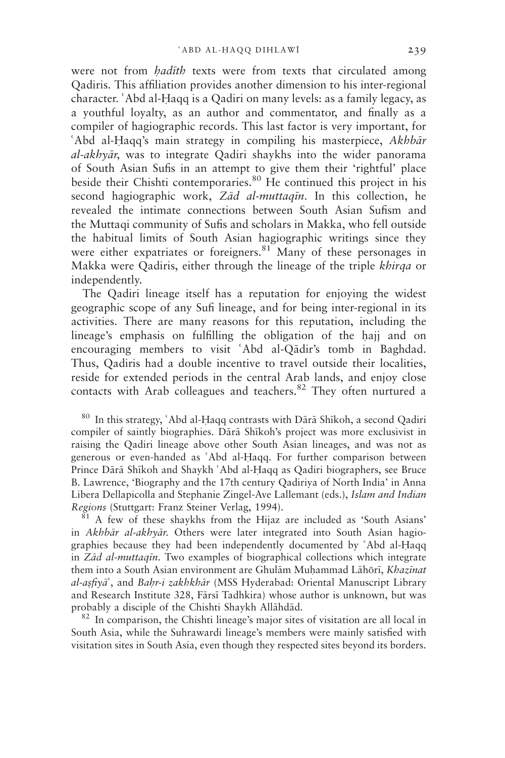were not from *ḥadīth* texts were from texts that circulated among Qadiris. This affiliation provides another dimension to his inter-regional character. ʿAbd al-Ḥaqq is a Qadiri on many levels: as a family legacy, as a youthful loyalty, as an author and commentator, and finally as a compiler of hagiographic records. This last factor is very important, for ʿAbd al-Ḥaqq's main strategy in compiling his masterpiece, *Akhbār al-akhyār*, was to integrate Qadiri shaykhs into the wider panorama of South Asian Sufis in an attempt to give them their 'rightful' place beside their Chishti contemporaries.[80] He continued this project in his second hagiographic work, *Zād al-muttaqīn*. In this collection, he revealed the intimate connections between South Asian Sufism and the Muttaqi community of Sufis and scholars in Makka, who fell outside the habitual limits of South Asian hagiographic writings since they were either expatriates or foreigners.[81] Many of these personages in Makka were Qadiris, either through the lineage of the triple *khirqa* or independently.

The Qadiri lineage itself has a reputation for enjoying the widest geographic scope of any Sufi lineage, and for being inter-regional in its activities. There are many reasons for this reputation, including the lineage's emphasis on fulfilling the obligation of the ḥajj and on encouraging members to visit ʿAbd al-Qādir's tomb in Baghdad. Thus, Qadiris had a double incentive to travel outside their localities, reside for extended periods in the central Arab lands, and enjoy close contacts with Arab colleagues and teachers.[82] They often nurtured a

[80] In this strategy, ʿAbd al-Ḥaqq contrasts with Dārā Shīkoh, a second Qadiri compiler of saintly biographies. Dārā Shīkoh's project was more exclusivist in raising the Qadiri lineage above other South Asian lineages, and was not as generous or even-handed as ʿAbd al-Ḥaqq. For further comparison between Prince Dārā Shīkoh and Shaykh ʿAbd al-Ḥaqq as Qadiri biographers, see Bruce B. Lawrence, 'Biography and the 17th century Qadiriya of North India' in Anna Libera Dellapicolla and Stephanie Zingel-Ave Lallemant (eds.), *Islam and Indian Regions* (Stuttgart: Franz Steiner Verlag, 1994).

[81] A few of these shaykhs from the Hijaz are included as 'South Asians' in *Akhbār al-akhyār*. Others were later integrated into South Asian hagiographies because they had been independently documented by ʿAbd al-Ḥaqq in *Zād al-muttaqīn*. Two examples of biographical collections which integrate them into a South Asian environment are Ghulām Muḥammad Lāhōrī, *Khazīnat al-aṣfiyāʾ*, and *Baḥr-i zakhkhār* (MSS Hyderabad: Oriental Manuscript Library and Research Institute 328, Fārsī Tadhkira) whose author is unknown, but was probably a disciple of the Chishti Shaykh Allāhdād.

[82] In comparison, the Chishti lineage's major sites of visitation are all local in South Asia, while the Suhrawardi lineage's members were mainly satisfied with visitation sites in South Asia, even though they respected sites beyond its borders.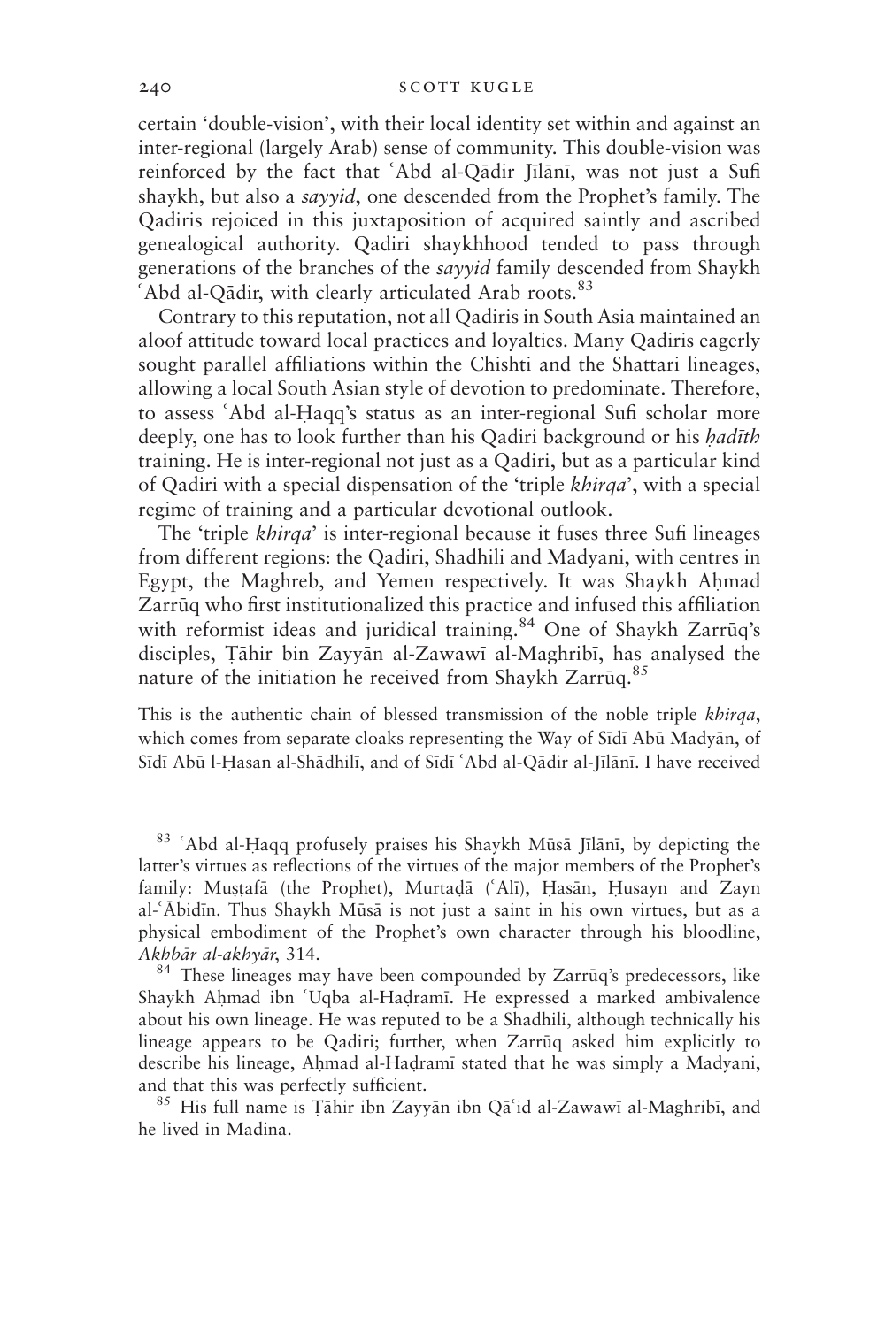certain 'double-vision', with their local identity set within and against an inter-regional (largely Arab) sense of community. This double-vision was reinforced by the fact that ʿAbd al-Qādir Jīlānī, was not just a Sufi shaykh, but also a *sayyid*, one descended from the Prophet's family. The Qadiris rejoiced in this juxtaposition of acquired saintly and ascribed genealogical authority. Qadiri shaykhhood tended to pass through generations of the branches of the *sayyid* family descended from Shaykh ʿAbd al-Qādir, with clearly articulated Arab roots.[83]

Contrary to this reputation, not all Qadiris in South Asia maintained an aloof attitude toward local practices and loyalties. Many Qadiris eagerly sought parallel affiliations within the Chishti and the Shattari lineages, allowing a local South Asian style of devotion to predominate. Therefore, to assess ʿAbd al-Ḥaqq's status as an inter-regional Sufi scholar more deeply, one has to look further than his Qadiri background or his *ḥadīth* training. He is inter-regional not just as a Qadiri, but as a particular kind of Qadiri with a special dispensation of the 'triple *khirqa*', with a special regime of training and a particular devotional outlook.

The 'triple *khirqa*' is inter-regional because it fuses three Sufi lineages from different regions: the Qadiri, Shadhili and Madyani, with centres in Egypt, the Maghreb, and Yemen respectively. It was Shaykh Aḥmad Zarrūq who first institutionalized this practice and infused this affiliation with reformist ideas and juridical training.[84] One of Shaykh Zarrūq's disciples, Ṭāhir bin Zayyān al-Zawawī al-Maghribī, has analysed the nature of the initiation he received from Shaykh Zarrūq.[85]

This is the authentic chain of blessed transmission of the noble triple *khirqa*, which comes from separate cloaks representing the Way of Sīdī Abū Madyān, of Sīdī Abū l-Ḥasan al-Shādhilī, and of Sīdī ʿAbd al-Qādir al-Jīlānī. I have received

[83] ʿAbd al-Ḥaqq profusely praises his Shaykh Mūsā Jīlānī, by depicting the latter's virtues as reflections of the virtues of the major members of the Prophet's family: Muṣṭafā (the Prophet), Murtaḍā (ʿAlī), Ḥasān, Ḥusayn and Zayn al-ʿĀbidīn. Thus Shaykh Mūsā is not just a saint in his own virtues, but as a physical embodiment of the Prophet's own character through his bloodline, *Akhbār al-akhyār*, 314.

[84] These lineages may have been compounded by Zarrūq's predecessors, like Shaykh Aḥmad ibn ʿUqba al-Haḍramī. He expressed a marked ambivalence about his own lineage. He was reputed to be a Shadhili, although technically his lineage appears to be Qadiri; further, when Zarrūq asked him explicitly to describe his lineage, Aḥmad al-Haḍramī stated that he was simply a Madyani, and that this was perfectly sufficient.

[85] His full name is Ṭāhir ibn Zayyān ibn Qāʿid al-Zawawī al-Maghribī, and he lived in Madina.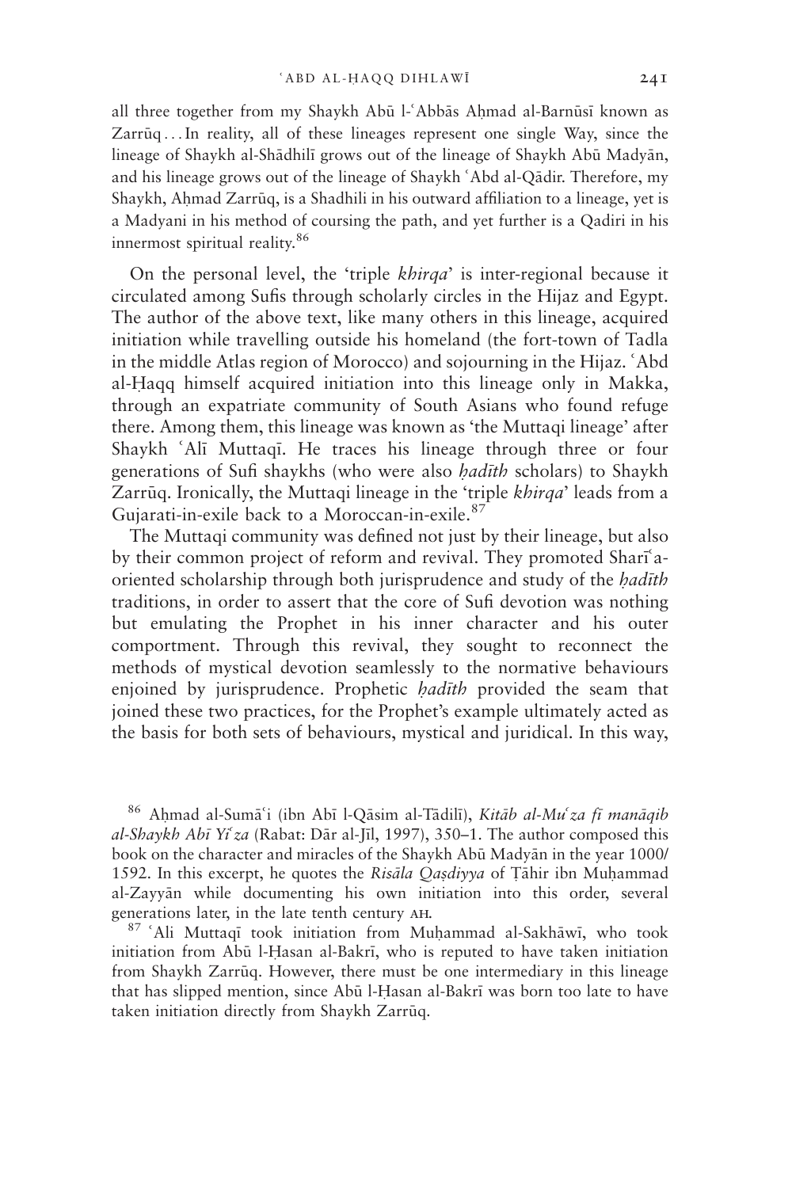all three together from my Shaykh Abū l-ʿAbbās Aḥmad al-Barnūsī known as Zarrūq . . . In reality, all of these lineages represent one single Way, since the lineage of Shaykh al-Shādhilī grows out of the lineage of Shaykh Abū Madyān, and his lineage grows out of the lineage of Shaykh ʿAbd al-Qādir. Therefore, my Shaykh, Aḥmad Zarrūq, is a Shadhili in his outward affiliation to a lineage, yet is a Madyani in his method of coursing the path, and yet further is a Qadiri in his innermost spiritual reality.[86]

On the personal level, the 'triple *khirqa*' is inter-regional because it circulated among Sufis through scholarly circles in the Hijaz and Egypt. The author of the above text, like many others in this lineage, acquired initiation while travelling outside his homeland (the fort-town of Tadla in the middle Atlas region of Morocco) and sojourning in the Hijaz. ʿAbd al-Ḥaqq himself acquired initiation into this lineage only in Makka, through an expatriate community of South Asians who found refuge there. Among them, this lineage was known as 'the Muttaqi lineage' after Shaykh ʿAlī Muttaqī. He traces his lineage through three or four generations of Sufi shaykhs (who were also *ḥadīth* scholars) to Shaykh Zarrūq. Ironically, the Muttaqi lineage in the 'triple *khirqa*' leads from a Gujarati-in-exile back to a Moroccan-in-exile.[87]

The Muttaqi community was defined not just by their lineage, but also by their common project of reform and revival. They promoted Sharīʿa-oriented scholarship through both jurisprudence and study of the *ḥadīth* traditions, in order to assert that the core of Sufi devotion was nothing but emulating the Prophet in his inner character and his outer comportment. Through this revival, they sought to reconnect the methods of mystical devotion seamlessly to the normative behaviours enjoined by jurisprudence. Prophetic *ḥadīth* provided the seam that joined these two practices, for the Prophet's example ultimately acted as the basis for both sets of behaviours, mystical and juridical. In this way,

[86] Aḥmad al-Sumāʿi (ibn Abī l-Qāsim al-Tādilī), *Kitāb al-Muʿza fī manāqib al-Shaykh Abī Yiʿza* (Rabat: Dār al-Jīl, 1997), 350–1. The author composed this book on the character and miracles of the Shaykh Abū Madyān in the year 1000/1592. In this excerpt, he quotes the *Risāla Qaṣdiyya* of Ṭāhir ibn Muḥammad al-Zayyān while documenting his own initiation into this order, several generations later, in the late tenth century AH.

[87] ʿAli Muttaqī took initiation from Muḥammad al-Sakhāwī, who took initiation from Abū l-Ḥasan al-Bakrī, who is reputed to have taken initiation from Shaykh Zarrūq. However, there must be one intermediary in this lineage that has slipped mention, since Abū l-Ḥasan al-Bakrī was born too late to have taken initiation directly from Shaykh Zarrūq.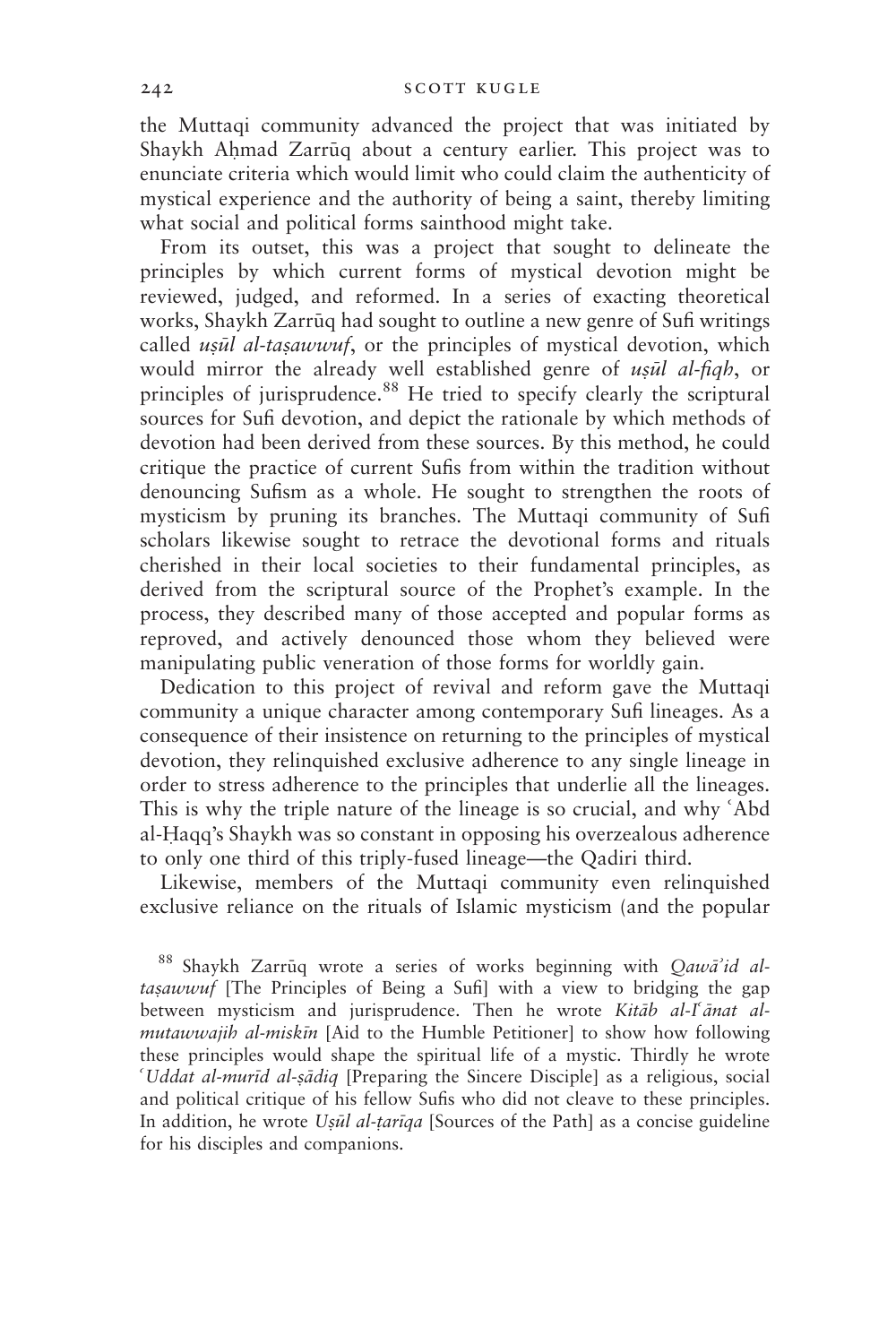the Muttaqi community advanced the project that was initiated by Shaykh Aḥmad Zarrūq about a century earlier. This project was to enunciate criteria which would limit who could claim the authenticity of mystical experience and the authority of being a saint, thereby limiting what social and political forms sainthood might take.

From its outset, this was a project that sought to delineate the principles by which current forms of mystical devotion might be reviewed, judged, and reformed. In a series of exacting theoretical works, Shaykh Zarrūq had sought to outline a new genre of Sufi writings called *uṣūl al-taṣawwuf*, or the principles of mystical devotion, which would mirror the already well established genre of *uṣūl al-fiqh*, or principles of jurisprudence.[88] He tried to specify clearly the scriptural sources for Sufi devotion, and depict the rationale by which methods of devotion had been derived from these sources. By this method, he could critique the practice of current Sufis from within the tradition without denouncing Sufism as a whole. He sought to strengthen the roots of mysticism by pruning its branches. The Muttaqi community of Sufi scholars likewise sought to retrace the devotional forms and rituals cherished in their local societies to their fundamental principles, as derived from the scriptural source of the Prophet's example. In the process, they described many of those accepted and popular forms as reproved, and actively denounced those whom they believed were manipulating public veneration of those forms for worldly gain.

Dedication to this project of revival and reform gave the Muttaqi community a unique character among contemporary Sufi lineages. As a consequence of their insistence on returning to the principles of mystical devotion, they relinquished exclusive adherence to any single lineage in order to stress adherence to the principles that underlie all the lineages. This is why the triple nature of the lineage is so crucial, and why ʿAbd al-Ḥaqq's Shaykh was so constant in opposing his overzealous adherence to only one third of this triply-fused lineage—the Qadiri third.

Likewise, members of the Muttaqi community even relinquished exclusive reliance on the rituals of Islamic mysticism (and the popular

[88] Shaykh Zarrūq wrote a series of works beginning with *Qawāʾid al-taṣawwuf* [The Principles of Being a Sufi] with a view to bridging the gap between mysticism and jurisprudence. Then he wrote *Kitāb al-Iʿānat al-mutawwajih al-miskīn* [Aid to the Humble Petitioner] to show how following these principles would shape the spiritual life of a mystic. Thirdly he wrote *ʿUddat al-murīd al-ṣādiq* [Preparing the Sincere Disciple] as a religious, social and political critique of his fellow Sufis who did not cleave to these principles. In addition, he wrote *Uṣūl al-ṭarīqa* [Sources of the Path] as a concise guideline for his disciples and companions.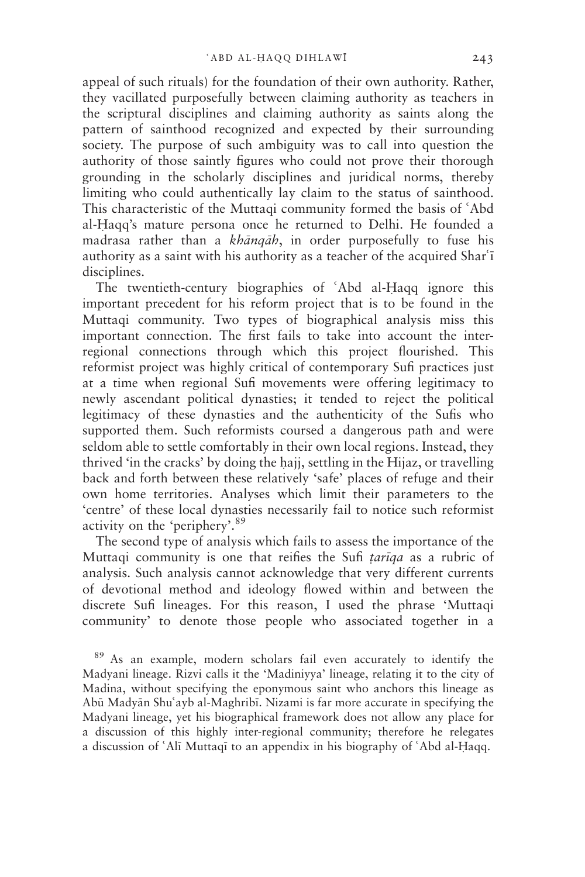appeal of such rituals) for the foundation of their own authority. Rather, they vacillated purposefully between claiming authority as teachers in the scriptural disciplines and claiming authority as saints along the pattern of sainthood recognized and expected by their surrounding society. The purpose of such ambiguity was to call into question the authority of those saintly figures who could not prove their thorough grounding in the scholarly disciplines and juridical norms, thereby limiting who could authentically lay claim to the status of sainthood. This characteristic of the Muttaqi community formed the basis of ʿAbd al-Ḥaqq's mature persona once he returned to Delhi. He founded a madrasa rather than a *khānqāh*, in order purposefully to fuse his authority as a saint with his authority as a teacher of the acquired Sharʿī disciplines.

The twentieth-century biographies of ʿAbd al-Ḥaqq ignore this important precedent for his reform project that is to be found in the Muttaqi community. Two types of biographical analysis miss this important connection. The first fails to take into account the inter-regional connections through which this project flourished. This reformist project was highly critical of contemporary Sufi practices just at a time when regional Sufi movements were offering legitimacy to newly ascendant political dynasties; it tended to reject the political legitimacy of these dynasties and the authenticity of the Sufis who supported them. Such reformists coursed a dangerous path and were seldom able to settle comfortably in their own local regions. Instead, they thrived 'in the cracks' by doing the ḥajj, settling in the Hijaz, or travelling back and forth between these relatively 'safe' places of refuge and their own home territories. Analyses which limit their parameters to the 'centre' of these local dynasties necessarily fail to notice such reformist activity on the 'periphery'.[89]

The second type of analysis which fails to assess the importance of the Muttaqi community is one that reifies the Sufi *ṭarīqa* as a rubric of analysis. Such analysis cannot acknowledge that very different currents of devotional method and ideology flowed within and between the discrete Sufi lineages. For this reason, I used the phrase 'Muttaqi community' to denote those people who associated together in a

[89] As an example, modern scholars fail even accurately to identify the Madyani lineage. Rizvi calls it the 'Madiniyya' lineage, relating it to the city of Madina, without specifying the eponymous saint who anchors this lineage as Abū Madyān Shuʿayb al-Maghribī. Nizami is far more accurate in specifying the Madyani lineage, yet his biographical framework does not allow any place for a discussion of this highly inter-regional community; therefore he relegates a discussion of ʿAlī Muttaqī to an appendix in his biography of ʿAbd al-Ḥaqq.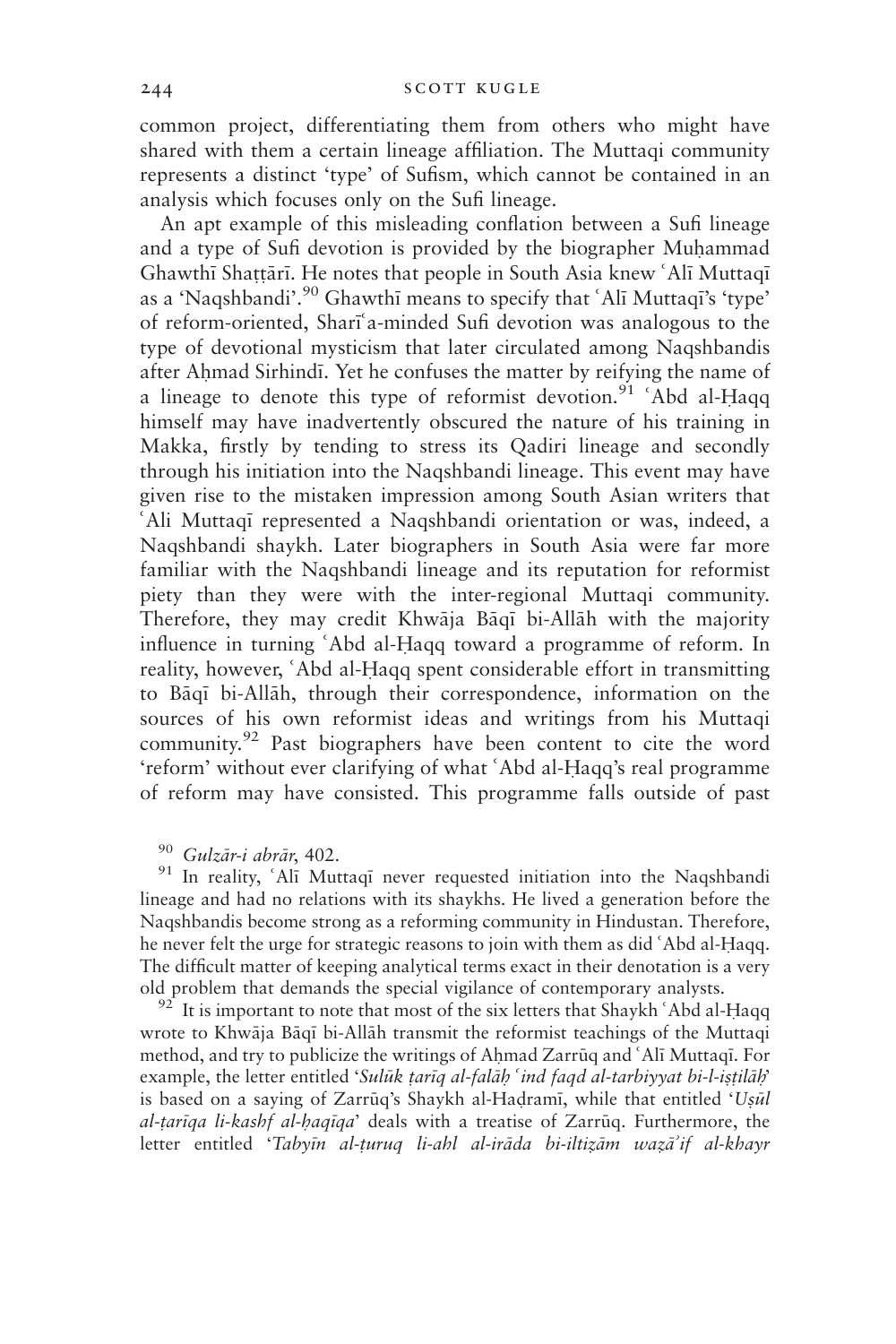common project, differentiating them from others who might have shared with them a certain lineage affiliation. The Muttaqi community represents a distinct 'type' of Sufism, which cannot be contained in an analysis which focuses only on the Sufi lineage.

An apt example of this misleading conflation between a Sufi lineage and a type of Sufi devotion is provided by the biographer Muḥammad Ghawthī Shaṭṭārī. He notes that people in South Asia knew ʿAlī Muttaqī as a 'Naqshbandi'.[90] Ghawthī means to specify that ʿAlī Muttaqī's 'type' of reform-oriented, Sharīʿa-minded Sufi devotion was analogous to the type of devotional mysticism that later circulated among Naqshbandis after Aḥmad Sirhindī. Yet he confuses the matter by reifying the name of a lineage to denote this type of reformist devotion.[91] ʿAbd al-Ḥaqq himself may have inadvertently obscured the nature of his training in Makka, firstly by tending to stress its Qadiri lineage and secondly through his initiation into the Naqshbandi lineage. This event may have given rise to the mistaken impression among South Asian writers that ʿAli Muttaqī represented a Naqshbandi orientation or was, indeed, a Naqshbandi shaykh. Later biographers in South Asia were far more familiar with the Naqshbandi lineage and its reputation for reformist piety than they were with the inter-regional Muttaqi community. Therefore, they may credit Khwāja Bāqī bi-Allāh with the majority influence in turning ʿAbd al-Ḥaqq toward a programme of reform. In reality, however, ʿAbd al-Ḥaqq spent considerable effort in transmitting to Bāqī bi-Allāh, through their correspondence, information on the sources of his own reformist ideas and writings from his Muttaqi community.[92] Past biographers have been content to cite the word 'reform' without ever clarifying of what ʿAbd al-Ḥaqq's real programme of reform may have consisted. This programme falls outside of past

[90] *Gulzār-i abrār*, 402.

[91] In reality, ʿAlī Muttaqī never requested initiation into the Naqshbandi lineage and had no relations with its shaykhs. He lived a generation before the Naqshbandis become strong as a reforming community in Hindustan. Therefore, he never felt the urge for strategic reasons to join with them as did ʿAbd al-Ḥaqq. The difficult matter of keeping analytical terms exact in their denotation is a very old problem that demands the special vigilance of contemporary analysts.

[92] It is important to note that most of the six letters that Shaykh ʿAbd al-Ḥaqq wrote to Khwāja Bāqī bi-Allāh transmit the reformist teachings of the Muttaqi method, and try to publicize the writings of Aḥmad Zarrūq and ʿAlī Muttaqī. For example, the letter entitled '*Sulūk ṭarīq al-falāḥ ʿind faqd al-tarbiyyat bi-l-iṣṭilāḥ*' is based on a saying of Zarrūq's Shaykh al-Haḍramī, while that entitled '*Uṣūl al-ṭarīqa li-kashf al-ḥaqīqa*' deals with a treatise of Zarrūq. Furthermore, the letter entitled '*Tabyīn al-ṭuruq li-ahl al-irāda bi-iltizām waẓāʾif al-khayr*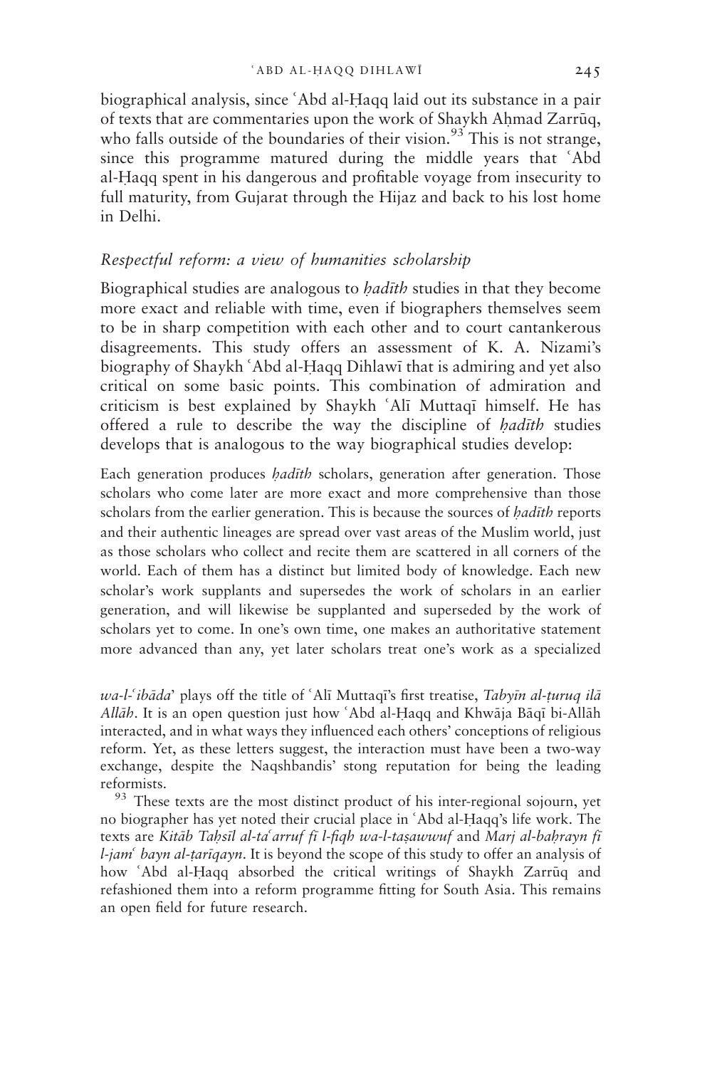biographical analysis, since ʿAbd al-Ḥaqq laid out its substance in a pair of texts that are commentaries upon the work of Shaykh Aḥmad Zarrūq, who falls outside of the boundaries of their vision.[93] This is not strange, since this programme matured during the middle years that ʿAbd al-Ḥaqq spent in his dangerous and profitable voyage from insecurity to full maturity, from Gujarat through the Hijaz and back to his lost home in Delhi.

### *Respectful reform: a view of humanities scholarship*

Biographical studies are analogous to *ḥadīth* studies in that they become more exact and reliable with time, even if biographers themselves seem to be in sharp competition with each other and to court cantankerous disagreements. This study offers an assessment of K. A. Nizami's biography of Shaykh ʿAbd al-Ḥaqq Dihlawī that is admiring and yet also critical on some basic points. This combination of admiration and criticism is best explained by Shaykh ʿAlī Muttaqī himself. He has offered a rule to describe the way the discipline of *ḥadīth* studies develops that is analogous to the way biographical studies develop:

> Each generation produces *ḥadīth* scholars, generation after generation. Those scholars who come later are more exact and more comprehensive than those scholars from the earlier generation. This is because the sources of *ḥadīth* reports and their authentic lineages are spread over vast areas of the Muslim world, just as those scholars who collect and recite them are scattered in all corners of the world. Each of them has a distinct but limited body of knowledge. Each new scholar's work supplants and supersedes the work of scholars in an earlier generation, and will likewise be supplanted and superseded by the work of scholars yet to come. In one's own time, one makes an authoritative statement more advanced than any, yet later scholars treat one's work as a specialized

*wa-l-ʿibāda*' plays off the title of ʿAlī Muttaqī's first treatise, *Tabyīn al-ṭuruq ilā Allāh*. It is an open question just how ʿAbd al-Ḥaqq and Khwāja Bāqī bi-Allāh interacted, and in what ways they influenced each others' conceptions of religious reform. Yet, as these letters suggest, the interaction must have been a two-way exchange, despite the Naqshbandis' stong reputation for being the leading reformists.

[93] These texts are the most distinct product of his inter-regional sojourn, yet no biographer has yet noted their crucial place in ʿAbd al-Ḥaqq's life work. The texts are *Kitāb Taḥsīl al-taʿarruf fī l-fiqh wa-l-taṣawwuf* and *Marj al-baḥrayn fī l-jamʿ bayn al-ṭarīqayn*. It is beyond the scope of this study to offer an analysis of how ʿAbd al-Ḥaqq absorbed the critical writings of Shaykh Zarrūq and refashioned them into a reform programme fitting for South Asia. This remains an open field for future research.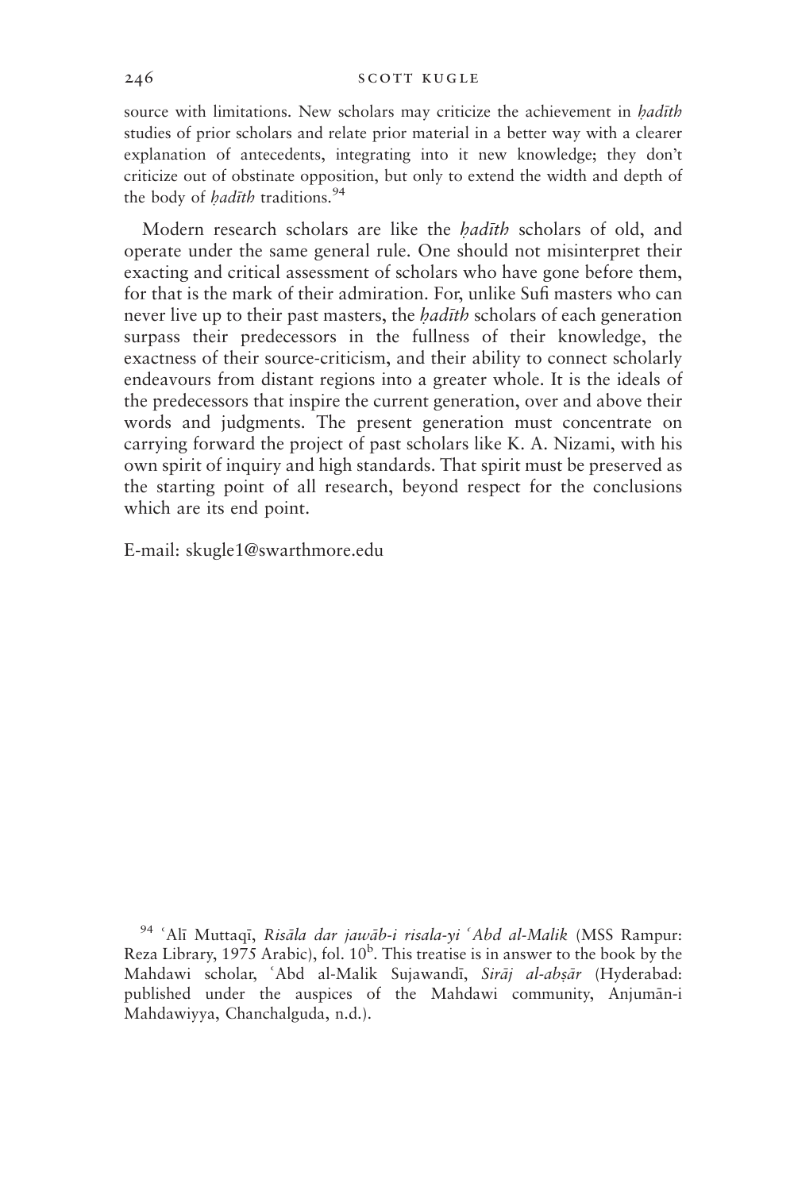source with limitations. New scholars may criticize the achievement in *ḥadīth* studies of prior scholars and relate prior material in a better way with a clearer explanation of antecedents, integrating into it new knowledge; they don't criticize out of obstinate opposition, but only to extend the width and depth of the body of *ḥadīth* traditions.[94]

Modern research scholars are like the *ḥadīth* scholars of old, and operate under the same general rule. One should not misinterpret their exacting and critical assessment of scholars who have gone before them, for that is the mark of their admiration. For, unlike Sufi masters who can never live up to their past masters, the *ḥadīth* scholars of each generation surpass their predecessors in the fullness of their knowledge, the exactness of their source-criticism, and their ability to connect scholarly endeavours from distant regions into a greater whole. It is the ideals of the predecessors that inspire the current generation, over and above their words and judgments. The present generation must concentrate on carrying forward the project of past scholars like K. A. Nizami, with his own spirit of inquiry and high standards. That spirit must be preserved as the starting point of all research, beyond respect for the conclusions which are its end point.

E-mail: skugle1@swarthmore.edu

[94] ʿAlī Muttaqī, *Risāla dar jawāb-i risala-yi ʿAbd al-Malik* (MSS Rampur: Reza Library, 1975 Arabic), fol. 10[b]. This treatise is in answer to the book by the Mahdawi scholar, ʿAbd al-Malik Sujawandī, *Sirāj al-abṣār* (Hyderabad: published under the auspices of the Mahdawi community, Anjumān-i Mahdawiyya, Chanchalguda, n.d.).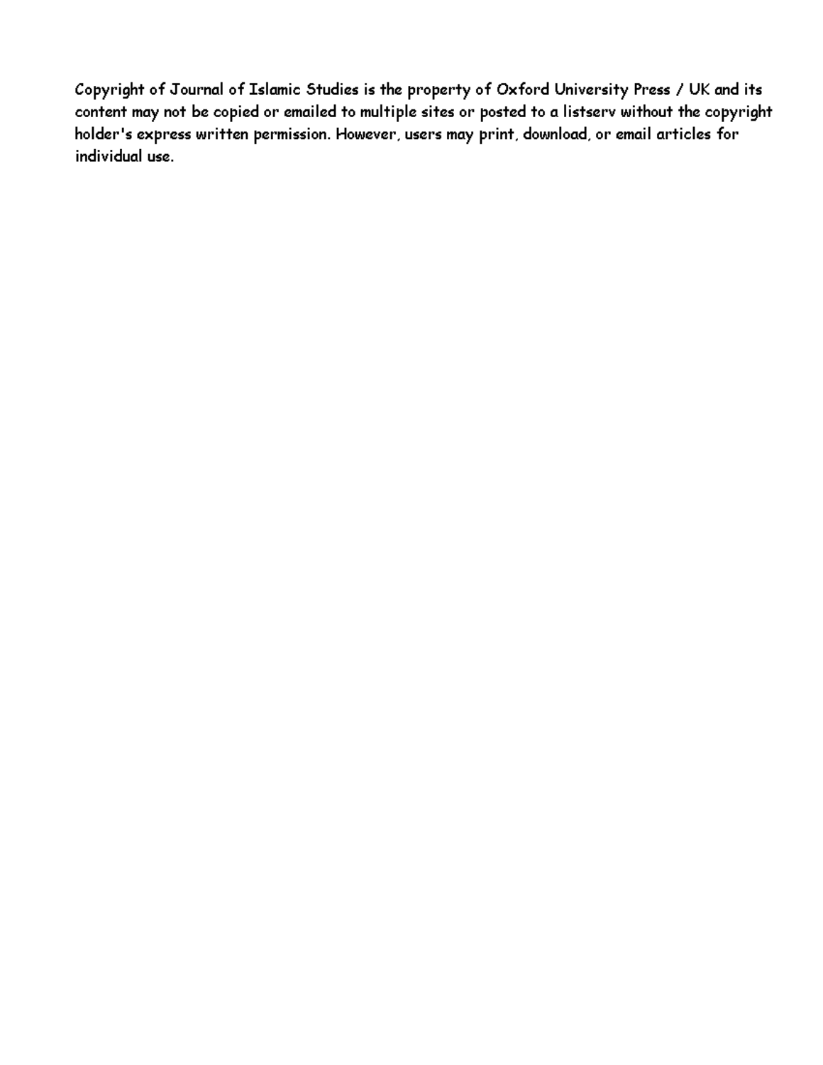Copyright of Journal of Islamic Studies is the property of Oxford University Press / UK and its content may not be copied or emailed to multiple sites or posted to a listserv without the copyright holder's express written permission. However, users may print, download, or email articles for individual use.